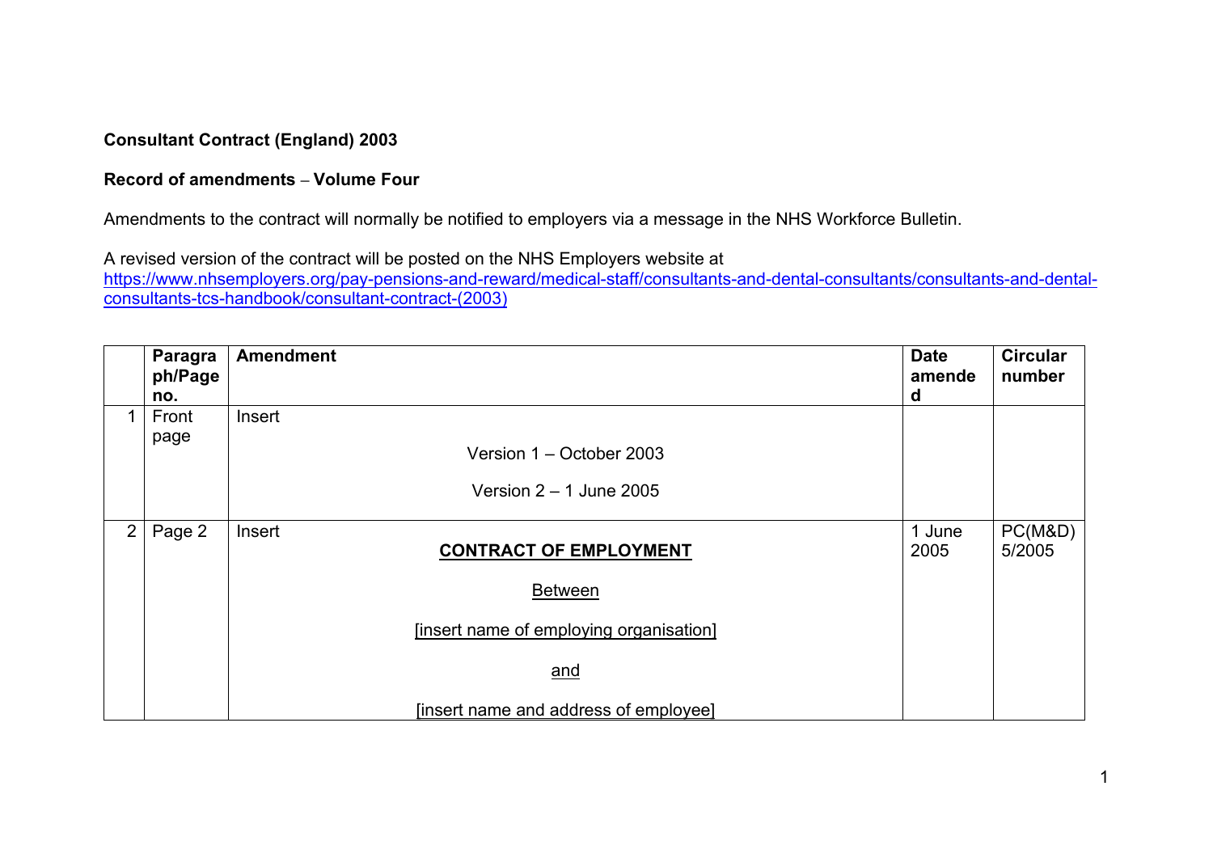**Consultant Contract (England) 2003**

**Record of amendments – Volume Four**

Amendments to the contract will normally be notified to employers via a message in the NHS Workforce Bulletin.

A revised version of the contract will be posted on the NHS Employers website at
[https://www.nhsemployers.org/pay-pensions-and-reward/medical-staff/consultants-and-dental-consultants/consultants-and-dental-consultants-tcs-handbook/consultant-contract-(2003)](https://www.nhsemployers.org/pay-pensions-and-reward/medical-staff/consultants-and-dental-consultants/consultants-and-dental-consultants-tcs-handbook/consultant-contract-(2003))

| | Paragraph/Page no. | Amendment | Date amended | Circular number |
|---|---|---|---|---|
| 1 | Front page | Insert<br><br>Version 1 – October 2003<br><br>Version 2 – 1 June 2005 | | |
| 2 | Page 2 | Insert<br><br><u>**CONTRACT OF EMPLOYMENT**</u><br><br><u>Between</u><br><br><u>[insert name of employing organisation]</u><br><br><u>and</u><br><br><u>[insert name and address of employee]</u> | 1 June 2005 | PC(M&D) 5/2005 |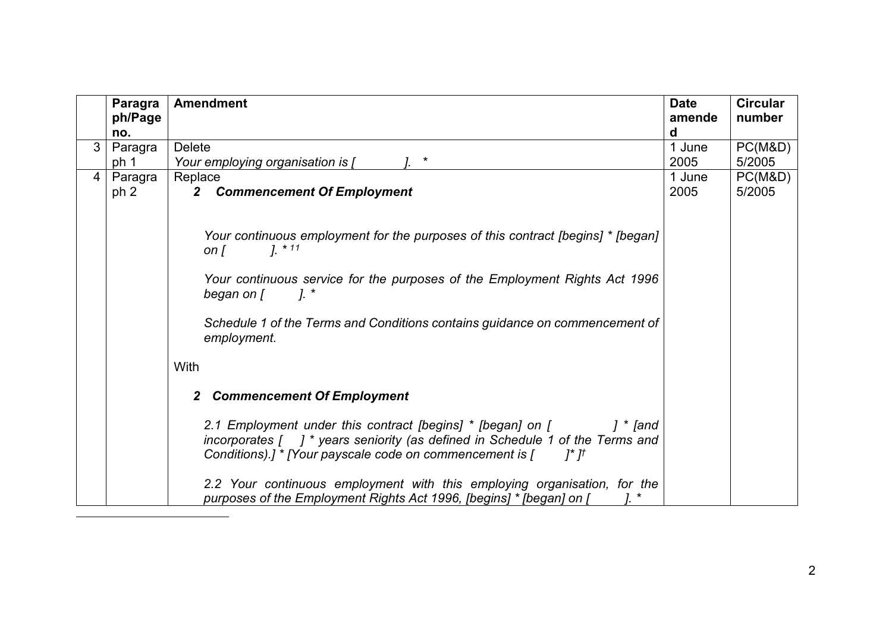|  | Paragraph/Page no. | Amendment | Date amended | Circular number |
|---|---|---|---|---|
| 3 | Paragraph 1 | Delete<br>*Your employing organisation is [ ]. ** | 1 June 2005 | PC(M&D) 5/2005 |
| 4 | Paragraph 2 | Replace<br>***2 Commencement Of Employment***<br><br>*Your continuous employment for the purposes of this contract [begins] * [began] on [ ]. * [11]*<br><br>*Your continuous service for the purposes of the Employment Rights Act 1996 began on [ ]. **<br><br>*Schedule 1 of the Terms and Conditions contains guidance on commencement of employment.*<br><br>With<br><br>***2 Commencement Of Employment***<br><br>*2.1 Employment under this contract [begins] * [began] on [ ] * [and incorporates [ ] * years seniority (as defined in Schedule 1 of the Terms and Conditions).] * [Your payscale code on commencement is [ ]* ]†*<br><br>*2.2 Your continuous employment with this employing organisation, for the purposes of the Employment Rights Act 1996, [begins] * [began] on [ ]. ** | 1 June 2005 | PC(M&D) 5/2005 |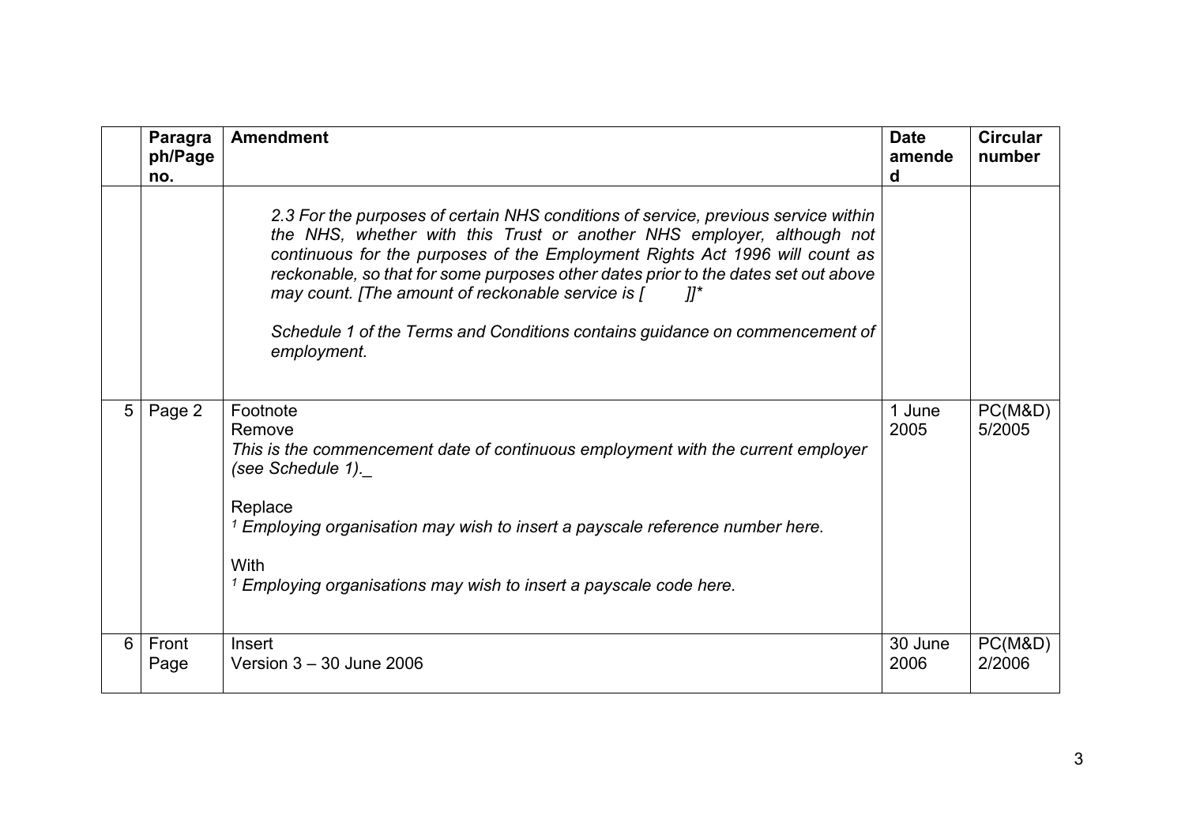| | Paragraph/Page no. | Amendment | Date amended | Circular number |
|---|---|---|---|---|
| | | *2.3 For the purposes of certain NHS conditions of service, previous service within the NHS, whether with this Trust or another NHS employer, although not continuous for the purposes of the Employment Rights Act 1996 will count as reckonable, so that for some purposes other dates prior to the dates set out above may count. [The amount of reckonable service is [ ]]** <br><br> *Schedule 1 of the Terms and Conditions contains guidance on commencement of employment.* | | |
| 5 | Page 2 | Footnote <br> Remove <br> *This is the commencement date of continuous employment with the current employer (see Schedule 1).*_ <br><br> Replace <br> [1] *Employing organisation may wish to insert a payscale reference number here.* <br><br> With <br> [1] *Employing organisations may wish to insert a payscale code here.* | 1 June 2005 | PC(M&D) 5/2005 |
| 6 | Front Page | Insert <br> Version 3 – 30 June 2006 | 30 June 2006 | PC(M&D) 2/2006 |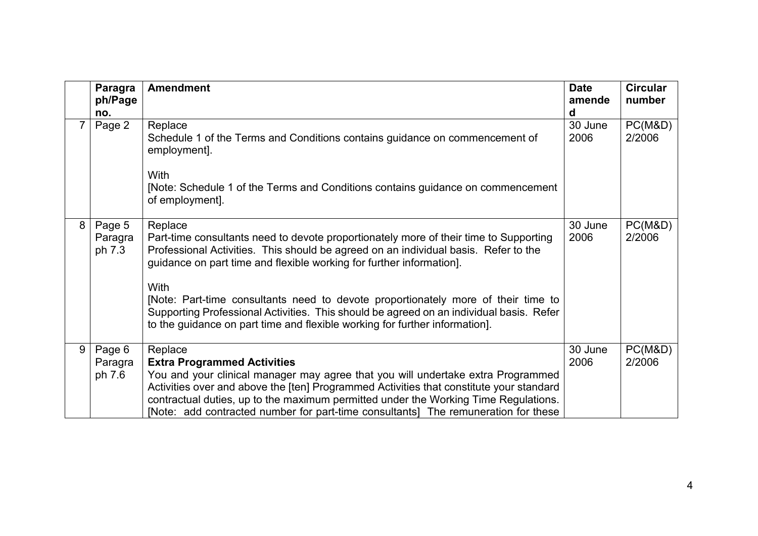| | Paragraph/Page no. | Amendment | Date amended | Circular number |
|---|---|---|---|---|
| 7 | Page 2 | Replace<br>Schedule 1 of the Terms and Conditions contains guidance on commencement of employment].<br><br>With<br>[Note: Schedule 1 of the Terms and Conditions contains guidance on commencement of employment]. | 30 June 2006 | PC(M&D) 2/2006 |
| 8 | Page 5 Paragraph 7.3 | Replace<br>Part-time consultants need to devote proportionately more of their time to Supporting Professional Activities. This should be agreed on an individual basis. Refer to the guidance on part time and flexible working for further information].<br><br>With<br>[Note: Part-time consultants need to devote proportionately more of their time to Supporting Professional Activities. This should be agreed on an individual basis. Refer to the guidance on part time and flexible working for further information]. | 30 June 2006 | PC(M&D) 2/2006 |
| 9 | Page 6 Paragraph 7.6 | Replace<br>**Extra Programmed Activities**<br>You and your clinical manager may agree that you will undertake extra Programmed Activities over and above the [ten] Programmed Activities that constitute your standard contractual duties, up to the maximum permitted under the Working Time Regulations. [Note: add contracted number for part-time consultants] The remuneration for these | 30 June 2006 | PC(M&D) 2/2006 |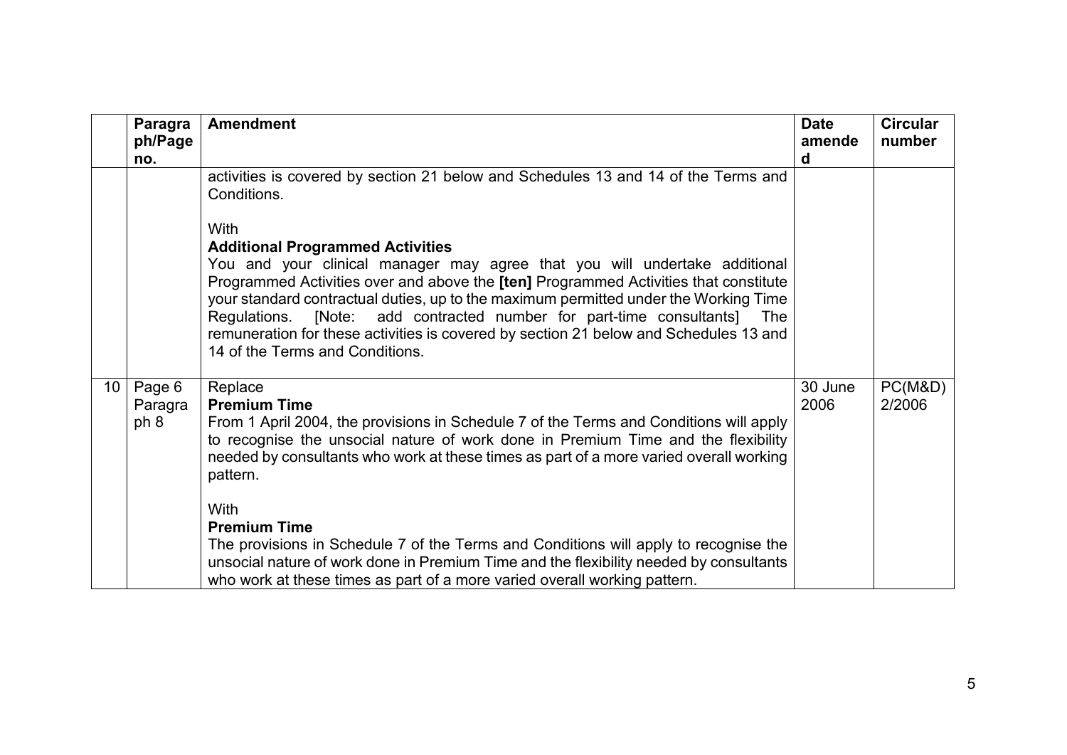|  | Paragraph/Page no. | Amendment | Date amended | Circular number |
|---|---|---|---|---|
|  |  | activities is covered by section 21 below and Schedules 13 and 14 of the Terms and Conditions.<br><br>With<br>**Additional Programmed Activities**<br>You and your clinical manager may agree that you will undertake additional Programmed Activities over and above the **[ten]** Programmed Activities that constitute your standard contractual duties, up to the maximum permitted under the Working Time Regulations. [Note: add contracted number for part-time consultants] The remuneration for these activities is covered by section 21 below and Schedules 13 and 14 of the Terms and Conditions. |  |  |
| 10 | Page 6 Paragraph 8 | Replace<br>**Premium Time**<br>From 1 April 2004, the provisions in Schedule 7 of the Terms and Conditions will apply to recognise the unsocial nature of work done in Premium Time and the flexibility needed by consultants who work at these times as part of a more varied overall working pattern.<br><br>With<br>**Premium Time**<br>The provisions in Schedule 7 of the Terms and Conditions will apply to recognise the unsocial nature of work done in Premium Time and the flexibility needed by consultants who work at these times as part of a more varied overall working pattern. | 30 June 2006 | PC(M&D) 2/2006 |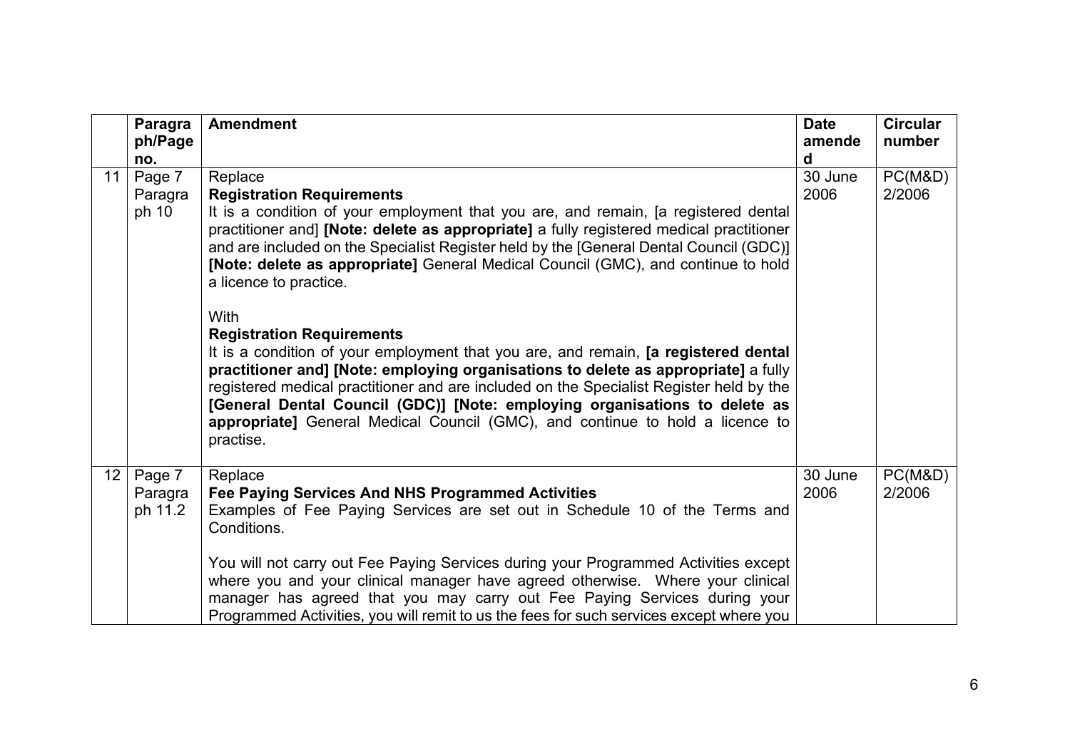| | Paragraph/Page no. | Amendment | Date amended | Circular number |
|---|---|---|---|---|
| 11 | Page 7 Paragraph 10 | Replace<br>**Registration Requirements**<br>It is a condition of your employment that you are, and remain, [a registered dental practitioner and] **[Note: delete as appropriate]** a fully registered medical practitioner and are included on the Specialist Register held by the [General Dental Council (GDC)] **[Note: delete as appropriate]** General Medical Council (GMC), and continue to hold a licence to practice.<br><br>With<br>**Registration Requirements**<br>It is a condition of your employment that you are, and remain, **[a registered dental practitioner and] [Note: employing organisations to delete as appropriate]** a fully registered medical practitioner and are included on the Specialist Register held by the **[General Dental Council (GDC)] [Note: employing organisations to delete as appropriate]** General Medical Council (GMC), and continue to hold a licence to practise. | 30 June 2006 | PC(M&D) 2/2006 |
| 12 | Page 7 Paragraph 11.2 | Replace<br>**Fee Paying Services And NHS Programmed Activities**<br>Examples of Fee Paying Services are set out in Schedule 10 of the Terms and Conditions.<br><br>You will not carry out Fee Paying Services during your Programmed Activities except where you and your clinical manager have agreed otherwise. Where your clinical manager has agreed that you may carry out Fee Paying Services during your Programmed Activities, you will remit to us the fees for such services except where you | 30 June 2006 | PC(M&D) 2/2006 |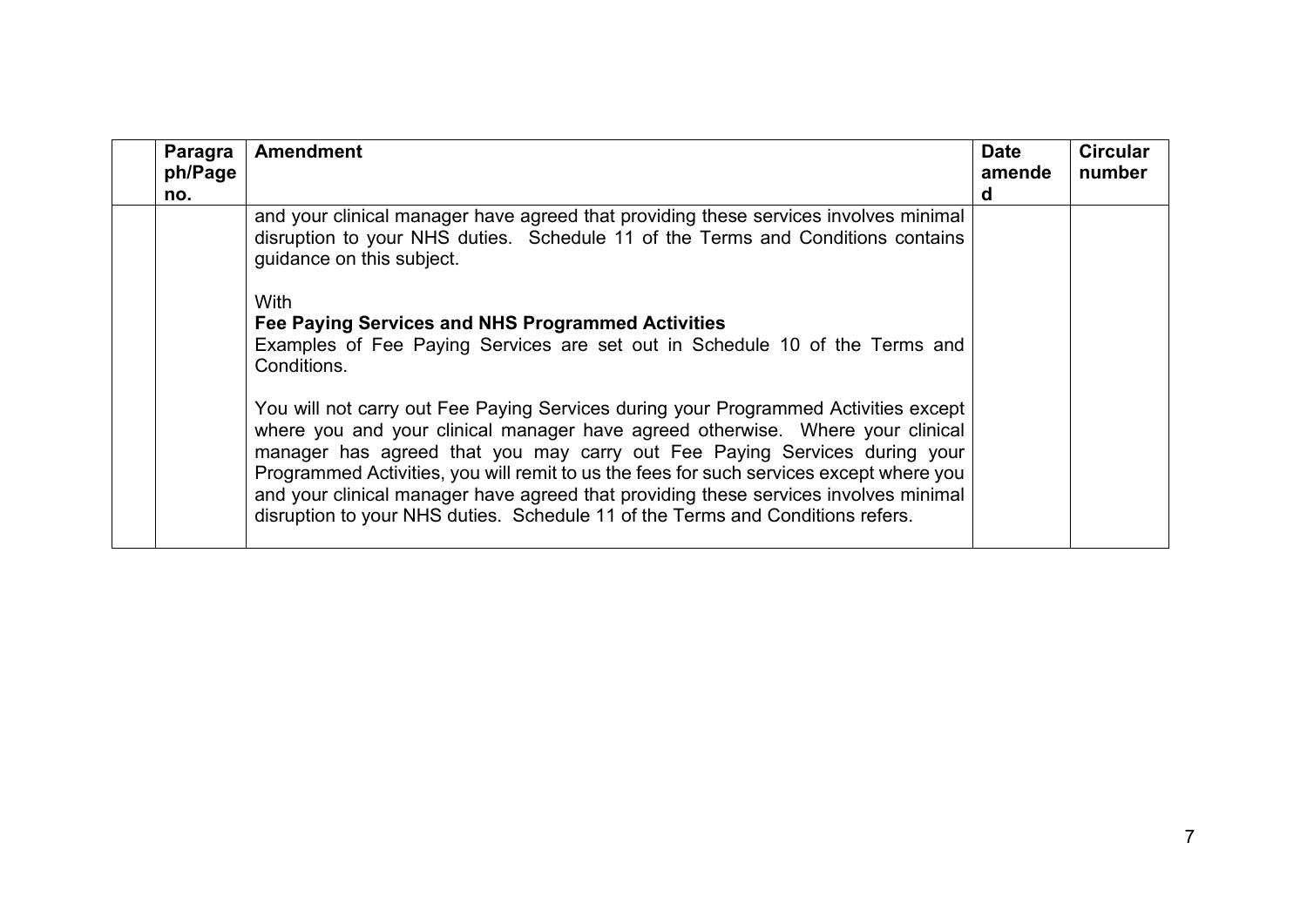| | Paragraph/Page no. | Amendment | Date amended | Circular number |
|---|---|---|---|---|
| | | and your clinical manager have agreed that providing these services involves minimal disruption to your NHS duties. Schedule 11 of the Terms and Conditions contains guidance on this subject.<br><br>With<br>**Fee Paying Services and NHS Programmed Activities**<br>Examples of Fee Paying Services are set out in Schedule 10 of the Terms and Conditions.<br><br>You will not carry out Fee Paying Services during your Programmed Activities except where you and your clinical manager have agreed otherwise. Where your clinical manager has agreed that you may carry out Fee Paying Services during your Programmed Activities, you will remit to us the fees for such services except where you and your clinical manager have agreed that providing these services involves minimal disruption to your NHS duties. Schedule 11 of the Terms and Conditions refers. | | |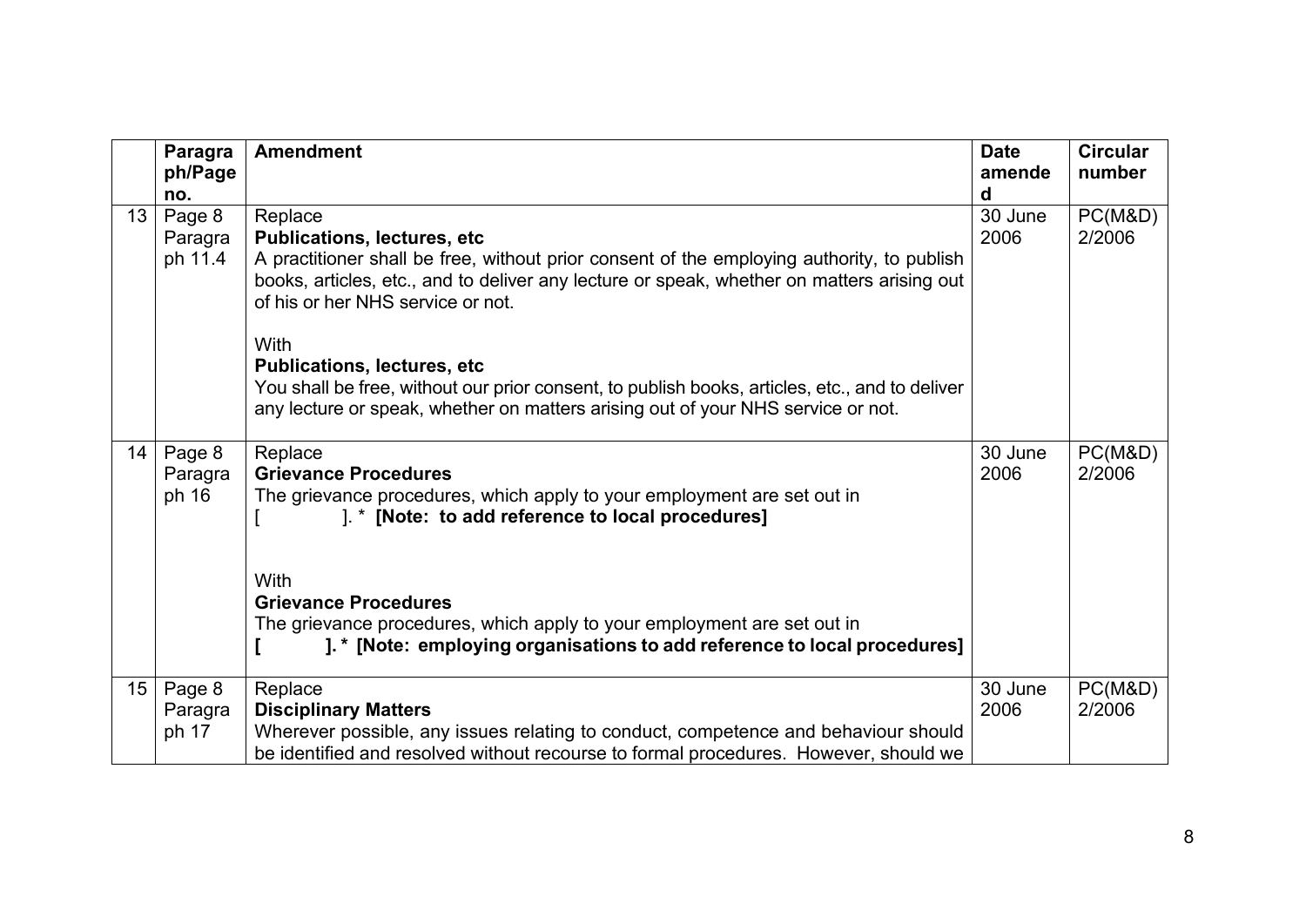| | Paragraph/Page no. | Amendment | Date amended | Circular number |
|---|---|---|---|---|
| 13 | Page 8 Paragraph 11.4 | Replace<br>**Publications, lectures, etc**<br>A practitioner shall be free, without prior consent of the employing authority, to publish books, articles, etc., and to deliver any lecture or speak, whether on matters arising out of his or her NHS service or not.<br><br>With<br>**Publications, lectures, etc**<br>You shall be free, without our prior consent, to publish books, articles, etc., and to deliver any lecture or speak, whether on matters arising out of your NHS service or not. | 30 June 2006 | PC(M&D) 2/2006 |
| 14 | Page 8 Paragraph 16 | Replace<br>**Grievance Procedures**<br>The grievance procedures, which apply to your employment are set out in<br>[ ]. * **[Note: to add reference to local procedures]**<br><br>With<br>**Grievance Procedures**<br>The grievance procedures, which apply to your employment are set out in<br>**[ ]. * [Note: employing organisations to add reference to local procedures]** | 30 June 2006 | PC(M&D) 2/2006 |
| 15 | Page 8 Paragraph 17 | Replace<br>**Disciplinary Matters**<br>Wherever possible, any issues relating to conduct, competence and behaviour should be identified and resolved without recourse to formal procedures. However, should we | 30 June 2006 | PC(M&D) 2/2006 |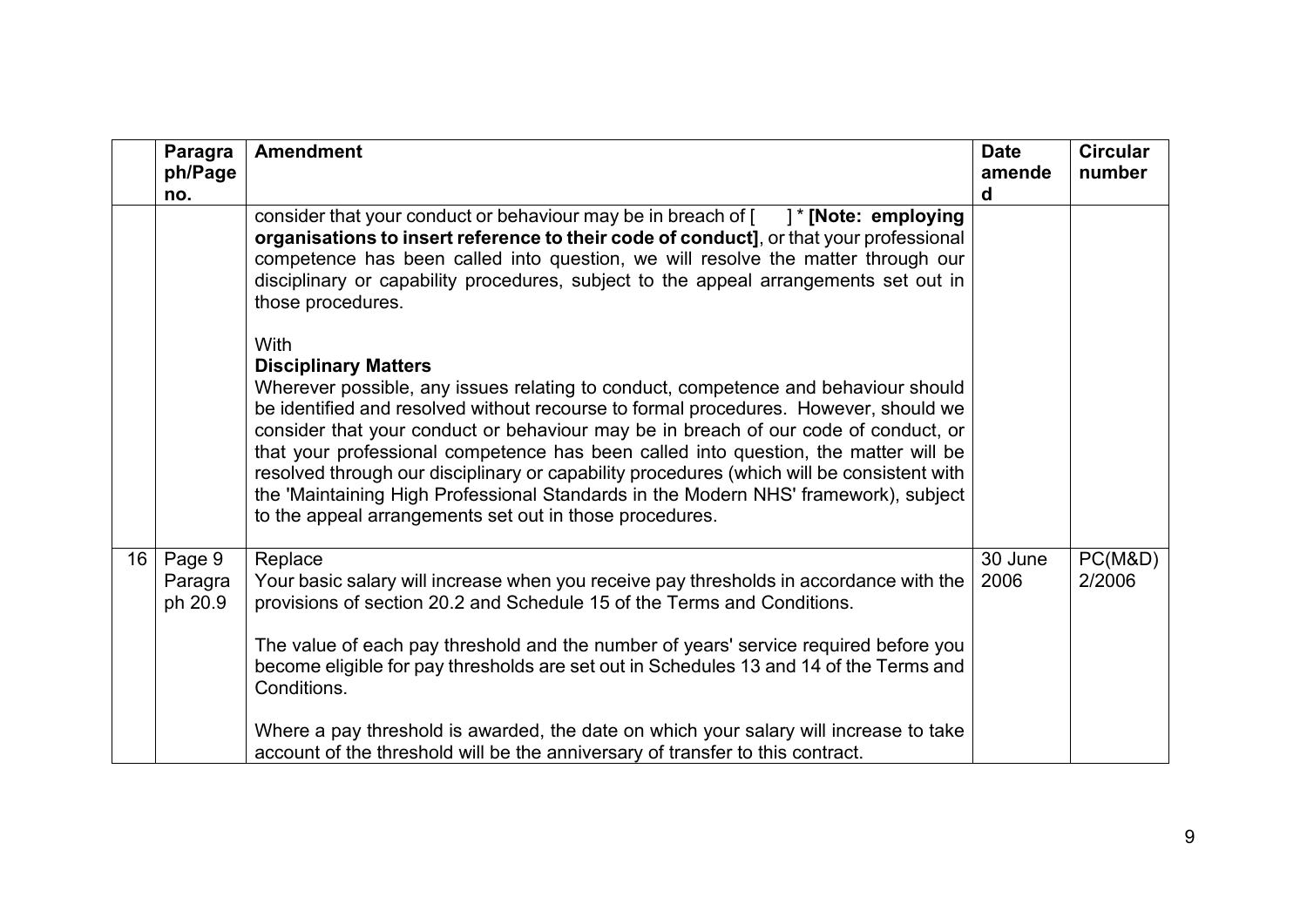| | Paragraph/Page no. | Amendment | Date amended | Circular number |
|---|---|---|---|---|
| | | consider that your conduct or behaviour may be in breach of [ ] * **[Note: employing organisations to insert reference to their code of conduct]**, or that your professional competence has been called into question, we will resolve the matter through our disciplinary or capability procedures, subject to the appeal arrangements set out in those procedures.<br><br>With<br>**Disciplinary Matters**<br>Wherever possible, any issues relating to conduct, competence and behaviour should be identified and resolved without recourse to formal procedures. However, should we consider that your conduct or behaviour may be in breach of our code of conduct, or that your professional competence has been called into question, the matter will be resolved through our disciplinary or capability procedures (which will be consistent with the 'Maintaining High Professional Standards in the Modern NHS' framework), subject to the appeal arrangements set out in those procedures. | | |
| 16 | Page 9 Paragraph 20.9 | Replace<br>Your basic salary will increase when you receive pay thresholds in accordance with the provisions of section 20.2 and Schedule 15 of the Terms and Conditions.<br><br>The value of each pay threshold and the number of years' service required before you become eligible for pay thresholds are set out in Schedules 13 and 14 of the Terms and Conditions.<br><br>Where a pay threshold is awarded, the date on which your salary will increase to take account of the threshold will be the anniversary of transfer to this contract. | 30 June 2006 | PC(M&D) 2/2006 |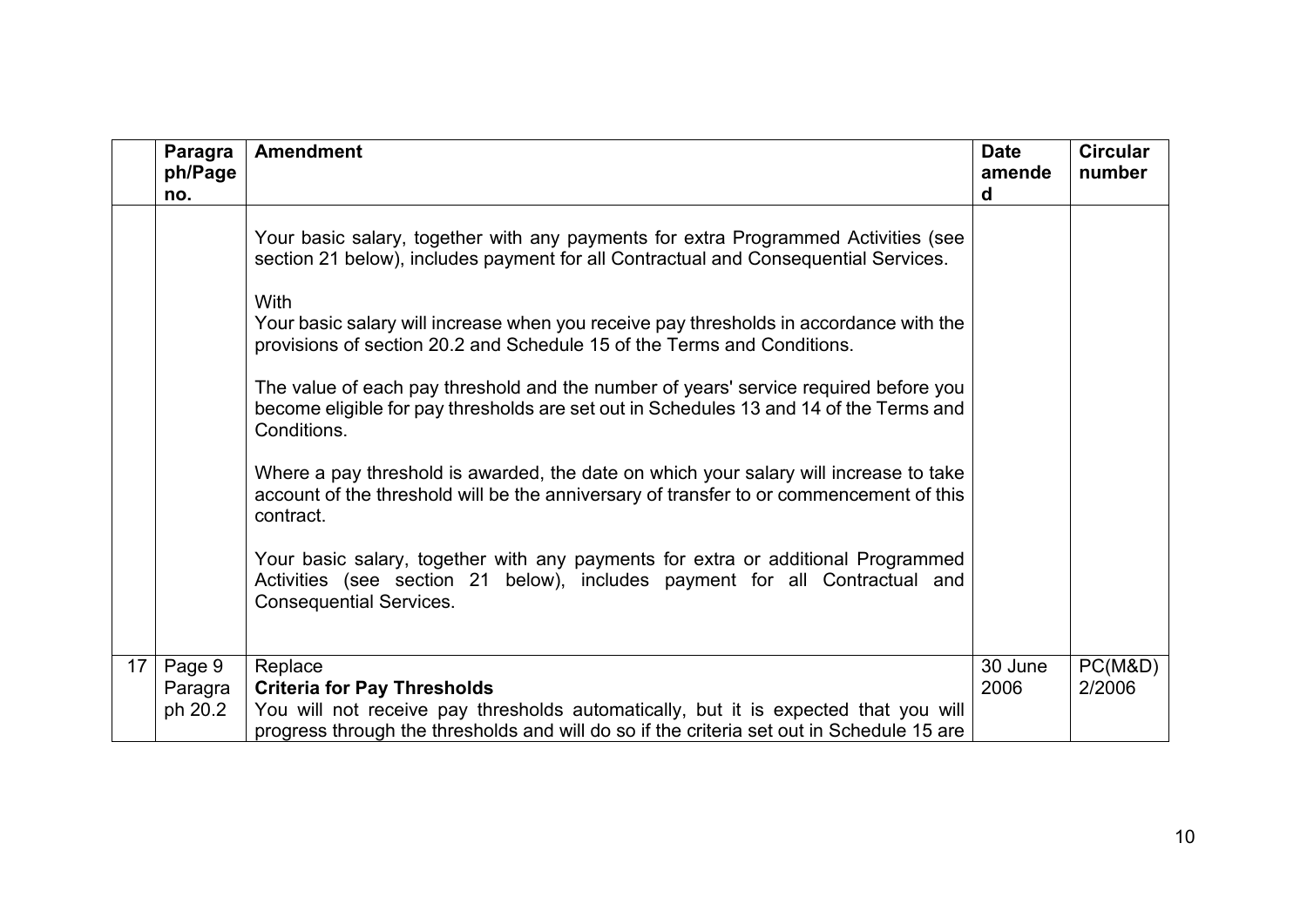| | Paragraph/Page no. | Amendment | Date amended | Circular number |
|---|---|---|---|---|
| | | Your basic salary, together with any payments for extra Programmed Activities (see section 21 below), includes payment for all Contractual and Consequential Services.<br><br>With<br>Your basic salary will increase when you receive pay thresholds in accordance with the provisions of section 20.2 and Schedule 15 of the Terms and Conditions.<br><br>The value of each pay threshold and the number of years' service required before you become eligible for pay thresholds are set out in Schedules 13 and 14 of the Terms and Conditions.<br><br>Where a pay threshold is awarded, the date on which your salary will increase to take account of the threshold will be the anniversary of transfer to or commencement of this contract.<br><br>Your basic salary, together with any payments for extra or additional Programmed Activities (see section 21 below), includes payment for all Contractual and Consequential Services. | | |
| 17 | Page 9 Paragraph 20.2 | Replace<br>**Criteria for Pay Thresholds**<br>You will not receive pay thresholds automatically, but it is expected that you will progress through the thresholds and will do so if the criteria set out in Schedule 15 are | 30 June 2006 | PC(M&D) 2/2006 |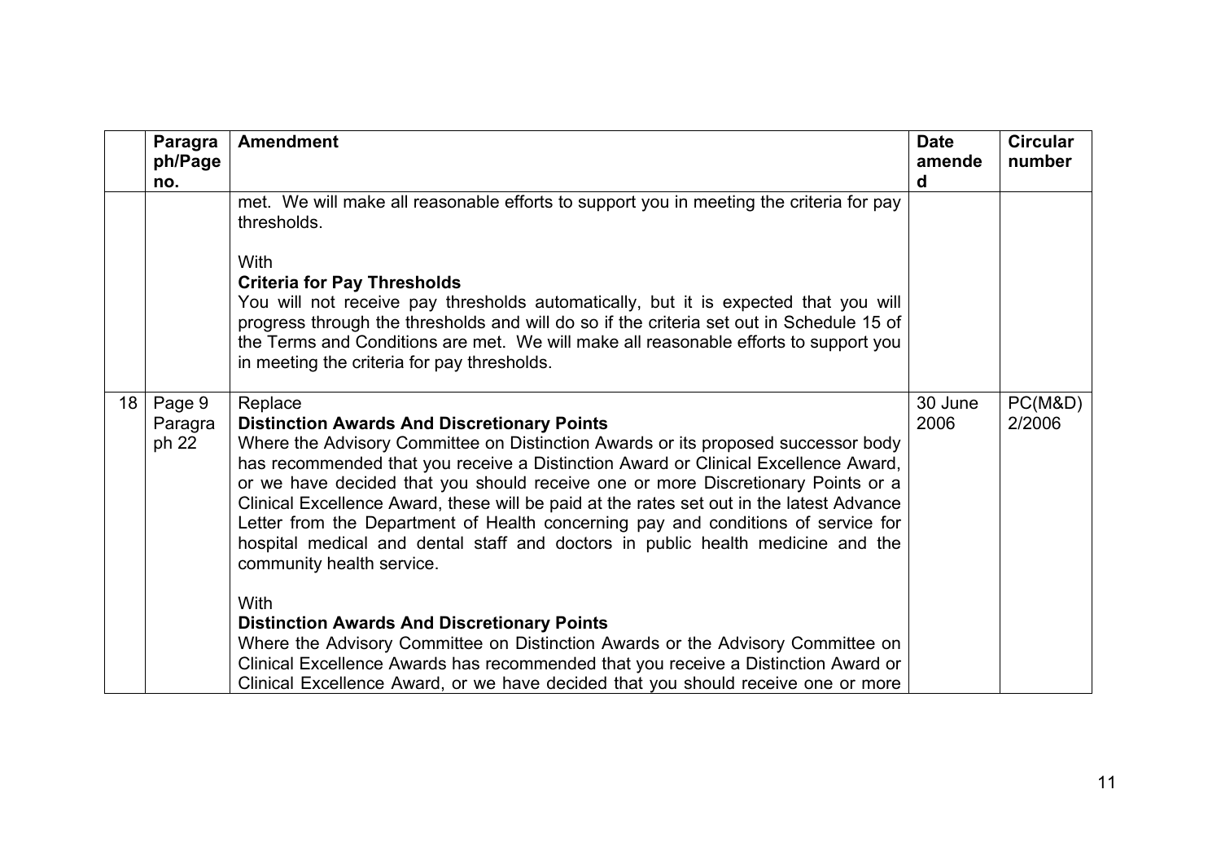| | Paragraph/Page no. | Amendment | Date amended | Circular number |
|---|---|---|---|---|
| | | met. We will make all reasonable efforts to support you in meeting the criteria for pay thresholds.<br><br>With<br>**Criteria for Pay Thresholds**<br>You will not receive pay thresholds automatically, but it is expected that you will progress through the thresholds and will do so if the criteria set out in Schedule 15 of the Terms and Conditions are met. We will make all reasonable efforts to support you in meeting the criteria for pay thresholds. | | |
| 18 | Page 9 Paragraph 22 | Replace<br>**Distinction Awards And Discretionary Points**<br>Where the Advisory Committee on Distinction Awards or its proposed successor body has recommended that you receive a Distinction Award or Clinical Excellence Award, or we have decided that you should receive one or more Discretionary Points or a Clinical Excellence Award, these will be paid at the rates set out in the latest Advance Letter from the Department of Health concerning pay and conditions of service for hospital medical and dental staff and doctors in public health medicine and the community health service.<br><br>With<br>**Distinction Awards And Discretionary Points**<br>Where the Advisory Committee on Distinction Awards or the Advisory Committee on Clinical Excellence Awards has recommended that you receive a Distinction Award or Clinical Excellence Award, or we have decided that you should receive one or more | 30 June 2006 | PC(M&D) 2/2006 |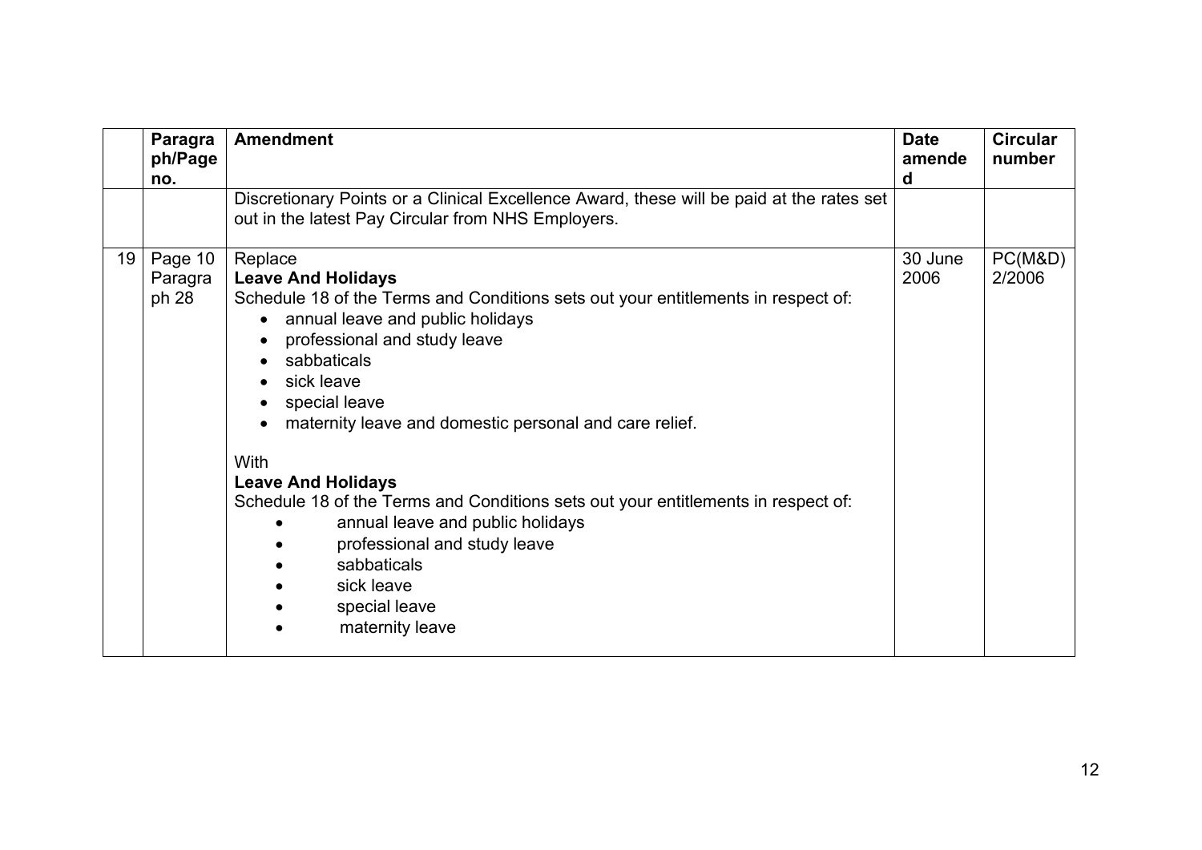| | Paragraph/Page no. | Amendment | Date amended | Circular number |
|---|---|---|---|---|
| | | Discretionary Points or a Clinical Excellence Award, these will be paid at the rates set out in the latest Pay Circular from NHS Employers. | | |
| 19 | Page 10 Paragraph 28 | Replace<br>**Leave And Holidays**<br>Schedule 18 of the Terms and Conditions sets out your entitlements in respect of:<br>• annual leave and public holidays<br>• professional and study leave<br>• sabbaticals<br>• sick leave<br>• special leave<br>• maternity leave and domestic personal and care relief.<br><br>With<br>**Leave And Holidays**<br>Schedule 18 of the Terms and Conditions sets out your entitlements in respect of:<br>• annual leave and public holidays<br>• professional and study leave<br>• sabbaticals<br>• sick leave<br>• special leave<br>• maternity leave | 30 June 2006 | PC(M&D) 2/2006 |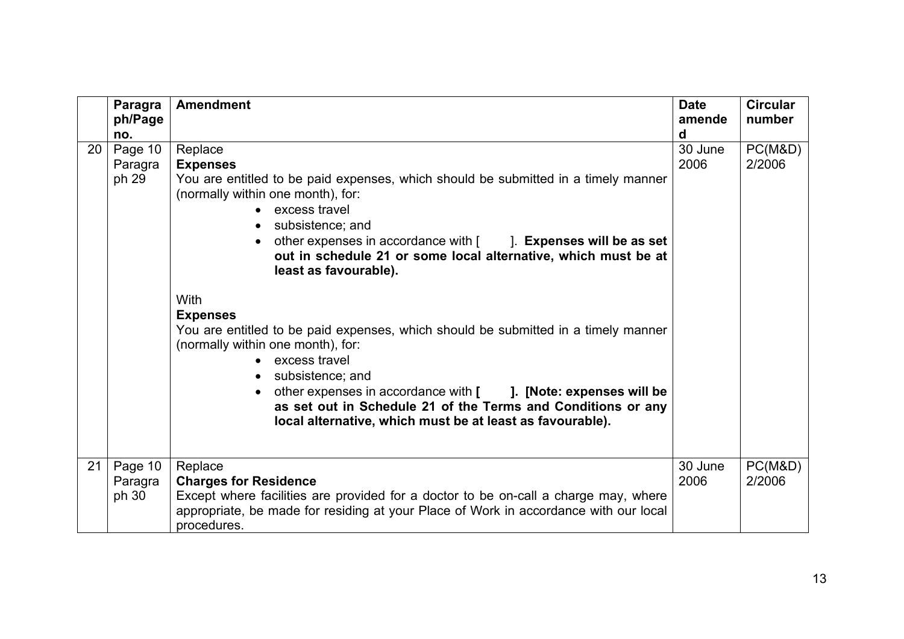| | Paragraph/Page no. | Amendment | Date amended | Circular number |
|---|---|---|---|---|
| 20 | Page 10 Paragraph 29 | Replace<br>**Expenses**<br>You are entitled to be paid expenses, which should be submitted in a timely manner (normally within one month), for:<br>• excess travel<br>• subsistence; and<br>• other expenses in accordance with [ ]. **Expenses will be as set out in schedule 21 or some local alternative, which must be at least as favourable).**<br><br>With<br>**Expenses**<br>You are entitled to be paid expenses, which should be submitted in a timely manner (normally within one month), for:<br>• excess travel<br>• subsistence; and<br>• other expenses in accordance with **[ ]. [Note: expenses will be as set out in Schedule 21 of the Terms and Conditions or any local alternative, which must be at least as favourable).** | 30 June 2006 | PC(M&D) 2/2006 |
| 21 | Page 10 Paragraph 30 | Replace<br>**Charges for Residence**<br>Except where facilities are provided for a doctor to be on-call a charge may, where appropriate, be made for residing at your Place of Work in accordance with our local procedures. | 30 June 2006 | PC(M&D) 2/2006 |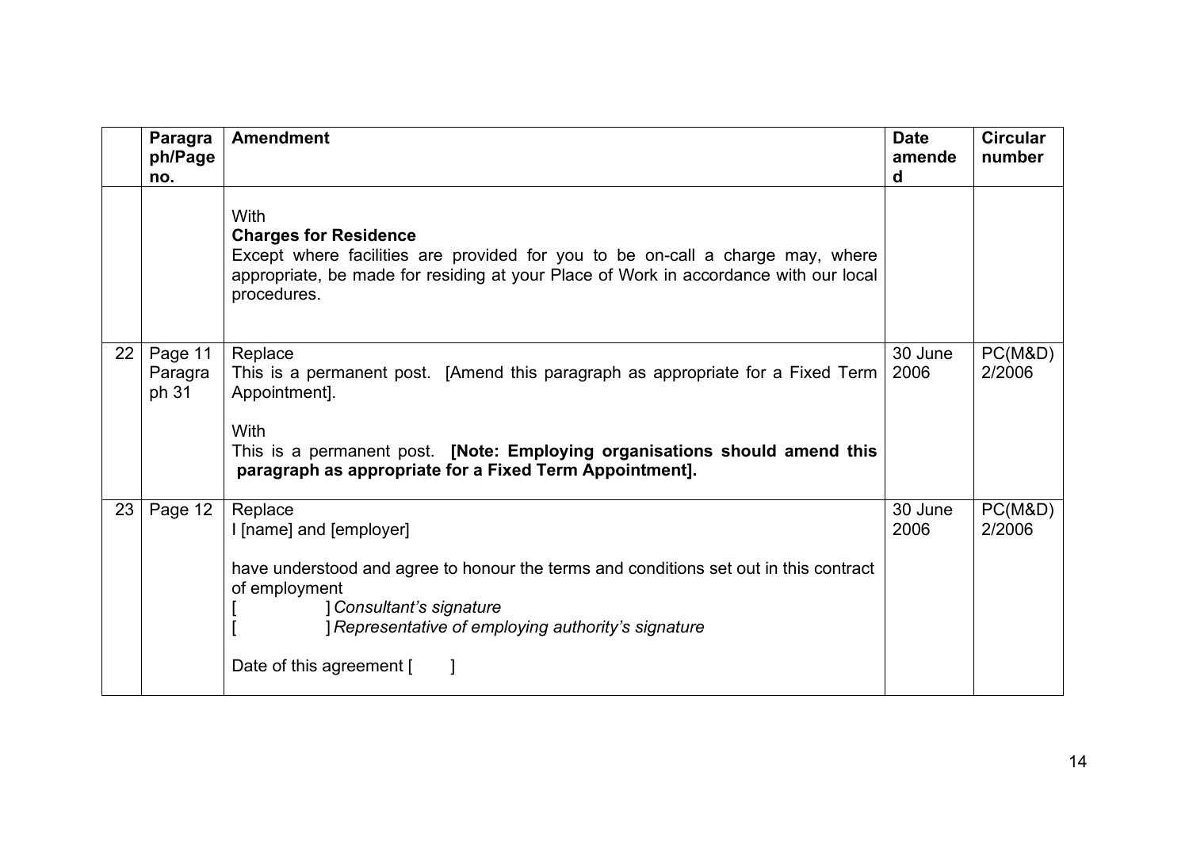| | Paragraph/Page no. | Amendment | Date amended | Circular number |
|---|---|---|---|---|
| | | With<br>**Charges for Residence**<br>Except where facilities are provided for you to be on-call a charge may, where appropriate, be made for residing at your Place of Work in accordance with our local procedures. | | |
| 22 | Page 11 Paragraph 31 | Replace<br>This is a permanent post. [Amend this paragraph as appropriate for a Fixed Term Appointment].<br><br>With<br>This is a permanent post. **[Note: Employing organisations should amend this paragraph as appropriate for a Fixed Term Appointment].** | 30 June 2006 | PC(M&D) 2/2006 |
| 23 | Page 12 | Replace<br>I [name] and [employer]<br><br>have understood and agree to honour the terms and conditions set out in this contract of employment<br>[ ] *Consultant's signature*<br>[ ] *Representative of employing authority's signature*<br><br>Date of this agreement [ ] | 30 June 2006 | PC(M&D) 2/2006 |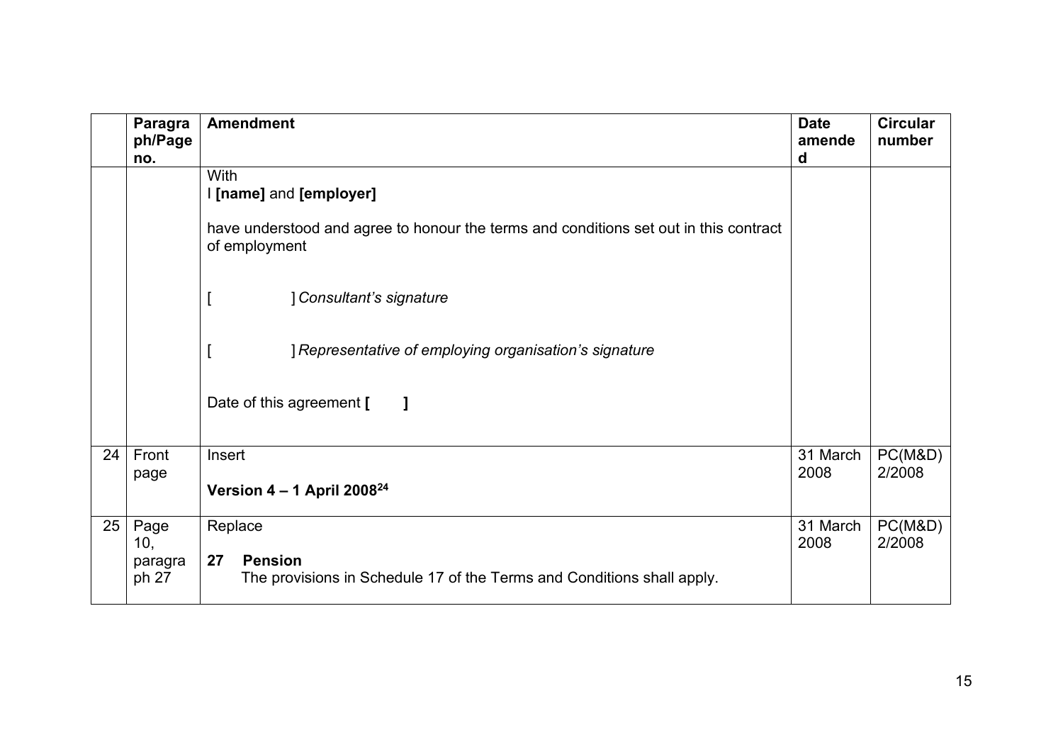| | Paragraph/Page no. | Amendment | Date amended | Circular number |
|---|---|---|---|---|
| | | With<br>I **[name]** and **[employer]**<br><br>have understood and agree to honour the terms and conditions set out in this contract of employment<br><br>[ ] *Consultant's signature*<br><br>[ ] *Representative of employing organisation's signature*<br><br>Date of this agreement **[ ]** | | |
| 24 | Front page | Insert<br><br>**Version 4 – 1 April 2008**[24] | 31 March 2008 | PC(M&D) 2/2008 |
| 25 | Page 10, paragraph 27 | Replace<br><br>**27 Pension**<br>The provisions in Schedule 17 of the Terms and Conditions shall apply. | 31 March 2008 | PC(M&D) 2/2008 |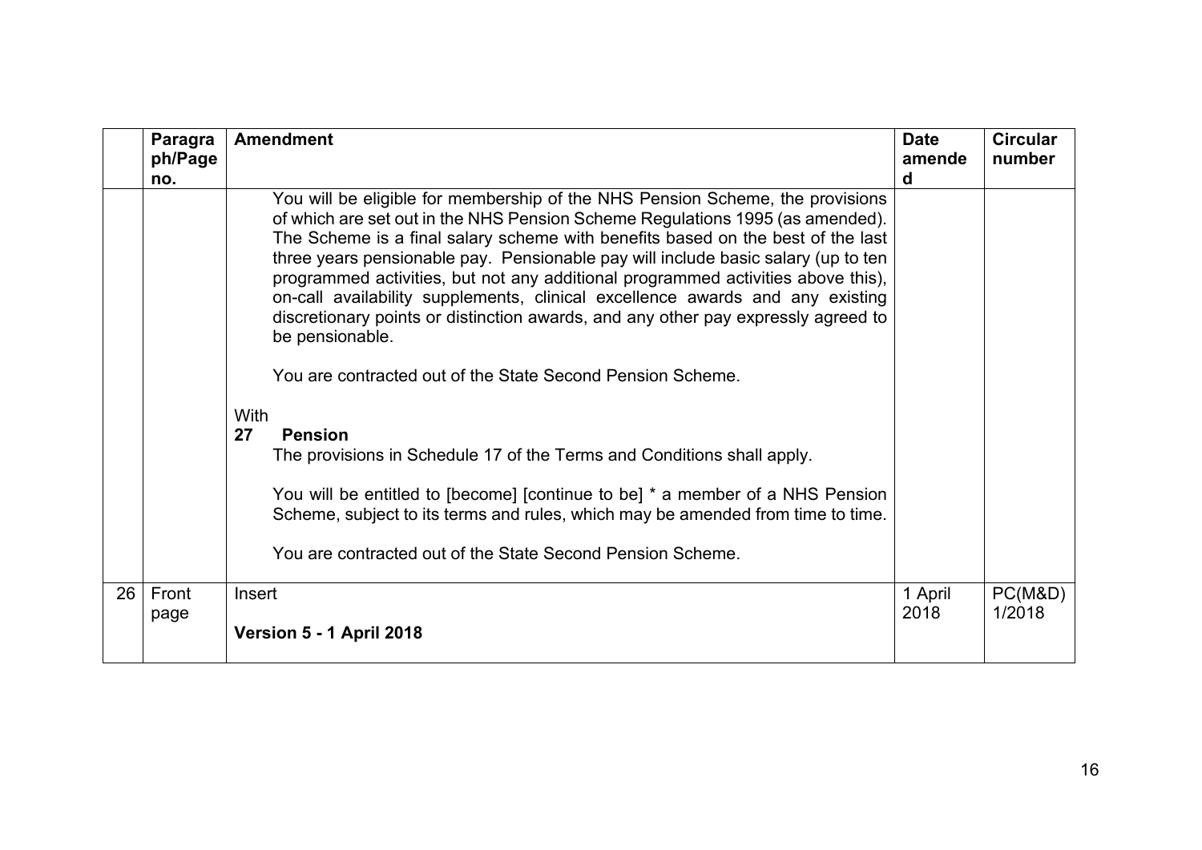| | Paragraph/Page no. | Amendment | Date amended | Circular number |
|---|---|---|---|---|
| | | You will be eligible for membership of the NHS Pension Scheme, the provisions of which are set out in the NHS Pension Scheme Regulations 1995 (as amended). The Scheme is a final salary scheme with benefits based on the best of the last three years pensionable pay. Pensionable pay will include basic salary (up to ten programmed activities, but not any additional programmed activities above this), on-call availability supplements, clinical excellence awards and any existing discretionary points or distinction awards, and any other pay expressly agreed to be pensionable.<br><br>You are contracted out of the State Second Pension Scheme.<br><br>With<br>**27 Pension**<br>The provisions in Schedule 17 of the Terms and Conditions shall apply.<br><br>You will be entitled to [become] [continue to be] * a member of a NHS Pension Scheme, subject to its terms and rules, which may be amended from time to time.<br><br>You are contracted out of the State Second Pension Scheme. | | |
| 26 | Front page | Insert<br><br>**Version 5 - 1 April 2018** | 1 April 2018 | PC(M&D) 1/2018 |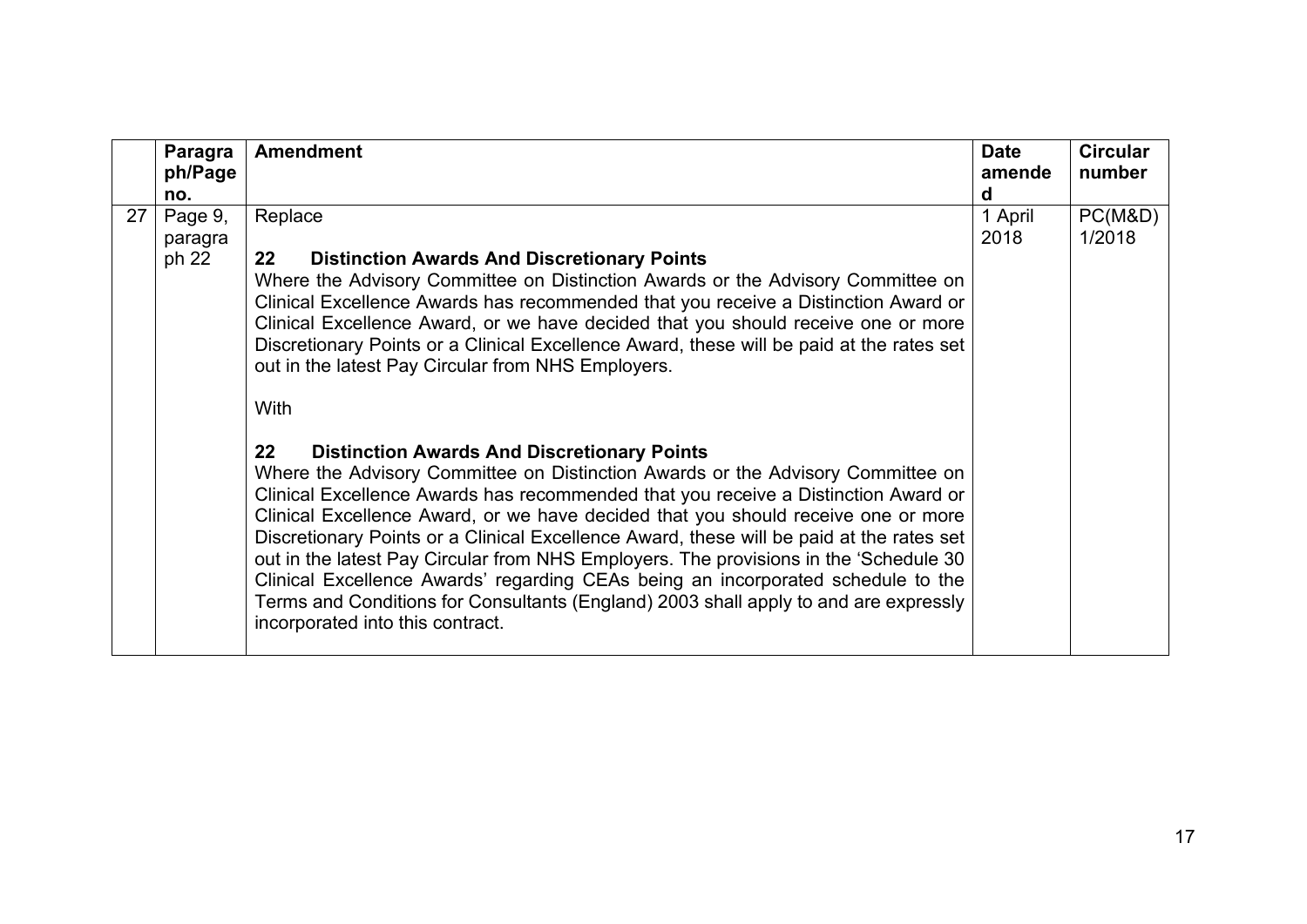| | Paragraph/Page no. | Amendment | Date amended | Circular number |
|---|---|---|---|---|
| 27 | Page 9, paragraph 22 | Replace<br><br>**22 Distinction Awards And Discretionary Points**<br>Where the Advisory Committee on Distinction Awards or the Advisory Committee on Clinical Excellence Awards has recommended that you receive a Distinction Award or Clinical Excellence Award, or we have decided that you should receive one or more Discretionary Points or a Clinical Excellence Award, these will be paid at the rates set out in the latest Pay Circular from NHS Employers.<br><br>With<br><br>**22 Distinction Awards And Discretionary Points**<br>Where the Advisory Committee on Distinction Awards or the Advisory Committee on Clinical Excellence Awards has recommended that you receive a Distinction Award or Clinical Excellence Award, or we have decided that you should receive one or more Discretionary Points or a Clinical Excellence Award, these will be paid at the rates set out in the latest Pay Circular from NHS Employers. The provisions in the 'Schedule 30 Clinical Excellence Awards' regarding CEAs being an incorporated schedule to the Terms and Conditions for Consultants (England) 2003 shall apply to and are expressly incorporated into this contract. | 1 April 2018 | PC(M&D) 1/2018 |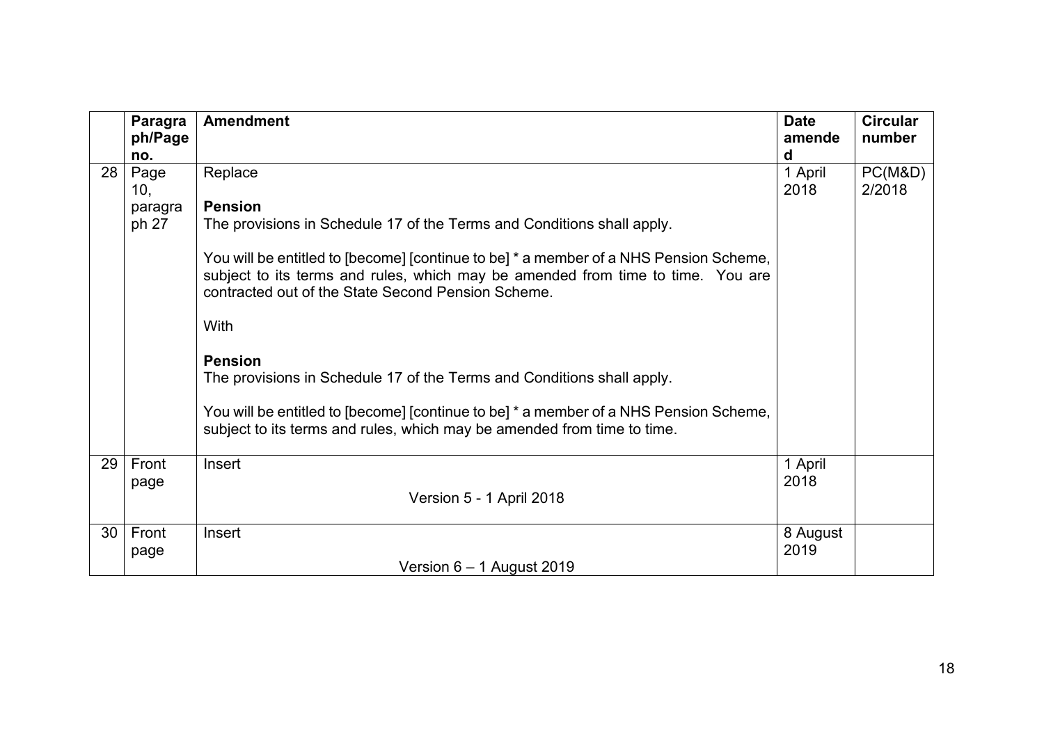| | Paragraph/Page no. | Amendment | Date amended | Circular number |
|---|---|---|---|---|
| 28 | Page 10, paragraph 27 | Replace<br><br>**Pension**<br>The provisions in Schedule 17 of the Terms and Conditions shall apply.<br><br>You will be entitled to [become] [continue to be] * a member of a NHS Pension Scheme, subject to its terms and rules, which may be amended from time to time. You are contracted out of the State Second Pension Scheme.<br><br>With<br><br>**Pension**<br>The provisions in Schedule 17 of the Terms and Conditions shall apply.<br><br>You will be entitled to [become] [continue to be] * a member of a NHS Pension Scheme, subject to its terms and rules, which may be amended from time to time. | 1 April 2018 | PC(M&D) 2/2018 |
| 29 | Front page | Insert<br><br>Version 5 - 1 April 2018 | 1 April 2018 | |
| 30 | Front page | Insert<br><br>Version 6 – 1 August 2019 | 8 August 2019 | |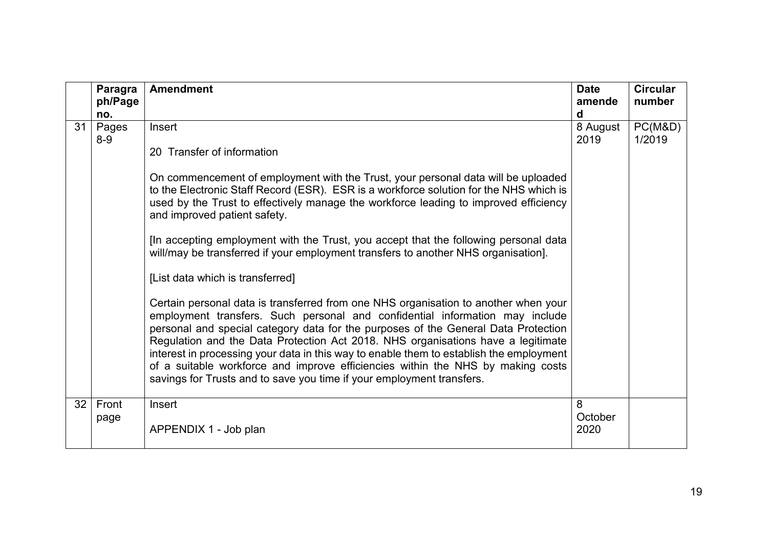| | Paragraph/Page no. | Amendment | Date amended | Circular number |
|---|---|---|---|---|
| 31 | Pages 8-9 | Insert<br><br>20 Transfer of information<br><br>On commencement of employment with the Trust, your personal data will be uploaded to the Electronic Staff Record (ESR). ESR is a workforce solution for the NHS which is used by the Trust to effectively manage the workforce leading to improved efficiency and improved patient safety.<br><br>[In accepting employment with the Trust, you accept that the following personal data will/may be transferred if your employment transfers to another NHS organisation].<br><br>[List data which is transferred]<br><br>Certain personal data is transferred from one NHS organisation to another when your employment transfers. Such personal and confidential information may include personal and special category data for the purposes of the General Data Protection Regulation and the Data Protection Act 2018. NHS organisations have a legitimate interest in processing your data in this way to enable them to establish the employment of a suitable workforce and improve efficiencies within the NHS by making costs savings for Trusts and to save you time if your employment transfers. | 8 August 2019 | PC(M&D) 1/2019 |
| 32 | Front page | Insert<br><br>APPENDIX 1 - Job plan | 8 October 2020 | |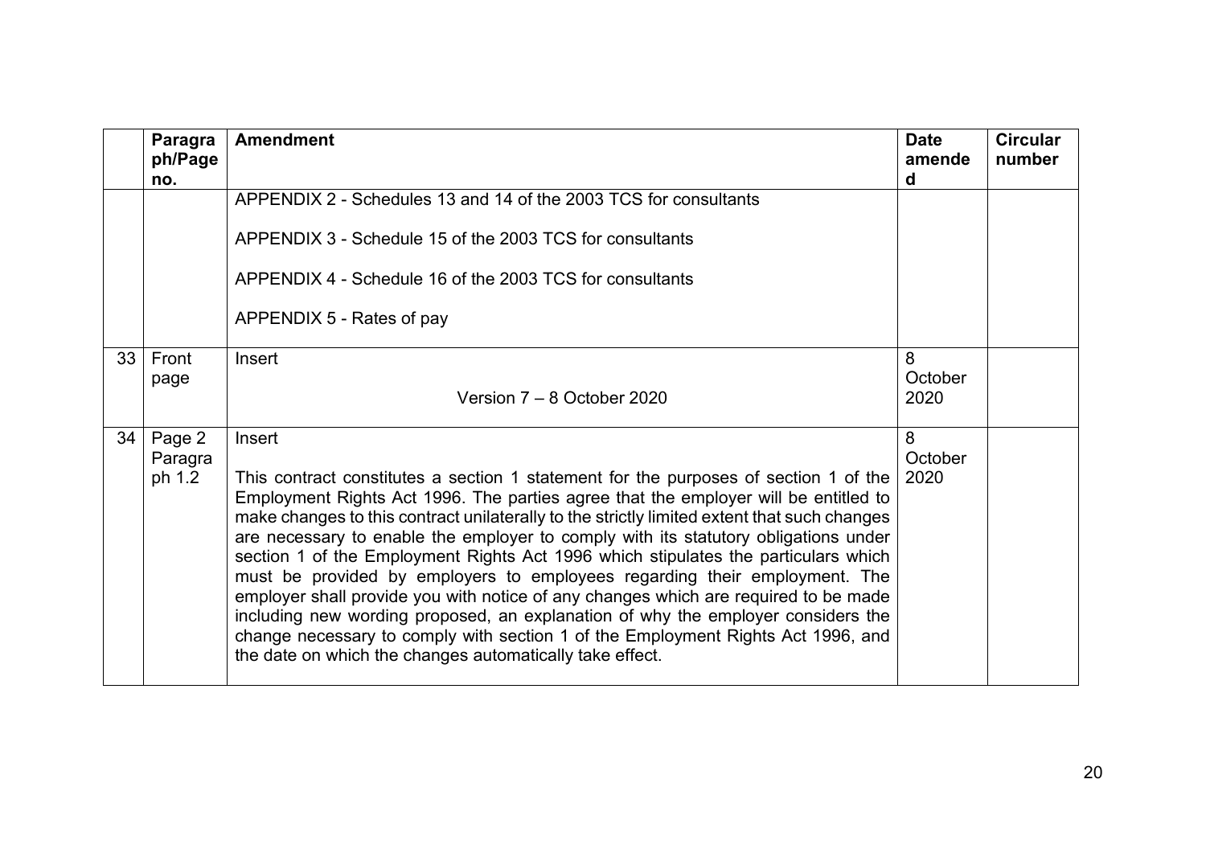| | Paragraph/Page no. | Amendment | Date amended | Circular number |
|---|---|---|---|---|
| | | APPENDIX 2 - Schedules 13 and 14 of the 2003 TCS for consultants<br><br>APPENDIX 3 - Schedule 15 of the 2003 TCS for consultants<br><br>APPENDIX 4 - Schedule 16 of the 2003 TCS for consultants<br><br>APPENDIX 5 - Rates of pay | | |
| 33 | Front page | Insert<br><br>Version 7 – 8 October 2020 | 8 October 2020 | |
| 34 | Page 2 Paragraph 1.2 | Insert<br><br>This contract constitutes a section 1 statement for the purposes of section 1 of the Employment Rights Act 1996. The parties agree that the employer will be entitled to make changes to this contract unilaterally to the strictly limited extent that such changes are necessary to enable the employer to comply with its statutory obligations under section 1 of the Employment Rights Act 1996 which stipulates the particulars which must be provided by employers to employees regarding their employment. The employer shall provide you with notice of any changes which are required to be made including new wording proposed, an explanation of why the employer considers the change necessary to comply with section 1 of the Employment Rights Act 1996, and the date on which the changes automatically take effect. | 8 October 2020 | |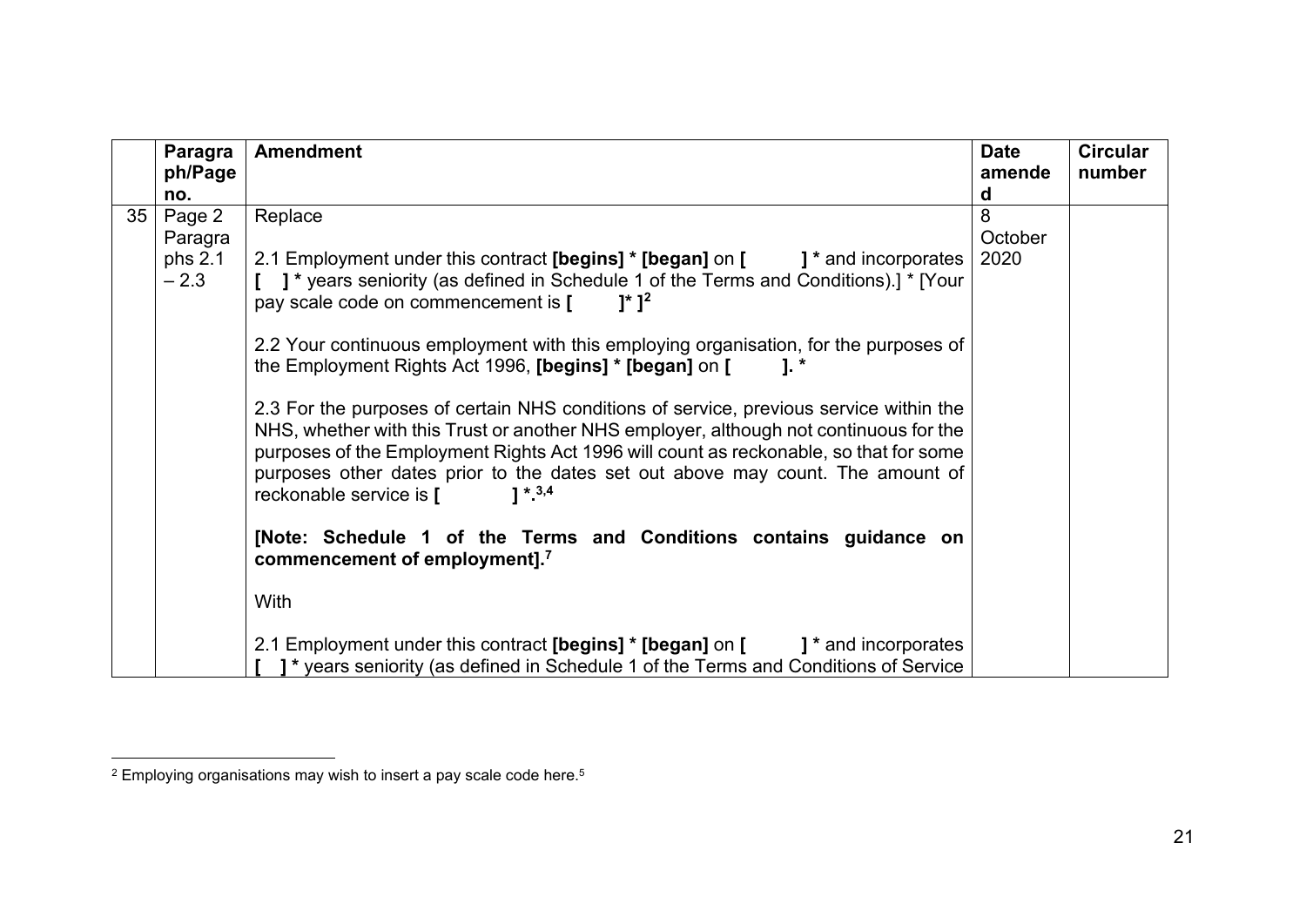| | Paragraph/Page no. | Amendment | Date amended | Circular number |
|---|---|---|---|---|
| 35 | Page 2 Paragraphs 2.1 – 2.3 | Replace<br><br>2.1 Employment under this contract **[begins] * [began]** on **[ ] *** and incorporates **[ ] *** years seniority (as defined in Schedule 1 of the Terms and Conditions).] * [Your pay scale code on commencement is **[ ]* ]**[2]<br><br>2.2 Your continuous employment with this employing organisation, for the purposes of the Employment Rights Act 1996, **[begins] * [began]** on **[ ]. ***<br><br>2.3 For the purposes of certain NHS conditions of service, previous service within the NHS, whether with this Trust or another NHS employer, although not continuous for the purposes of the Employment Rights Act 1996 will count as reckonable, so that for some purposes other dates prior to the dates set out above may count. The amount of reckonable service is **[ ] *.**[3,4]<br><br>**[Note: Schedule 1 of the Terms and Conditions contains guidance on commencement of employment].**[7]<br><br>With<br><br>2.1 Employment under this contract **[begins] * [began]** on **[ ] *** and incorporates **[ ] *** years seniority (as defined in Schedule 1 of the Terms and Conditions of Service | 8 October 2020 | |

[2] Employing organisations may wish to insert a pay scale code here.[5]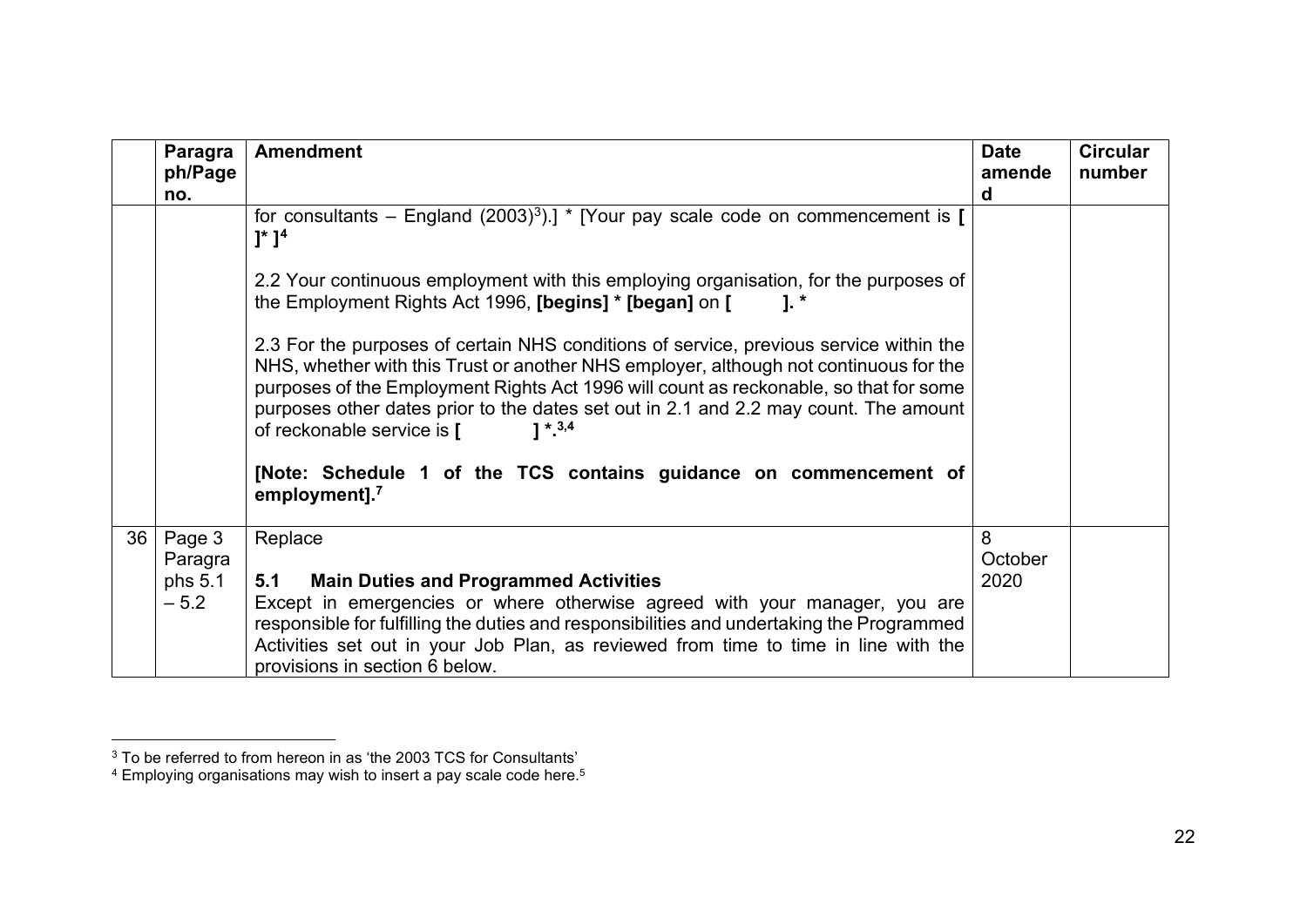|  | Paragraph/Page no. | Amendment | Date amended | Circular number |
|---|---|---|---|---|
|  |  | for consultants – England (2003)[3]).] * [Your pay scale code on commencement is **[ ]* ]**[4]<br><br>2.2 Your continuous employment with this employing organisation, for the purposes of the Employment Rights Act 1996, **[begins] * [began]** on **[ ]. ***<br><br>2.3 For the purposes of certain NHS conditions of service, previous service within the NHS, whether with this Trust or another NHS employer, although not continuous for the purposes of the Employment Rights Act 1996 will count as reckonable, so that for some purposes other dates prior to the dates set out in 2.1 and 2.2 may count. The amount of reckonable service is **[ ] *.**[3,4]<br><br>**[Note: Schedule 1 of the TCS contains guidance on commencement of employment].**[7] |  |  |
| 36 | Page 3 Paragraphs 5.1 – 5.2 | Replace<br><br>**5.1 Main Duties and Programmed Activities**<br>Except in emergencies or where otherwise agreed with your manager, you are responsible for fulfilling the duties and responsibilities and undertaking the Programmed Activities set out in your Job Plan, as reviewed from time to time in line with the provisions in section 6 below. | 8 October 2020 |  |

[3] To be referred to from hereon in as 'the 2003 TCS for Consultants'

[4] Employing organisations may wish to insert a pay scale code here.[5]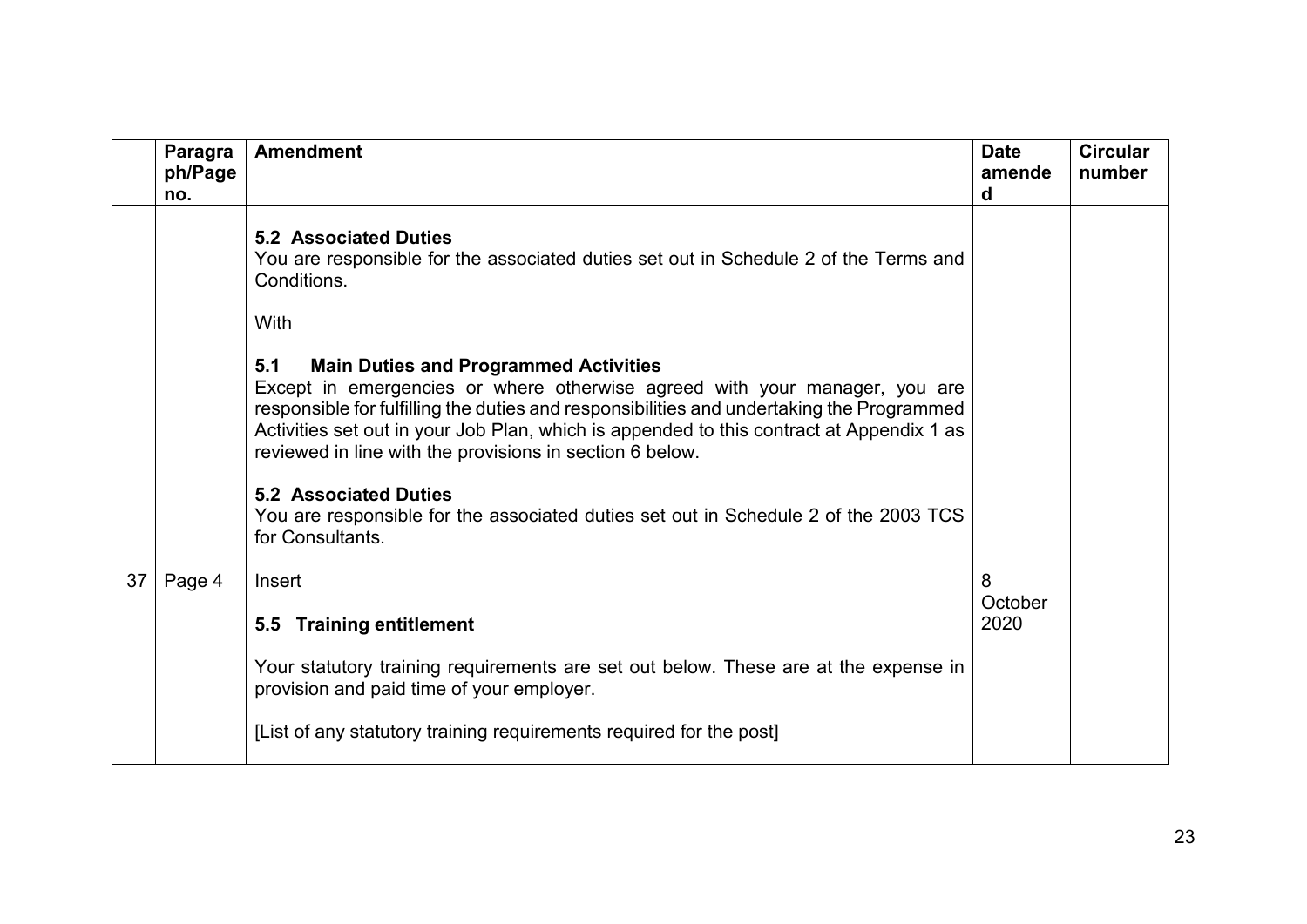|  | Paragraph/Page no. | Amendment | Date amended | Circular number |
|---|---|---|---|---|
|  |  | **5.2 Associated Duties**<br>You are responsible for the associated duties set out in Schedule 2 of the Terms and Conditions.<br><br>With<br><br>**5.1 Main Duties and Programmed Activities**<br>Except in emergencies or where otherwise agreed with your manager, you are responsible for fulfilling the duties and responsibilities and undertaking the Programmed Activities set out in your Job Plan, which is appended to this contract at Appendix 1 as reviewed in line with the provisions in section 6 below.<br><br>**5.2 Associated Duties**<br>You are responsible for the associated duties set out in Schedule 2 of the 2003 TCS for Consultants. |  |  |
| 37 | Page 4 | Insert<br><br>**5.5 Training entitlement**<br><br>Your statutory training requirements are set out below. These are at the expense in provision and paid time of your employer.<br><br>[List of any statutory training requirements required for the post] | 8 October 2020 |  |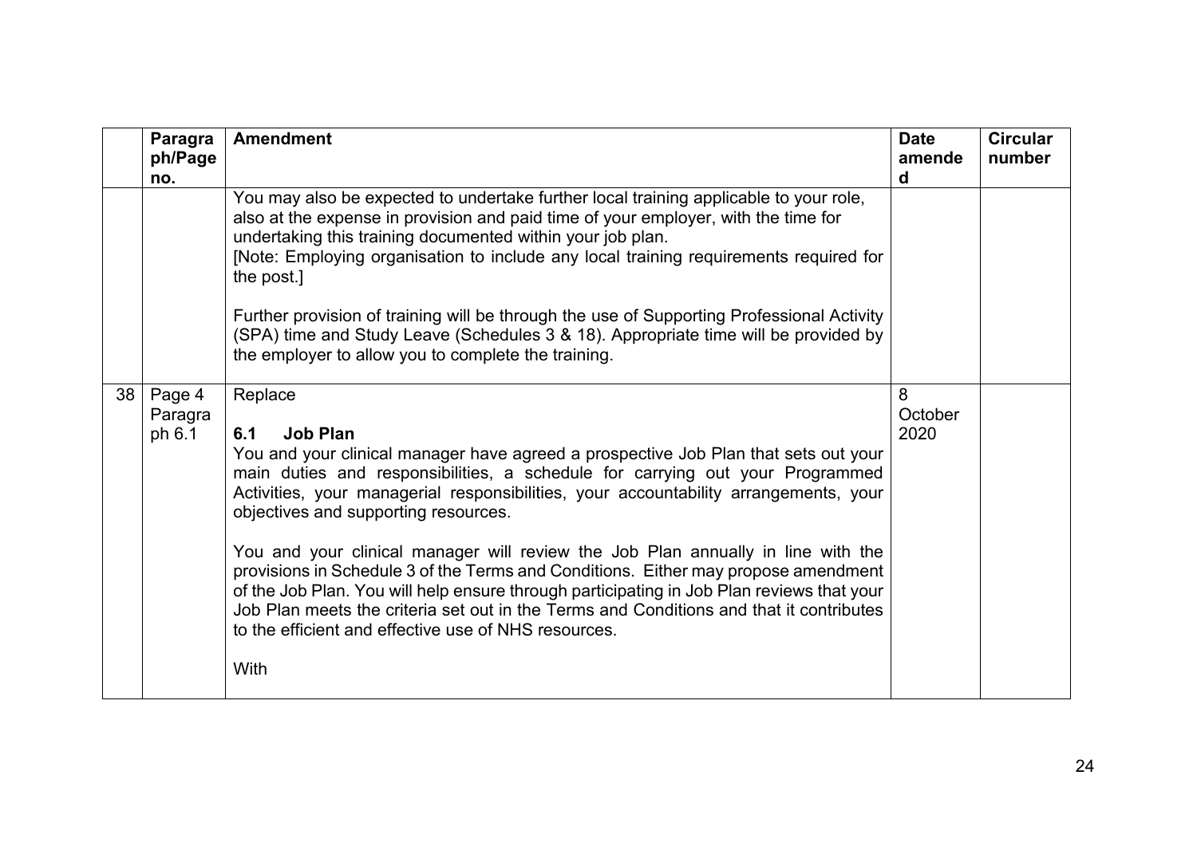| | Paragraph/Page no. | Amendment | Date amended | Circular number |
|---|---|---|---|---|
| | | You may also be expected to undertake further local training applicable to your role, also at the expense in provision and paid time of your employer, with the time for undertaking this training documented within your job plan.<br>[Note: Employing organisation to include any local training requirements required for the post.]<br><br>Further provision of training will be through the use of Supporting Professional Activity (SPA) time and Study Leave (Schedules 3 & 18). Appropriate time will be provided by the employer to allow you to complete the training. | | |
| 38 | Page 4 Paragraph 6.1 | Replace<br><br>**6.1 Job Plan**<br>You and your clinical manager have agreed a prospective Job Plan that sets out your main duties and responsibilities, a schedule for carrying out your Programmed Activities, your managerial responsibilities, your accountability arrangements, your objectives and supporting resources.<br><br>You and your clinical manager will review the Job Plan annually in line with the provisions in Schedule 3 of the Terms and Conditions. Either may propose amendment of the Job Plan. You will help ensure through participating in Job Plan reviews that your Job Plan meets the criteria set out in the Terms and Conditions and that it contributes to the efficient and effective use of NHS resources.<br><br>With | 8 October 2020 | |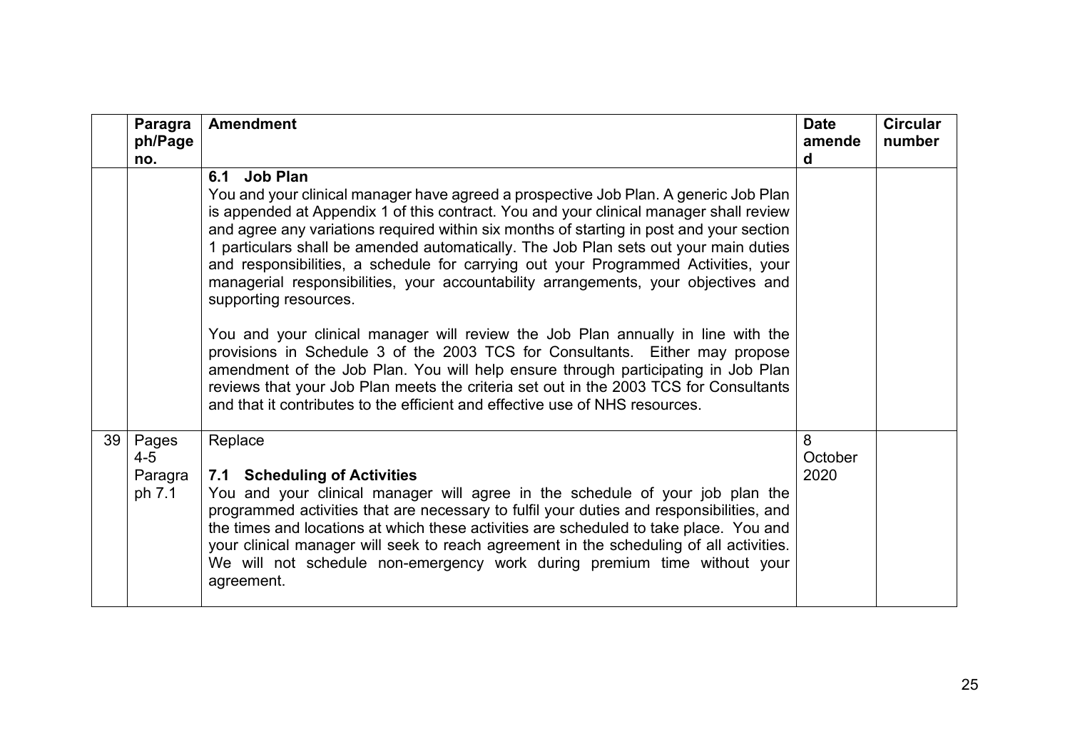| | Paragraph/Page no. | Amendment | Date amended | Circular number |
|---|---|---|---|---|
| | | **6.1 Job Plan**<br>You and your clinical manager have agreed a prospective Job Plan. A generic Job Plan is appended at Appendix 1 of this contract. You and your clinical manager shall review and agree any variations required within six months of starting in post and your section 1 particulars shall be amended automatically. The Job Plan sets out your main duties and responsibilities, a schedule for carrying out your Programmed Activities, your managerial responsibilities, your accountability arrangements, your objectives and supporting resources.<br><br>You and your clinical manager will review the Job Plan annually in line with the provisions in Schedule 3 of the 2003 TCS for Consultants. Either may propose amendment of the Job Plan. You will help ensure through participating in Job Plan reviews that your Job Plan meets the criteria set out in the 2003 TCS for Consultants and that it contributes to the efficient and effective use of NHS resources. | | |
| 39 | Pages 4-5 Paragraph 7.1 | Replace<br><br>**7.1 Scheduling of Activities**<br>You and your clinical manager will agree in the schedule of your job plan the programmed activities that are necessary to fulfil your duties and responsibilities, and the times and locations at which these activities are scheduled to take place. You and your clinical manager will seek to reach agreement in the scheduling of all activities. We will not schedule non-emergency work during premium time without your agreement. | 8 October 2020 | |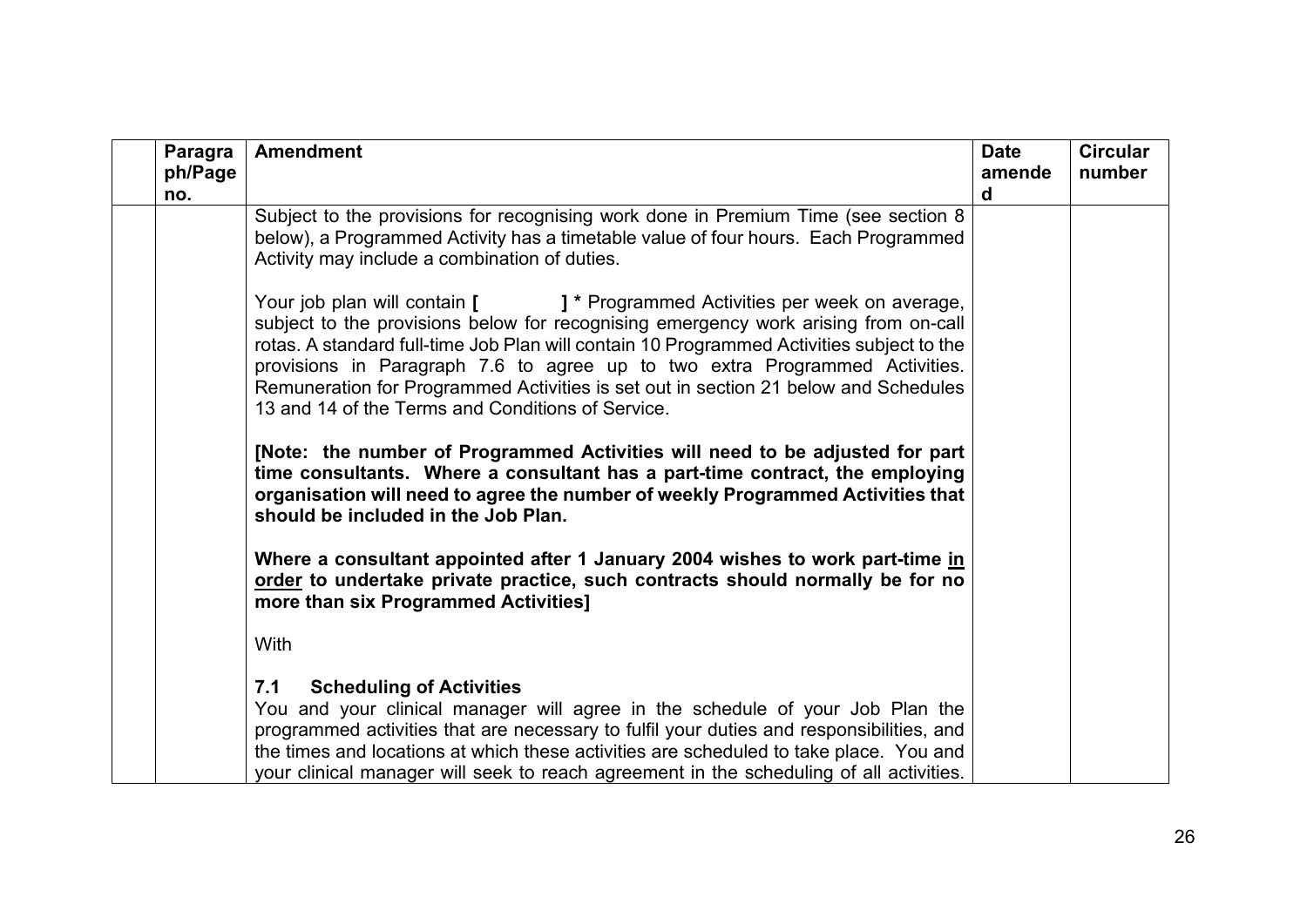| | Paragraph/Page no. | Amendment | Date amended | Circular number |
|---|---|---|---|---|
| | | Subject to the provisions for recognising work done in Premium Time (see section 8 below), a Programmed Activity has a timetable value of four hours. Each Programmed Activity may include a combination of duties.<br><br>Your job plan will contain **[ ] *** Programmed Activities per week on average, subject to the provisions below for recognising emergency work arising from on-call rotas. A standard full-time Job Plan will contain 10 Programmed Activities subject to the provisions in Paragraph 7.6 to agree up to two extra Programmed Activities. Remuneration for Programmed Activities is set out in section 21 below and Schedules 13 and 14 of the Terms and Conditions of Service.<br><br>**[Note: the number of Programmed Activities will need to be adjusted for part time consultants. Where a consultant has a part-time contract, the employing organisation will need to agree the number of weekly Programmed Activities that should be included in the Job Plan.**<br><br>**Where a consultant appointed after 1 January 2004 wishes to work part-time <u>in order</u> to undertake private practice, such contracts should normally be for no more than six Programmed Activities]**<br><br>With<br><br>**7.1 Scheduling of Activities**<br>You and your clinical manager will agree in the schedule of your Job Plan the programmed activities that are necessary to fulfil your duties and responsibilities, and the times and locations at which these activities are scheduled to take place. You and your clinical manager will seek to reach agreement in the scheduling of all activities. | | |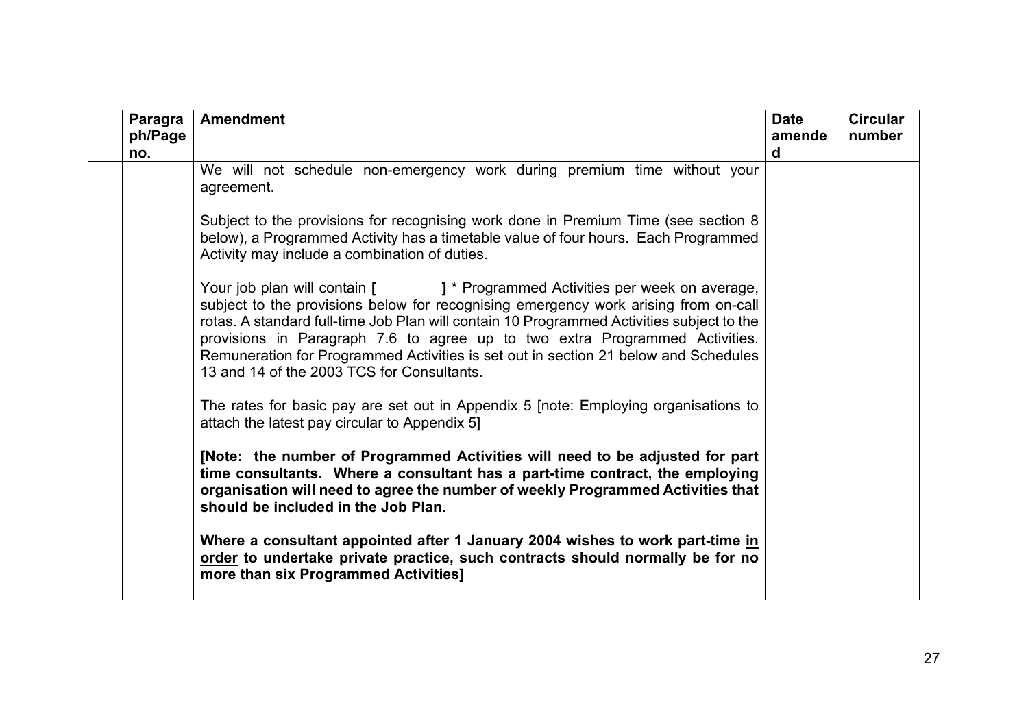| | Paragraph/Page no. | Amendment | Date amended | Circular number |
|---|---|---|---|---|
| | | We will not schedule non-emergency work during premium time without your agreement.<br><br>Subject to the provisions for recognising work done in Premium Time (see section 8 below), a Programmed Activity has a timetable value of four hours. Each Programmed Activity may include a combination of duties.<br><br>Your job plan will contain **[ ] *** Programmed Activities per week on average, subject to the provisions below for recognising emergency work arising from on-call rotas. A standard full-time Job Plan will contain 10 Programmed Activities subject to the provisions in Paragraph 7.6 to agree up to two extra Programmed Activities. Remuneration for Programmed Activities is set out in section 21 below and Schedules 13 and 14 of the 2003 TCS for Consultants.<br><br>The rates for basic pay are set out in Appendix 5 [note: Employing organisations to attach the latest pay circular to Appendix 5]<br><br>**[Note: the number of Programmed Activities will need to be adjusted for part time consultants. Where a consultant has a part-time contract, the employing organisation will need to agree the number of weekly Programmed Activities that should be included in the Job Plan.**<br><br>**Where a consultant appointed after 1 January 2004 wishes to work part-time <u>in order</u> to undertake private practice, such contracts should normally be for no more than six Programmed Activities]** | | |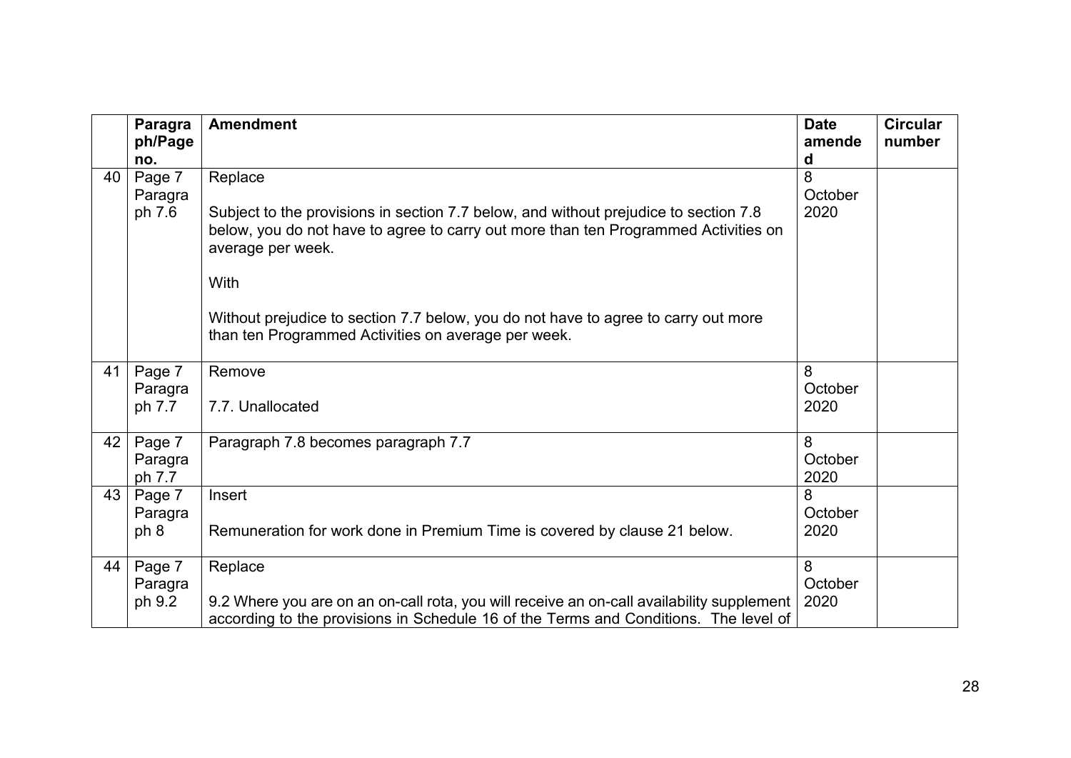| | Paragraph/Page no. | Amendment | Date amended | Circular number |
|---|---|---|---|---|
| 40 | Page 7 Paragraph 7.6 | Replace<br><br>Subject to the provisions in section 7.7 below, and without prejudice to section 7.8 below, you do not have to agree to carry out more than ten Programmed Activities on average per week.<br><br>With<br><br>Without prejudice to section 7.7 below, you do not have to agree to carry out more than ten Programmed Activities on average per week. | 8 October 2020 | |
| 41 | Page 7 Paragraph 7.7 | Remove<br><br>7.7. Unallocated | 8 October 2020 | |
| 42 | Page 7 Paragraph 7.7 | Paragraph 7.8 becomes paragraph 7.7 | 8 October 2020 | |
| 43 | Page 7 Paragraph 8 | Insert<br><br>Remuneration for work done in Premium Time is covered by clause 21 below. | 8 October 2020 | |
| 44 | Page 7 Paragraph 9.2 | Replace<br><br>9.2 Where you are on an on-call rota, you will receive an on-call availability supplement according to the provisions in Schedule 16 of the Terms and Conditions. The level of | 8 October 2020 | |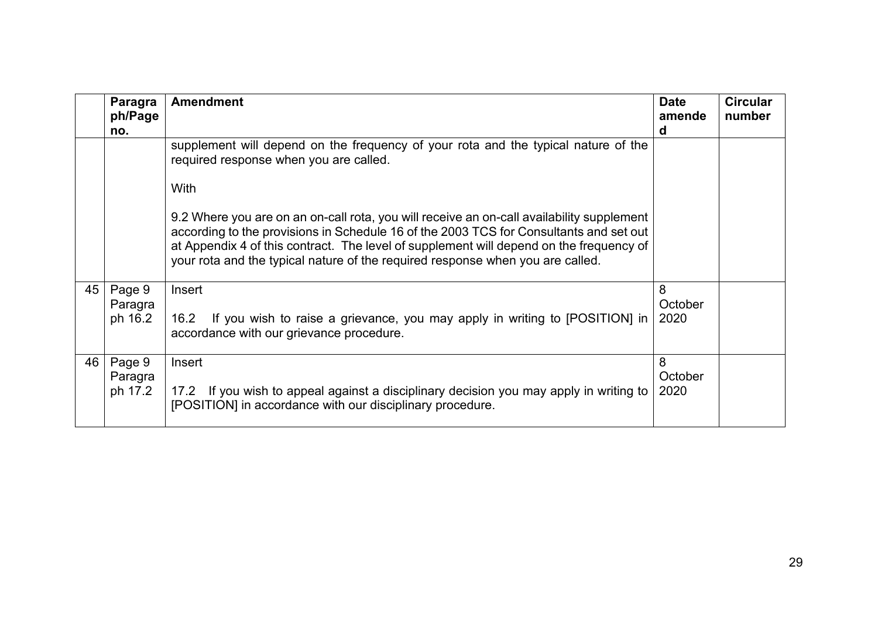| | Paragraph/Page no. | Amendment | Date amended | Circular number |
|---|---|---|---|---|
| | | supplement will depend on the frequency of your rota and the typical nature of the required response when you are called.<br><br>With<br><br>9.2 Where you are on an on-call rota, you will receive an on-call availability supplement according to the provisions in Schedule 16 of the 2003 TCS for Consultants and set out at Appendix 4 of this contract. The level of supplement will depend on the frequency of your rota and the typical nature of the required response when you are called. | | |
| 45 | Page 9 Paragraph 16.2 | Insert<br><br>16.2 If you wish to raise a grievance, you may apply in writing to [POSITION] in accordance with our grievance procedure. | 8 October 2020 | |
| 46 | Page 9 Paragraph 17.2 | Insert<br><br>17.2 If you wish to appeal against a disciplinary decision you may apply in writing to [POSITION] in accordance with our disciplinary procedure. | 8 October 2020 | |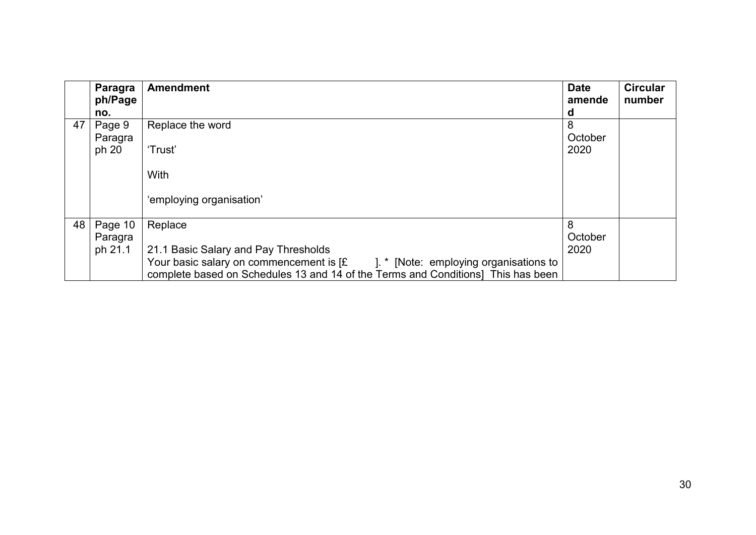| | Paragraph/Page no. | Amendment | Date amended | Circular number |
|---|---|---|---|---|
| 47 | Page 9 Paragraph 20 | Replace the word<br><br>'Trust'<br><br>With<br><br>'employing organisation' | 8 October 2020 | |
| 48 | Page 10 Paragraph 21.1 | Replace<br><br>21.1 Basic Salary and Pay Thresholds<br>Your basic salary on commencement is [£ ]. * [Note: employing organisations to complete based on Schedules 13 and 14 of the Terms and Conditions] This has been | 8 October 2020 | |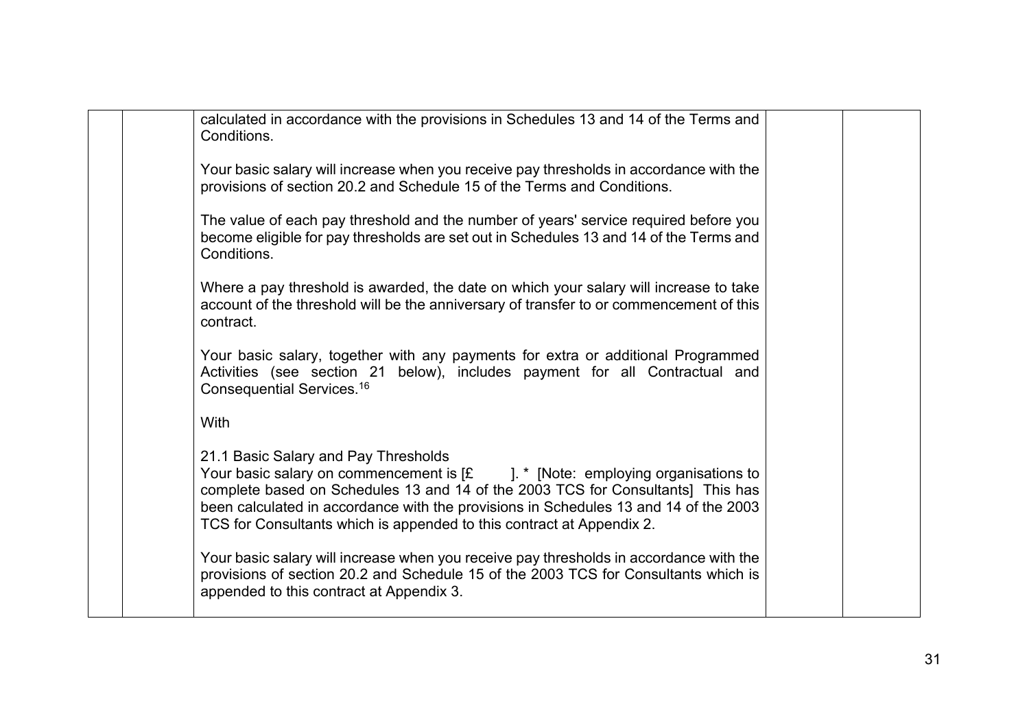| | | | | |
|---|---|---|---|---|
| | | calculated in accordance with the provisions in Schedules 13 and 14 of the Terms and Conditions.<br><br>Your basic salary will increase when you receive pay thresholds in accordance with the provisions of section 20.2 and Schedule 15 of the Terms and Conditions.<br><br>The value of each pay threshold and the number of years' service required before you become eligible for pay thresholds are set out in Schedules 13 and 14 of the Terms and Conditions.<br><br>Where a pay threshold is awarded, the date on which your salary will increase to take account of the threshold will be the anniversary of transfer to or commencement of this contract.<br><br>Your basic salary, together with any payments for extra or additional Programmed Activities (see section 21 below), includes payment for all Contractual and Consequential Services.[16]<br><br>With<br><br>21.1 Basic Salary and Pay Thresholds<br>Your basic salary on commencement is [£ ]. * [Note: employing organisations to complete based on Schedules 13 and 14 of the 2003 TCS for Consultants] This has been calculated in accordance with the provisions in Schedules 13 and 14 of the 2003 TCS for Consultants which is appended to this contract at Appendix 2.<br><br>Your basic salary will increase when you receive pay thresholds in accordance with the provisions of section 20.2 and Schedule 15 of the 2003 TCS for Consultants which is appended to this contract at Appendix 3. | | |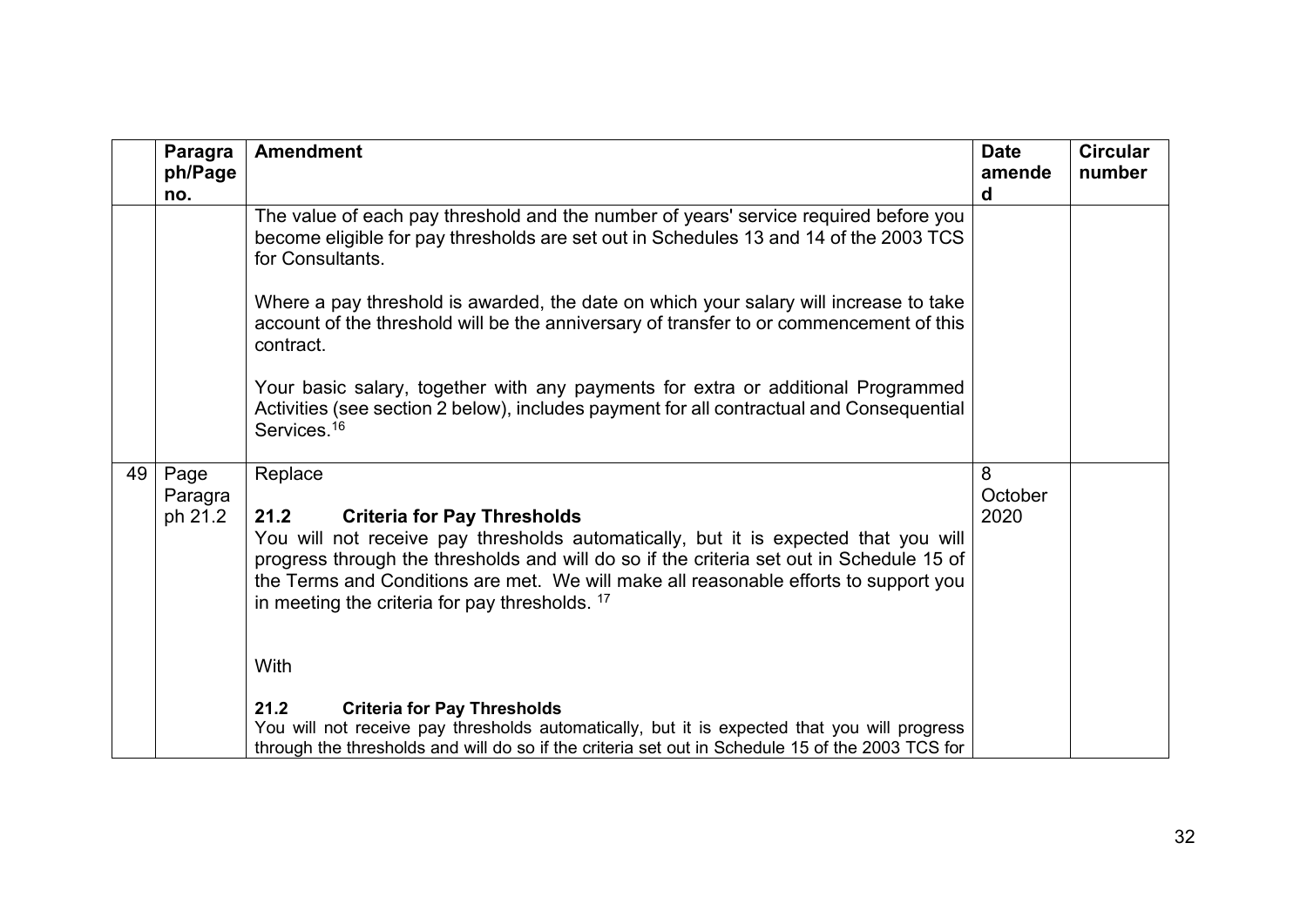| | Paragraph/Page no. | Amendment | Date amended | Circular number |
|---|---|---|---|---|
| | | The value of each pay threshold and the number of years' service required before you become eligible for pay thresholds are set out in Schedules 13 and 14 of the 2003 TCS for Consultants.<br><br>Where a pay threshold is awarded, the date on which your salary will increase to take account of the threshold will be the anniversary of transfer to or commencement of this contract.<br><br>Your basic salary, together with any payments for extra or additional Programmed Activities (see section 2 below), includes payment for all contractual and Consequential Services.[16] | | |
| 49 | Page Paragraph 21.2 | Replace<br><br>**21.2 Criteria for Pay Thresholds**<br>You will not receive pay thresholds automatically, but it is expected that you will progress through the thresholds and will do so if the criteria set out in Schedule 15 of the Terms and Conditions are met. We will make all reasonable efforts to support you in meeting the criteria for pay thresholds. [17]<br><br>With<br><br>**21.2 Criteria for Pay Thresholds**<br>You will not receive pay thresholds automatically, but it is expected that you will progress through the thresholds and will do so if the criteria set out in Schedule 15 of the 2003 TCS for | 8 October 2020 | |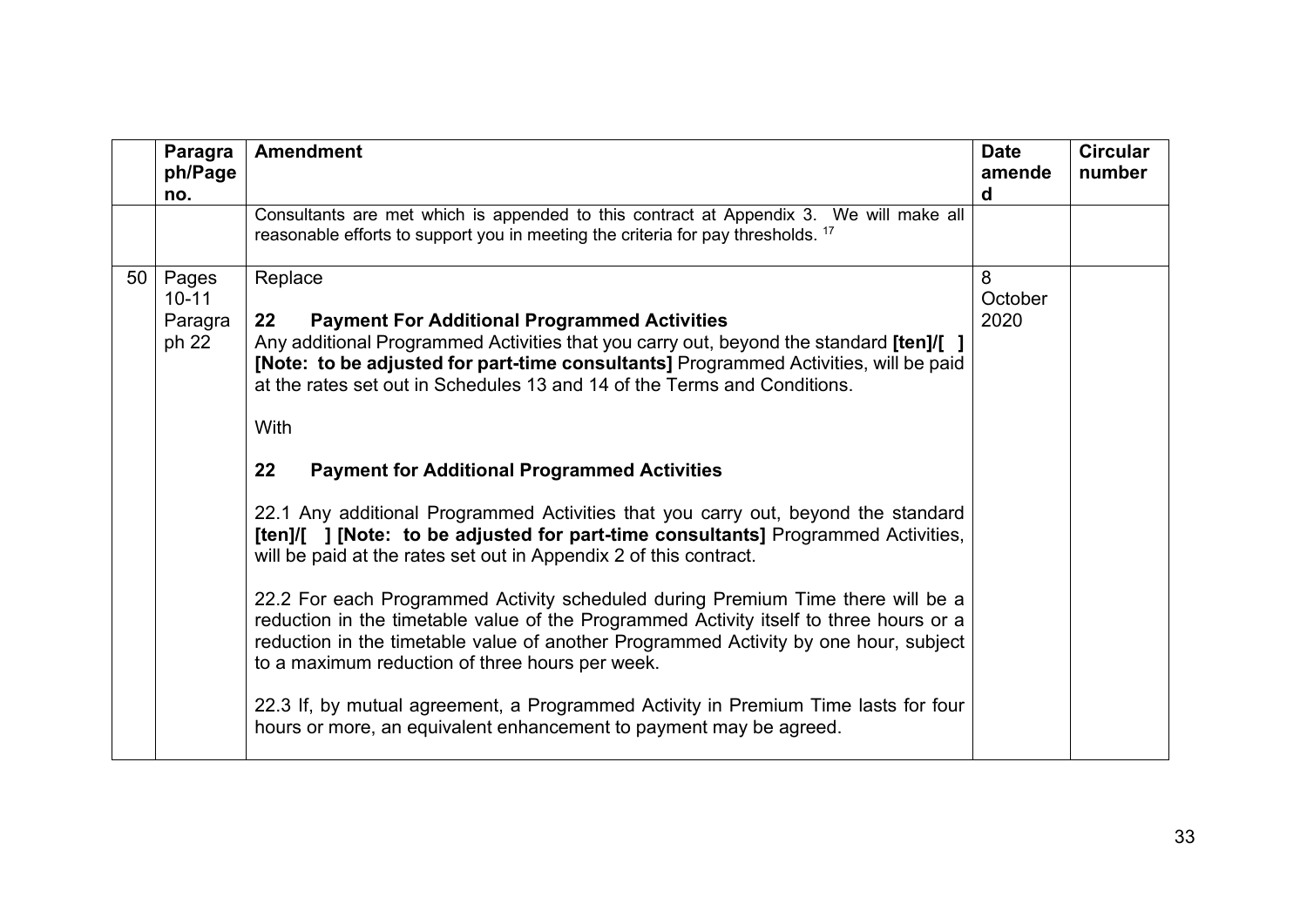| | Paragraph/Page no. | Amendment | Date amended | Circular number |
|---|---|---|---|---|
| | | Consultants are met which is appended to this contract at Appendix 3. We will make all reasonable efforts to support you in meeting the criteria for pay thresholds. [17] | | |
| 50 | Pages 10-11 Paragraph 22 | Replace<br><br>**22 Payment For Additional Programmed Activities**<br>Any additional Programmed Activities that you carry out, beyond the standard **[ten]/[ ] [Note: to be adjusted for part-time consultants]** Programmed Activities, will be paid at the rates set out in Schedules 13 and 14 of the Terms and Conditions.<br><br>With<br><br>**22 Payment for Additional Programmed Activities**<br><br>22.1 Any additional Programmed Activities that you carry out, beyond the standard **[ten]/[ ] [Note: to be adjusted for part-time consultants]** Programmed Activities, will be paid at the rates set out in Appendix 2 of this contract.<br><br>22.2 For each Programmed Activity scheduled during Premium Time there will be a reduction in the timetable value of the Programmed Activity itself to three hours or a reduction in the timetable value of another Programmed Activity by one hour, subject to a maximum reduction of three hours per week.<br><br>22.3 If, by mutual agreement, a Programmed Activity in Premium Time lasts for four hours or more, an equivalent enhancement to payment may be agreed. | 8 October 2020 | |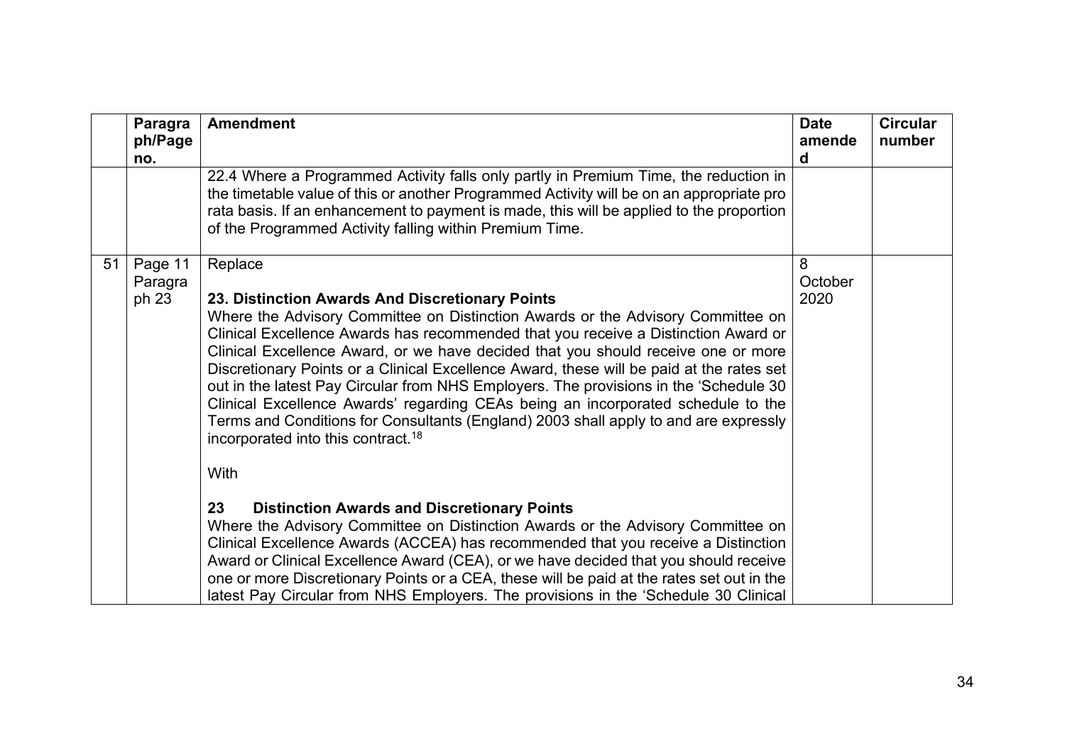| | Paragraph/Page no. | Amendment | Date amended | Circular number |
|---|---|---|---|---|
| | | 22.4 Where a Programmed Activity falls only partly in Premium Time, the reduction in the timetable value of this or another Programmed Activity will be on an appropriate pro rata basis. If an enhancement to payment is made, this will be applied to the proportion of the Programmed Activity falling within Premium Time. | | |
| 51 | Page 11 Paragraph 23 | Replace<br><br>**23. Distinction Awards And Discretionary Points**<br>Where the Advisory Committee on Distinction Awards or the Advisory Committee on Clinical Excellence Awards has recommended that you receive a Distinction Award or Clinical Excellence Award, or we have decided that you should receive one or more Discretionary Points or a Clinical Excellence Award, these will be paid at the rates set out in the latest Pay Circular from NHS Employers. The provisions in the 'Schedule 30 Clinical Excellence Awards' regarding CEAs being an incorporated schedule to the Terms and Conditions for Consultants (England) 2003 shall apply to and are expressly incorporated into this contract.[18]<br><br>With<br><br>**23 Distinction Awards and Discretionary Points**<br>Where the Advisory Committee on Distinction Awards or the Advisory Committee on Clinical Excellence Awards (ACCEA) has recommended that you receive a Distinction Award or Clinical Excellence Award (CEA), or we have decided that you should receive one or more Discretionary Points or a CEA, these will be paid at the rates set out in the latest Pay Circular from NHS Employers. The provisions in the 'Schedule 30 Clinical | 8 October 2020 | |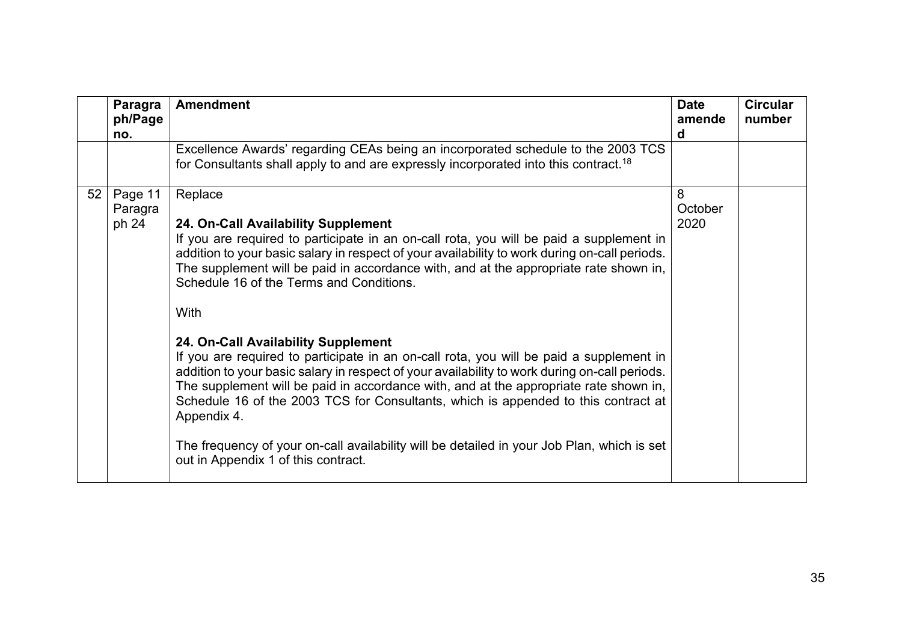| | Paragraph/Page no. | Amendment | Date amended | Circular number |
|---|---|---|---|---|
| | | Excellence Awards' regarding CEAs being an incorporated schedule to the 2003 TCS for Consultants shall apply to and are expressly incorporated into this contract.[18] | | |
| 52 | Page 11 Paragraph 24 | Replace<br><br>**24. On-Call Availability Supplement**<br>If you are required to participate in an on-call rota, you will be paid a supplement in addition to your basic salary in respect of your availability to work during on-call periods. The supplement will be paid in accordance with, and at the appropriate rate shown in, Schedule 16 of the Terms and Conditions.<br><br>With<br><br>**24. On-Call Availability Supplement**<br>If you are required to participate in an on-call rota, you will be paid a supplement in addition to your basic salary in respect of your availability to work during on-call periods. The supplement will be paid in accordance with, and at the appropriate rate shown in, Schedule 16 of the 2003 TCS for Consultants, which is appended to this contract at Appendix 4.<br><br>The frequency of your on-call availability will be detailed in your Job Plan, which is set out in Appendix 1 of this contract. | 8 October 2020 | |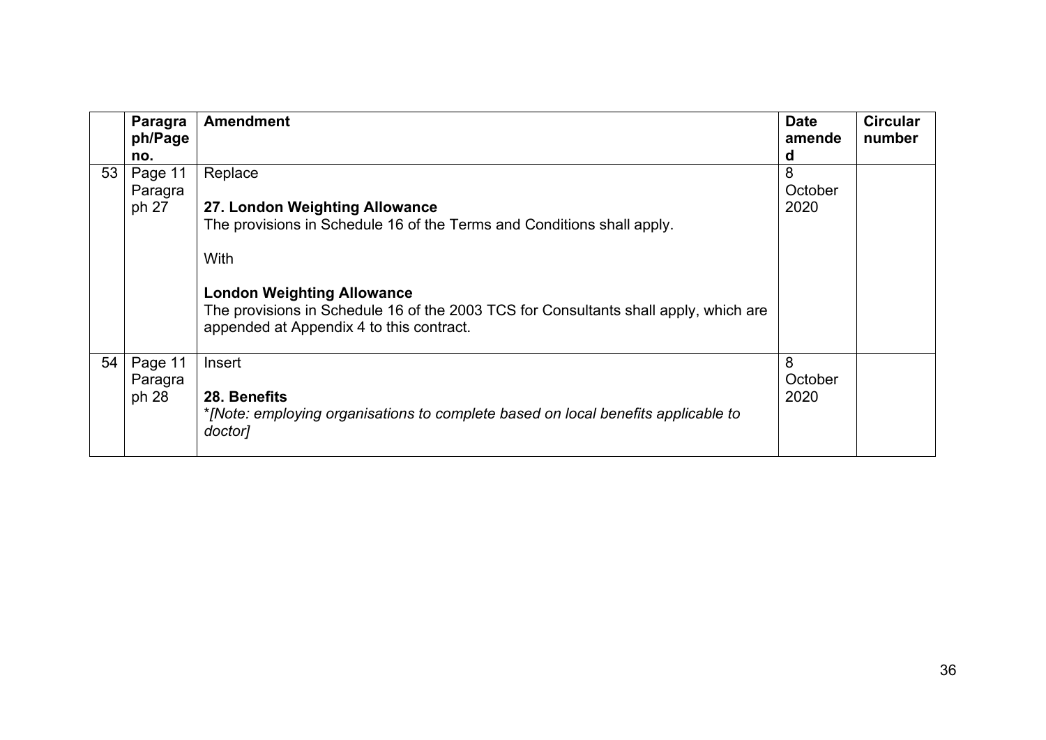| | Paragraph/Page no. | Amendment | Date amended | Circular number |
|---|---|---|---|---|
| 53 | Page 11 Paragraph 27 | Replace<br><br>**27. London Weighting Allowance**<br>The provisions in Schedule 16 of the Terms and Conditions shall apply.<br><br>With<br><br>**London Weighting Allowance**<br>The provisions in Schedule 16 of the 2003 TCS for Consultants shall apply, which are appended at Appendix 4 to this contract. | 8 October 2020 | |
| 54 | Page 11 Paragraph 28 | Insert<br><br>**28. Benefits**<br>**[Note: employing organisations to complete based on local benefits applicable to doctor]* | 8 October 2020 | |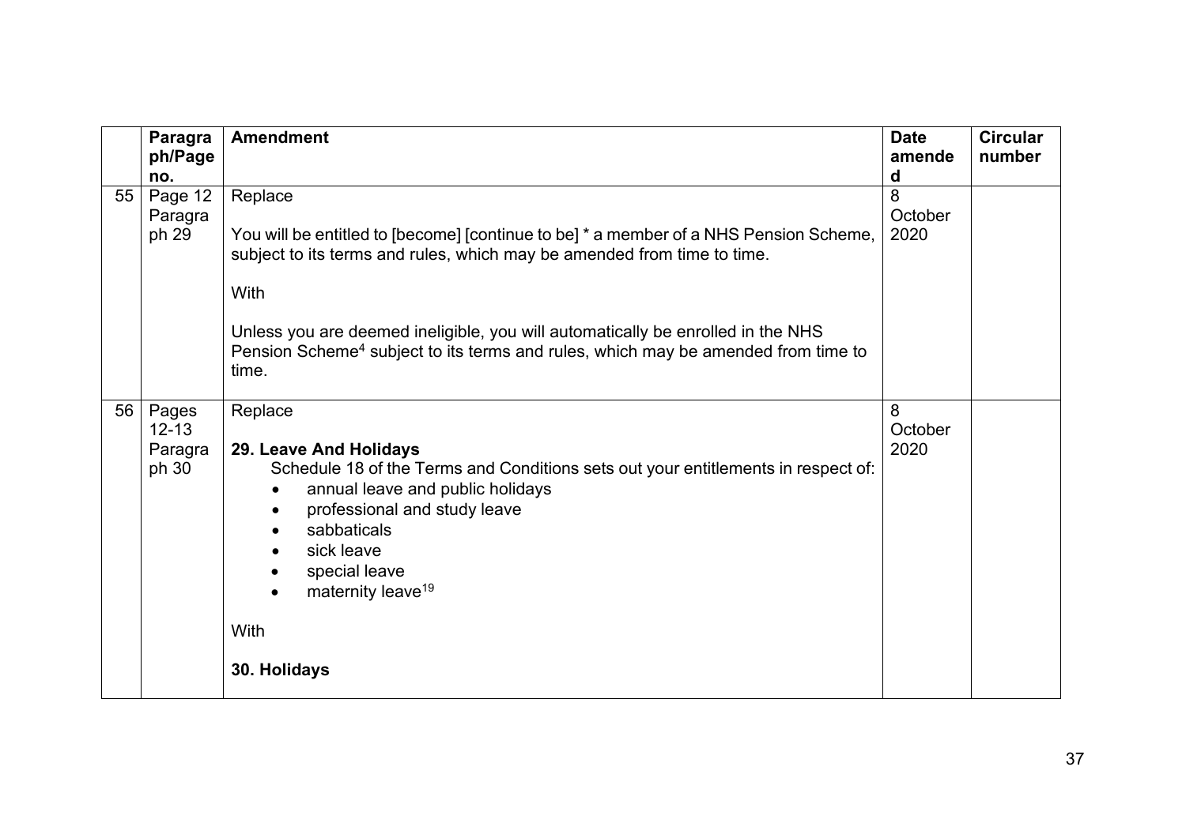| | Paragraph/Page no. | Amendment | Date amended | Circular number |
|---|---|---|---|---|
| 55 | Page 12 Paragraph 29 | Replace<br><br>You will be entitled to [become] [continue to be] * a member of a NHS Pension Scheme, subject to its terms and rules, which may be amended from time to time.<br><br>With<br><br>Unless you are deemed ineligible, you will automatically be enrolled in the NHS Pension Scheme[4] subject to its terms and rules, which may be amended from time to time. | 8 October 2020 | |
| 56 | Pages 12-13 Paragraph 30 | Replace<br><br>**29. Leave And Holidays**<br>Schedule 18 of the Terms and Conditions sets out your entitlements in respect of:<br>• annual leave and public holidays<br>• professional and study leave<br>• sabbaticals<br>• sick leave<br>• special leave<br>• maternity leave[19]<br><br>With<br><br>**30. Holidays** | 8 October 2020 | |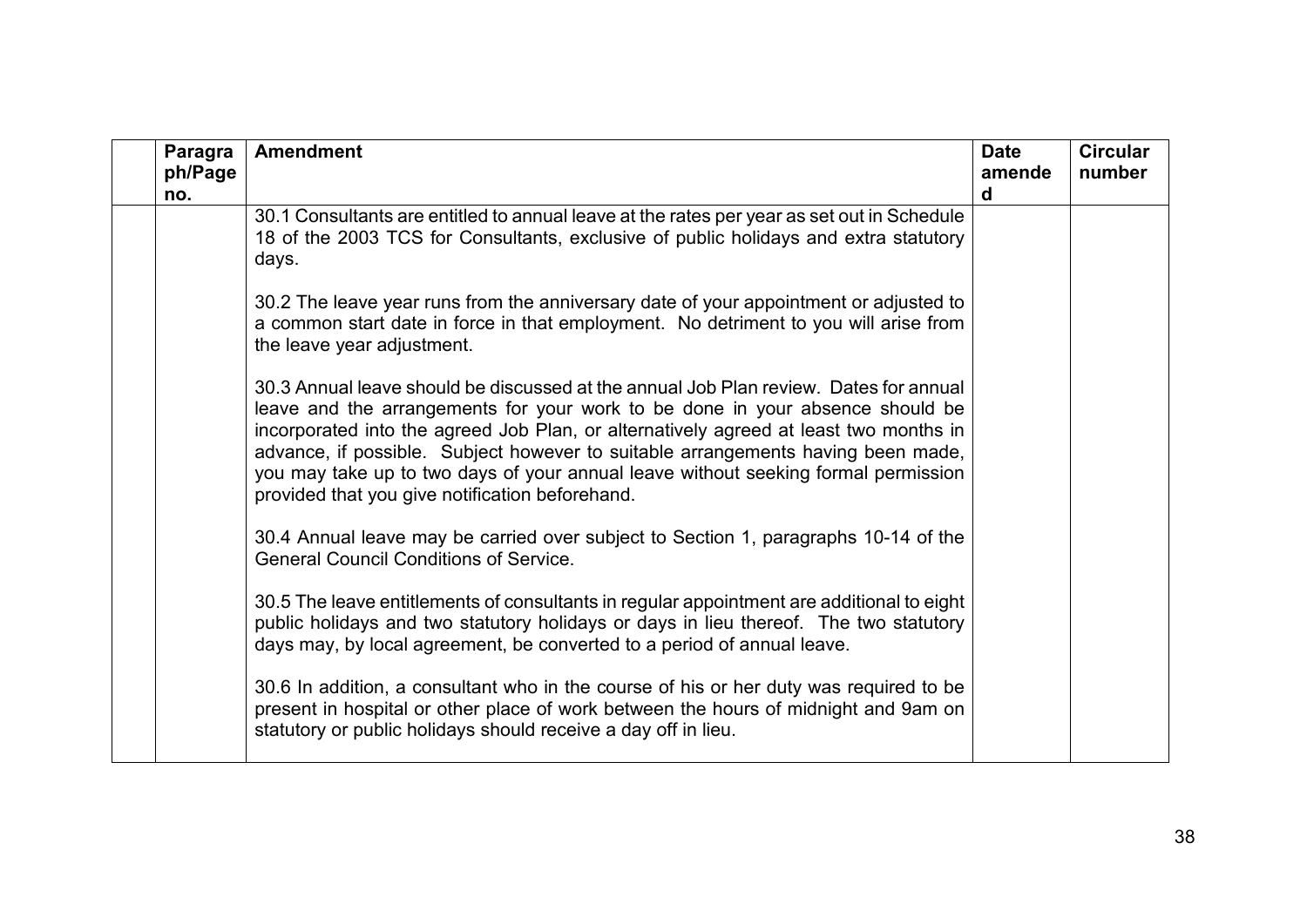| | Paragraph/Page no. | Amendment | Date amended | Circular number |
|---|---|---|---|---|
| | | 30.1 Consultants are entitled to annual leave at the rates per year as set out in Schedule 18 of the 2003 TCS for Consultants, exclusive of public holidays and extra statutory days.<br><br>30.2 The leave year runs from the anniversary date of your appointment or adjusted to a common start date in force in that employment. No detriment to you will arise from the leave year adjustment.<br><br>30.3 Annual leave should be discussed at the annual Job Plan review. Dates for annual leave and the arrangements for your work to be done in your absence should be incorporated into the agreed Job Plan, or alternatively agreed at least two months in advance, if possible. Subject however to suitable arrangements having been made, you may take up to two days of your annual leave without seeking formal permission provided that you give notification beforehand.<br><br>30.4 Annual leave may be carried over subject to Section 1, paragraphs 10-14 of the General Council Conditions of Service.<br><br>30.5 The leave entitlements of consultants in regular appointment are additional to eight public holidays and two statutory holidays or days in lieu thereof. The two statutory days may, by local agreement, be converted to a period of annual leave.<br><br>30.6 In addition, a consultant who in the course of his or her duty was required to be present in hospital or other place of work between the hours of midnight and 9am on statutory or public holidays should receive a day off in lieu. | | |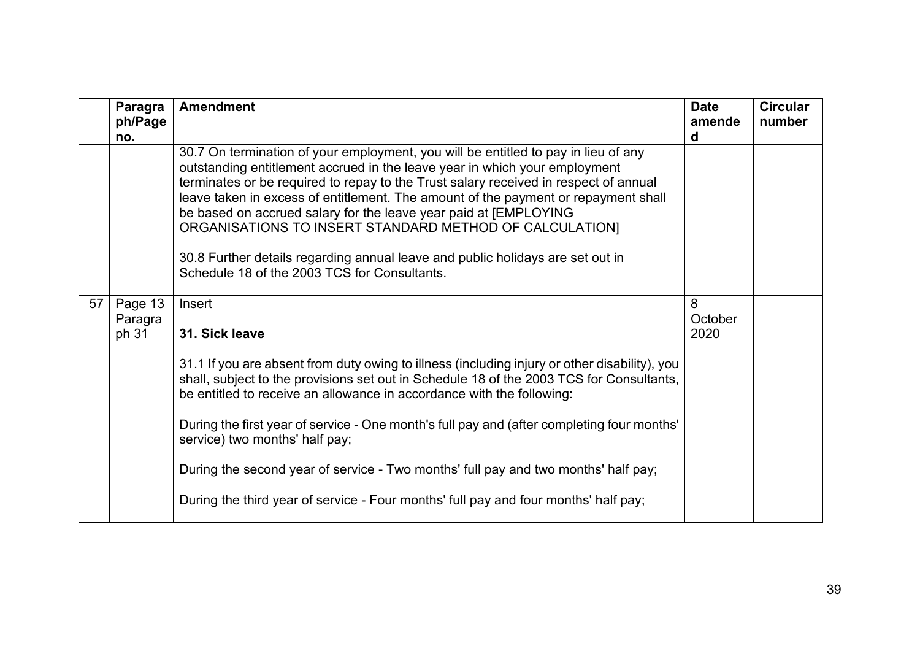| | Paragraph/Page no. | Amendment | Date amended | Circular number |
|---|---|---|---|---|
| | | 30.7 On termination of your employment, you will be entitled to pay in lieu of any outstanding entitlement accrued in the leave year in which your employment terminates or be required to repay to the Trust salary received in respect of annual leave taken in excess of entitlement. The amount of the payment or repayment shall be based on accrued salary for the leave year paid at [EMPLOYING ORGANISATIONS TO INSERT STANDARD METHOD OF CALCULATION]<br><br>30.8 Further details regarding annual leave and public holidays are set out in Schedule 18 of the 2003 TCS for Consultants. | | |
| 57 | Page 13 Paragraph 31 | Insert<br><br>**31. Sick leave**<br><br>31.1 If you are absent from duty owing to illness (including injury or other disability), you shall, subject to the provisions set out in Schedule 18 of the 2003 TCS for Consultants, be entitled to receive an allowance in accordance with the following:<br><br>During the first year of service - One month's full pay and (after completing four months' service) two months' half pay;<br><br>During the second year of service - Two months' full pay and two months' half pay;<br><br>During the third year of service - Four months' full pay and four months' half pay; | 8 October 2020 | |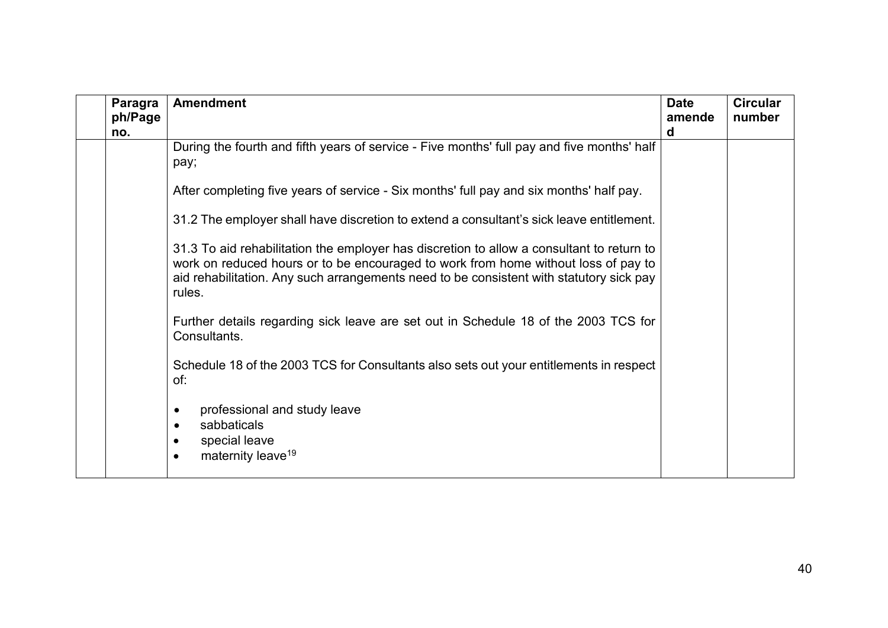| | Paragraph/Page no. | Amendment | Date amended | Circular number |
|---|---|---|---|---|
| | | During the fourth and fifth years of service - Five months' full pay and five months' half pay;<br><br>After completing five years of service - Six months' full pay and six months' half pay.<br><br>31.2 The employer shall have discretion to extend a consultant's sick leave entitlement.<br><br>31.3 To aid rehabilitation the employer has discretion to allow a consultant to return to work on reduced hours or to be encouraged to work from home without loss of pay to aid rehabilitation. Any such arrangements need to be consistent with statutory sick pay rules.<br><br>Further details regarding sick leave are set out in Schedule 18 of the 2003 TCS for Consultants.<br><br>Schedule 18 of the 2003 TCS for Consultants also sets out your entitlements in respect of:<br><br>• professional and study leave<br>• sabbaticals<br>• special leave<br>• maternity leave[19] | | |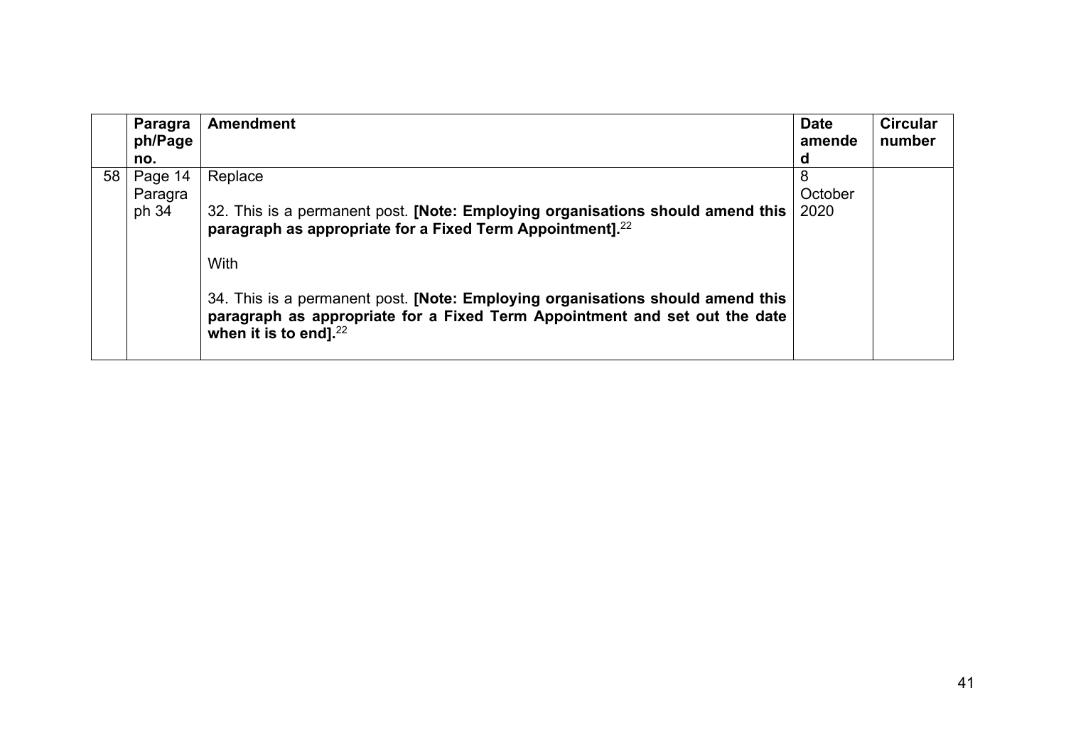| | Paragraph/Page no. | Amendment | Date amended | Circular number |
|---|---|---|---|---|
| 58 | Page 14 Paragraph 34 | Replace<br><br>32. This is a permanent post. **[Note: Employing organisations should amend this paragraph as appropriate for a Fixed Term Appointment].**[22]<br><br>With<br><br>34. This is a permanent post. **[Note: Employing organisations should amend this paragraph as appropriate for a Fixed Term Appointment and set out the date when it is to end].**[22] | 8 October 2020 | |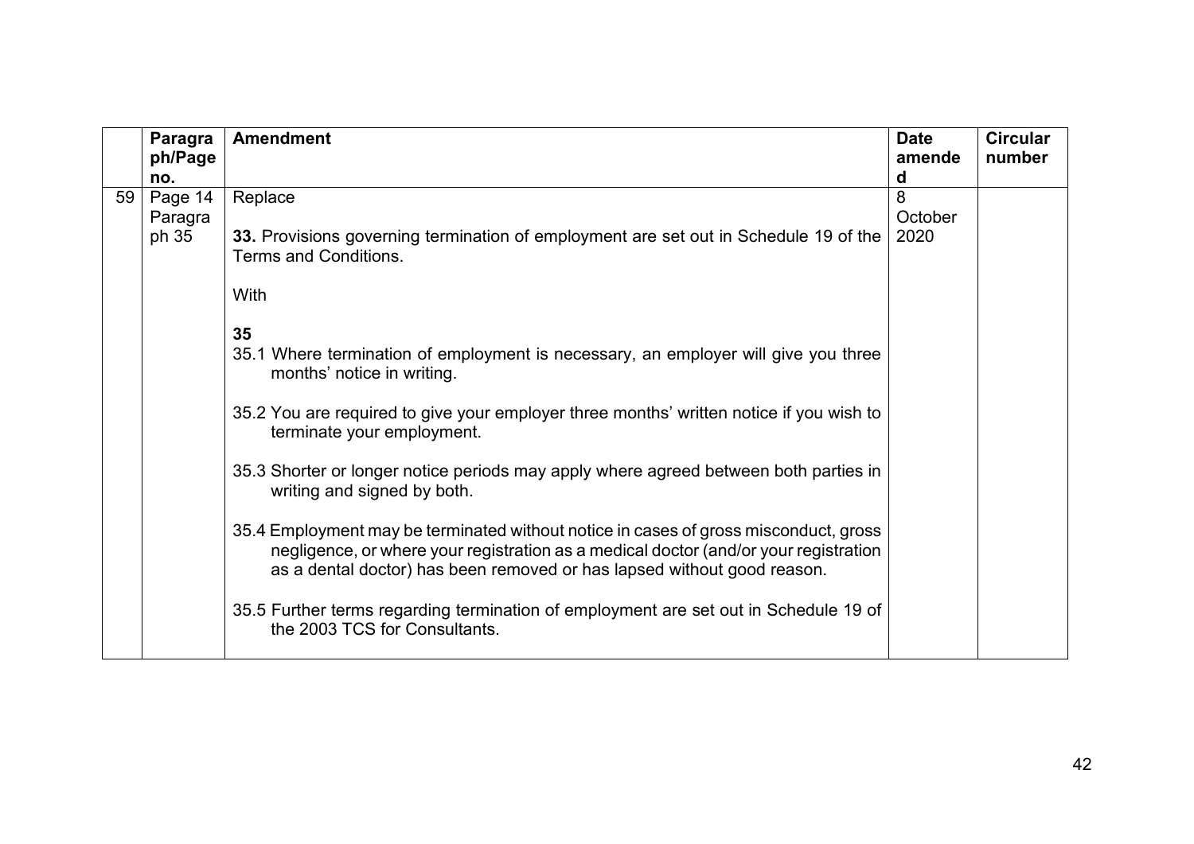| | Paragraph/Page no. | Amendment | Date amended | Circular number |
|---|---|---|---|---|
| 59 | Page 14 Paragraph 35 | Replace<br><br>**33.** Provisions governing termination of employment are set out in Schedule 19 of the Terms and Conditions.<br><br>With<br><br>**35**<br>35.1 Where termination of employment is necessary, an employer will give you three months' notice in writing.<br><br>35.2 You are required to give your employer three months' written notice if you wish to terminate your employment.<br><br>35.3 Shorter or longer notice periods may apply where agreed between both parties in writing and signed by both.<br><br>35.4 Employment may be terminated without notice in cases of gross misconduct, gross negligence, or where your registration as a medical doctor (and/or your registration as a dental doctor) has been removed or has lapsed without good reason.<br><br>35.5 Further terms regarding termination of employment are set out in Schedule 19 of the 2003 TCS for Consultants. | 8 October 2020 | |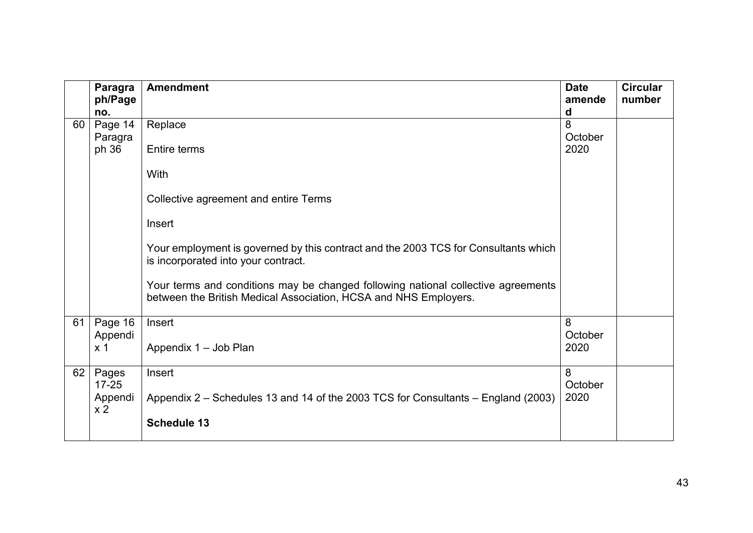|  | Paragraph/Page no. | Amendment | Date amended | Circular number |
|---|---|---|---|---|
| 60 | Page 14 Paragraph 36 | Replace<br><br>Entire terms<br><br>With<br><br>Collective agreement and entire Terms<br><br>Insert<br><br>Your employment is governed by this contract and the 2003 TCS for Consultants which is incorporated into your contract.<br><br>Your terms and conditions may be changed following national collective agreements between the British Medical Association, HCSA and NHS Employers. | 8 October 2020 |  |
| 61 | Page 16 Appendix 1 | Insert<br><br>Appendix 1 – Job Plan | 8 October 2020 |  |
| 62 | Pages 17-25 Appendix 2 | Insert<br><br>Appendix 2 – Schedules 13 and 14 of the 2003 TCS for Consultants – England (2003)<br><br>**Schedule 13** | 8 October 2020 |  |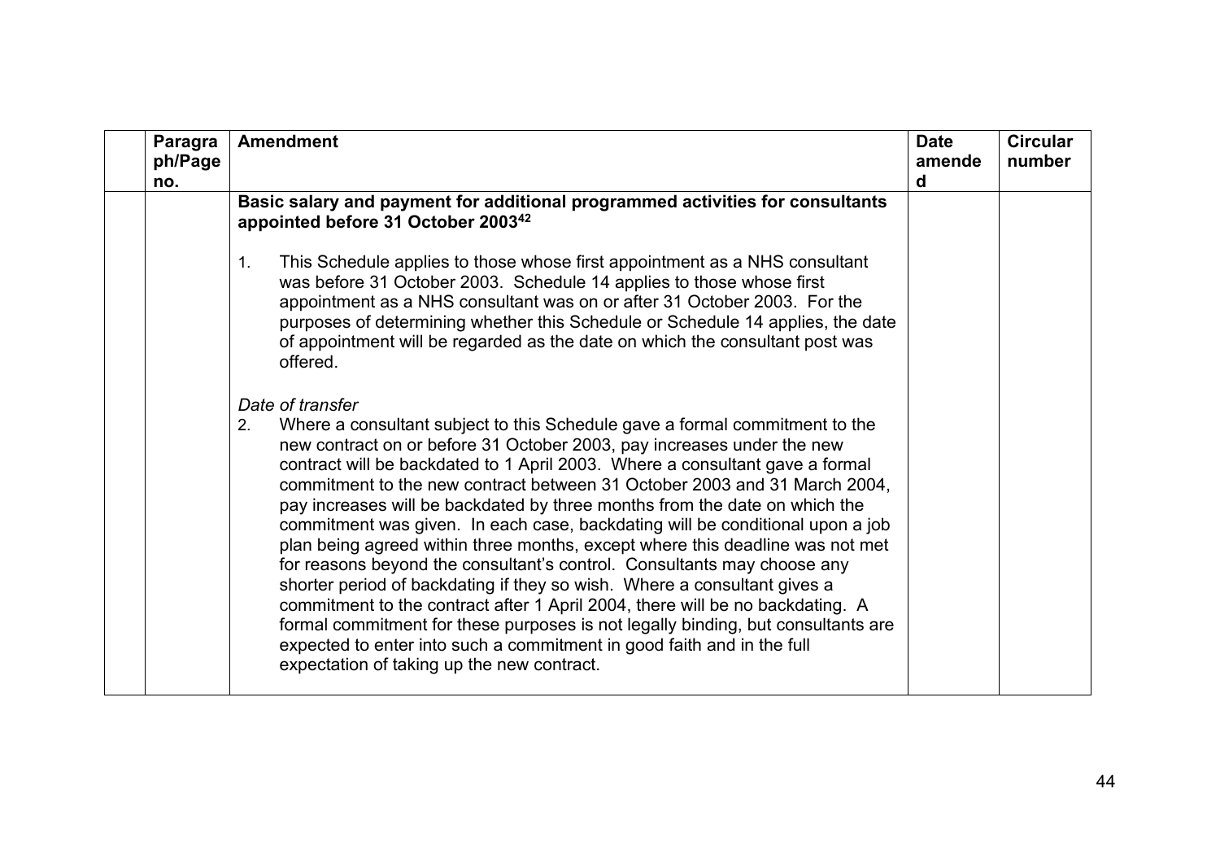| | Paragraph/Page no. | Amendment | Date amended | Circular number |
|---|---|---|---|---|
| | | **Basic salary and payment for additional programmed activities for consultants appointed before 31 October 2003[42]**<br><br>1. This Schedule applies to those whose first appointment as a NHS consultant was before 31 October 2003. Schedule 14 applies to those whose first appointment as a NHS consultant was on or after 31 October 2003. For the purposes of determining whether this Schedule or Schedule 14 applies, the date of appointment will be regarded as the date on which the consultant post was offered.<br><br>*Date of transfer*<br>2. Where a consultant subject to this Schedule gave a formal commitment to the new contract on or before 31 October 2003, pay increases under the new contract will be backdated to 1 April 2003. Where a consultant gave a formal commitment to the new contract between 31 October 2003 and 31 March 2004, pay increases will be backdated by three months from the date on which the commitment was given. In each case, backdating will be conditional upon a job plan being agreed within three months, except where this deadline was not met for reasons beyond the consultant's control. Consultants may choose any shorter period of backdating if they so wish. Where a consultant gives a commitment to the contract after 1 April 2004, there will be no backdating. A formal commitment for these purposes is not legally binding, but consultants are expected to enter into such a commitment in good faith and in the full expectation of taking up the new contract. | | |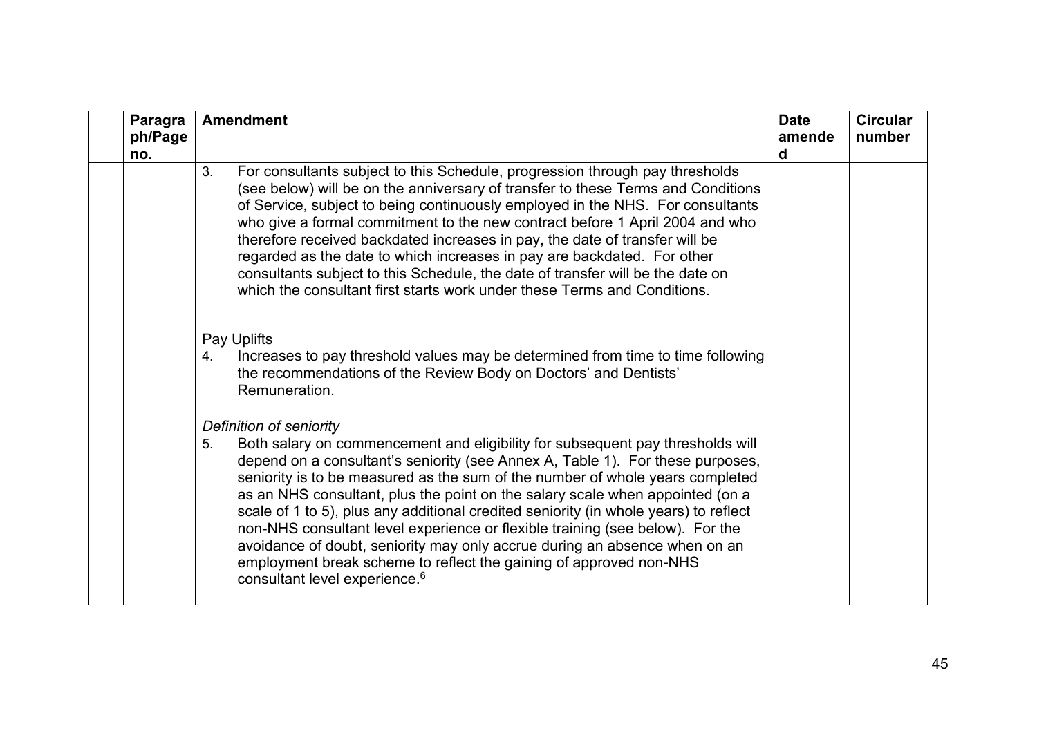| | Paragraph/Page no. | Amendment | Date amended | Circular number |
|---|---|---|---|---|
| | | 3. For consultants subject to this Schedule, progression through pay thresholds (see below) will be on the anniversary of transfer to these Terms and Conditions of Service, subject to being continuously employed in the NHS. For consultants who give a formal commitment to the new contract before 1 April 2004 and who therefore received backdated increases in pay, the date of transfer will be regarded as the date to which increases in pay are backdated. For other consultants subject to this Schedule, the date of transfer will be the date on which the consultant first starts work under these Terms and Conditions.<br><br>Pay Uplifts<br>4. Increases to pay threshold values may be determined from time to time following the recommendations of the Review Body on Doctors' and Dentists' Remuneration.<br><br>*Definition of seniority*<br>5. Both salary on commencement and eligibility for subsequent pay thresholds will depend on a consultant's seniority (see Annex A, Table 1). For these purposes, seniority is to be measured as the sum of the number of whole years completed as an NHS consultant, plus the point on the salary scale when appointed (on a scale of 1 to 5), plus any additional credited seniority (in whole years) to reflect non-NHS consultant level experience or flexible training (see below). For the avoidance of doubt, seniority may only accrue during an absence when on an employment break scheme to reflect the gaining of approved non-NHS consultant level experience.[6] | | |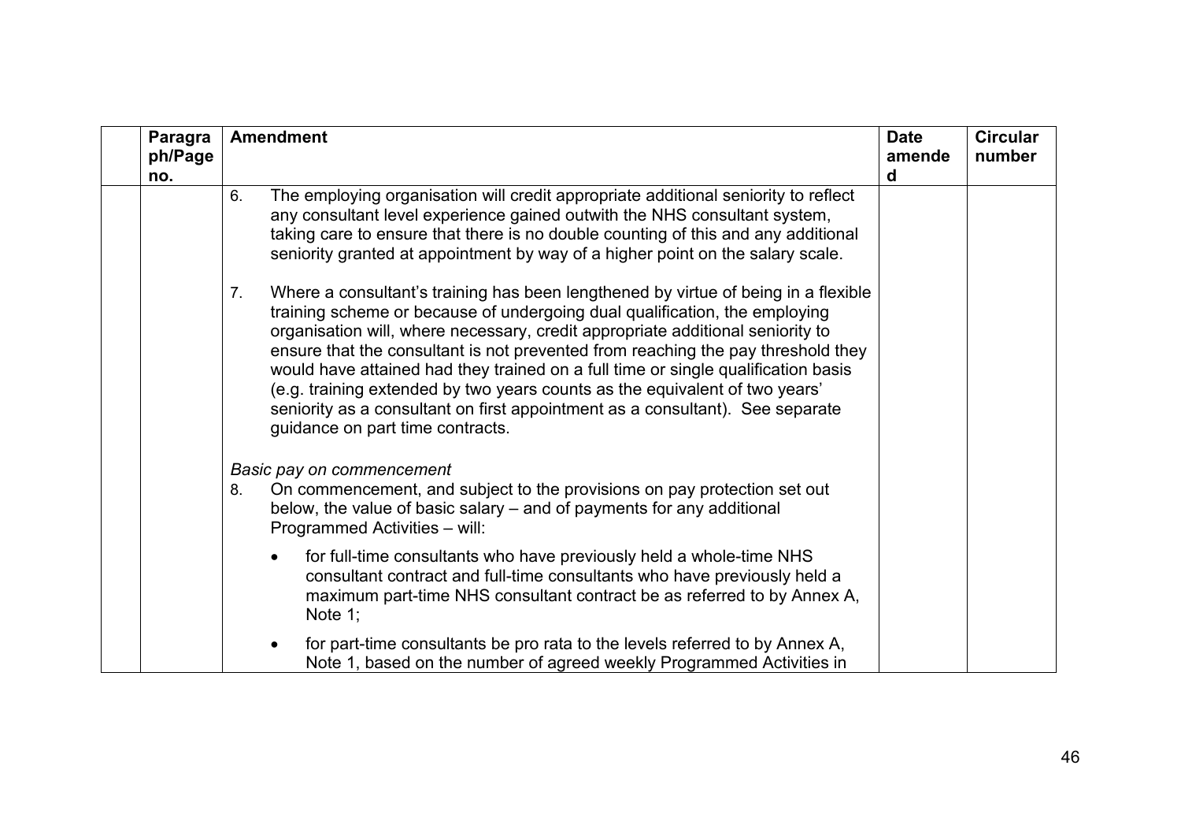| | Paragraph/Page no. | Amendment | Date amended | Circular number |
|---|---|---|---|---|
| | | 6. The employing organisation will credit appropriate additional seniority to reflect any consultant level experience gained outwith the NHS consultant system, taking care to ensure that there is no double counting of this and any additional seniority granted at appointment by way of a higher point on the salary scale.<br><br>7. Where a consultant's training has been lengthened by virtue of being in a flexible training scheme or because of undergoing dual qualification, the employing organisation will, where necessary, credit appropriate additional seniority to ensure that the consultant is not prevented from reaching the pay threshold they would have attained had they trained on a full time or single qualification basis (e.g. training extended by two years counts as the equivalent of two years' seniority as a consultant on first appointment as a consultant). See separate guidance on part time contracts.<br><br>*Basic pay on commencement*<br>8. On commencement, and subject to the provisions on pay protection set out below, the value of basic salary – and of payments for any additional Programmed Activities – will:<br><br>• for full-time consultants who have previously held a whole-time NHS consultant contract and full-time consultants who have previously held a maximum part-time NHS consultant contract be as referred to by Annex A, Note 1;<br><br>• for part-time consultants be pro rata to the levels referred to by Annex A, Note 1, based on the number of agreed weekly Programmed Activities in | | |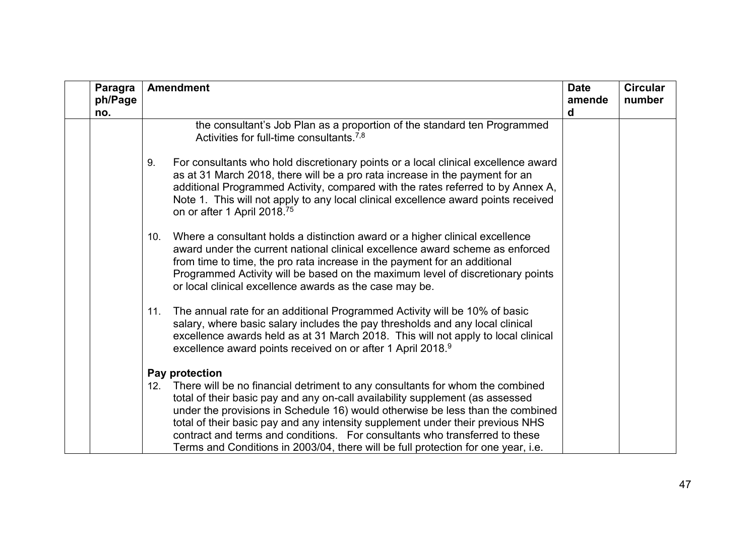| | Paragraph/Page no. | Amendment | Date amended | Circular number |
|---|---|---|---|---|
| | | the consultant's Job Plan as a proportion of the standard ten Programmed Activities for full-time consultants.[7,8]<br><br>9. For consultants who hold discretionary points or a local clinical excellence award as at 31 March 2018, there will be a pro rata increase in the payment for an additional Programmed Activity, compared with the rates referred to by Annex A, Note 1. This will not apply to any local clinical excellence award points received on or after 1 April 2018.[75]<br><br>10. Where a consultant holds a distinction award or a higher clinical excellence award under the current national clinical excellence award scheme as enforced from time to time, the pro rata increase in the payment for an additional Programmed Activity will be based on the maximum level of discretionary points or local clinical excellence awards as the case may be.<br><br>11. The annual rate for an additional Programmed Activity will be 10% of basic salary, where basic salary includes the pay thresholds and any local clinical excellence awards held as at 31 March 2018. This will not apply to local clinical excellence award points received on or after 1 April 2018.[9]<br><br>**Pay protection**<br>12. There will be no financial detriment to any consultants for whom the combined total of their basic pay and any on-call availability supplement (as assessed under the provisions in Schedule 16) would otherwise be less than the combined total of their basic pay and any intensity supplement under their previous NHS contract and terms and conditions. For consultants who transferred to these Terms and Conditions in 2003/04, there will be full protection for one year, i.e. | | |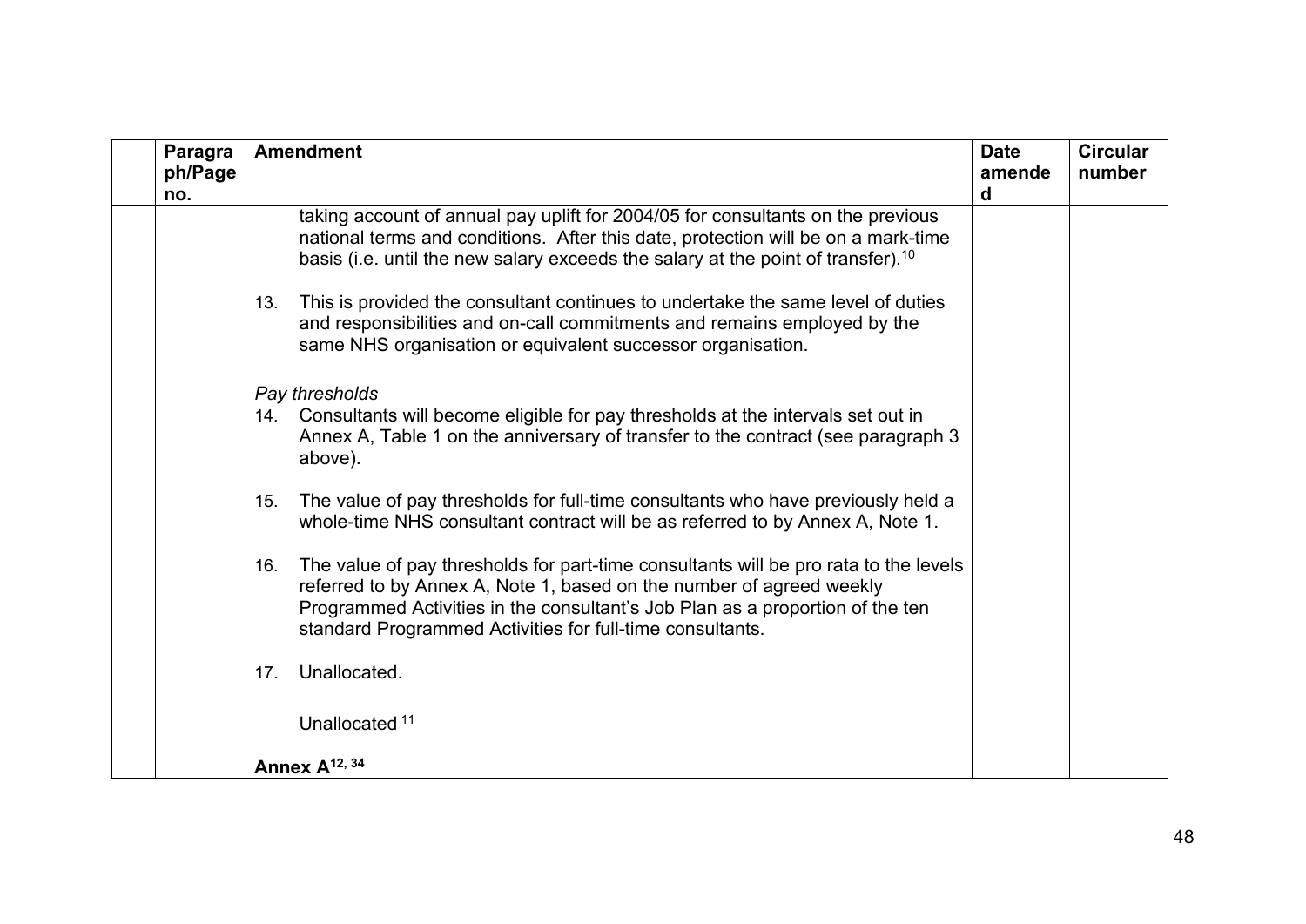| | Paragraph/Page no. | Amendment | Date amended | Circular number |
|---|---|---|---|---|
| | | taking account of annual pay uplift for 2004/05 for consultants on the previous national terms and conditions. After this date, protection will be on a mark-time basis (i.e. until the new salary exceeds the salary at the point of transfer).[10]<br><br>13. This is provided the consultant continues to undertake the same level of duties and responsibilities and on-call commitments and remains employed by the same NHS organisation or equivalent successor organisation.<br><br>*Pay thresholds*<br>14. Consultants will become eligible for pay thresholds at the intervals set out in Annex A, Table 1 on the anniversary of transfer to the contract (see paragraph 3 above).<br><br>15. The value of pay thresholds for full-time consultants who have previously held a whole-time NHS consultant contract will be as referred to by Annex A, Note 1.<br><br>16. The value of pay thresholds for part-time consultants will be pro rata to the levels referred to by Annex A, Note 1, based on the number of agreed weekly Programmed Activities in the consultant's Job Plan as a proportion of the ten standard Programmed Activities for full-time consultants.<br><br>17. Unallocated.<br><br>Unallocated [11]<br><br>**Annex A[12, 34]** | | |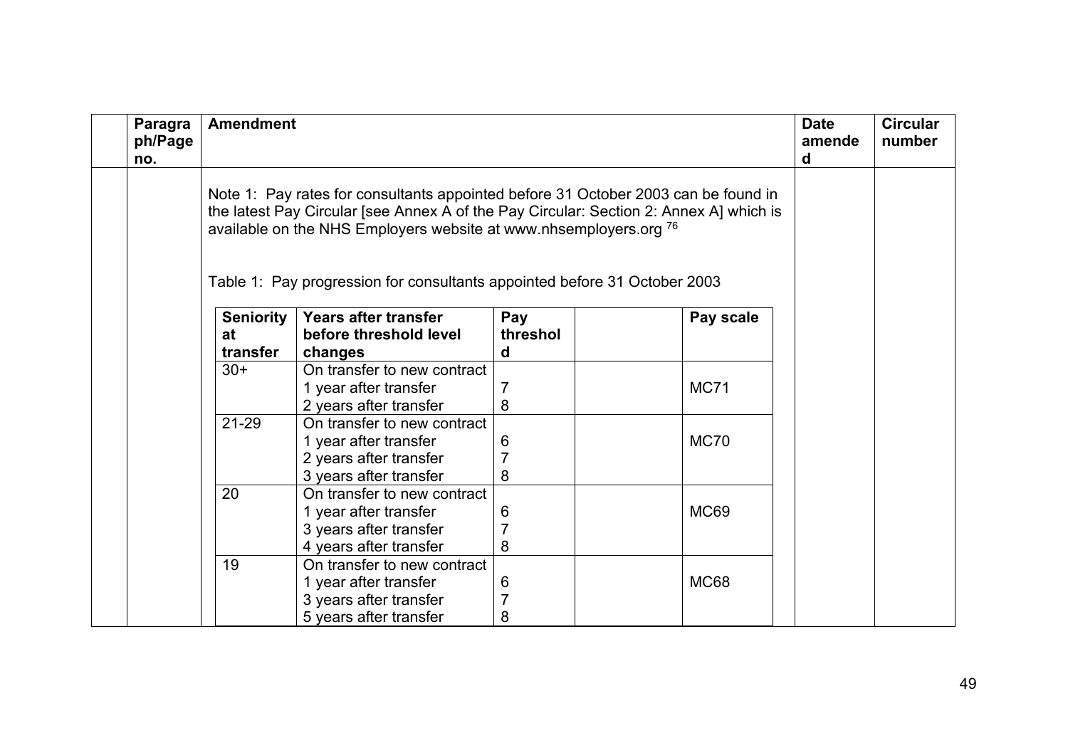| Paragraph/Page no. | Amendment | Date amended | Circular number |
|---|---|---|---|
| | Note 1: Pay rates for consultants appointed before 31 October 2003 can be found in the latest Pay Circular [see Annex A of the Pay Circular: Section 2: Annex A] which is available on the NHS Employers website at www.nhsemployers.org [76] | | |

Table 1: Pay progression for consultants appointed before 31 October 2003

| Seniority at transfer | Years after transfer before threshold level changes | Pay threshold | | Pay scale |
|---|---|---|---|---|
| 30+ | On transfer to new contract<br>1 year after transfer<br>2 years after transfer | <br>7<br>8 | | MC71 |
| 21-29 | On transfer to new contract<br>1 year after transfer<br>2 years after transfer<br>3 years after transfer | <br>6<br>7<br>8 | | MC70 |
| 20 | On transfer to new contract<br>1 year after transfer<br>3 years after transfer<br>4 years after transfer | <br>6<br>7<br>8 | | MC69 |
| 19 | On transfer to new contract<br>1 year after transfer<br>3 years after transfer<br>5 years after transfer | <br>6<br>7<br>8 | | MC68 |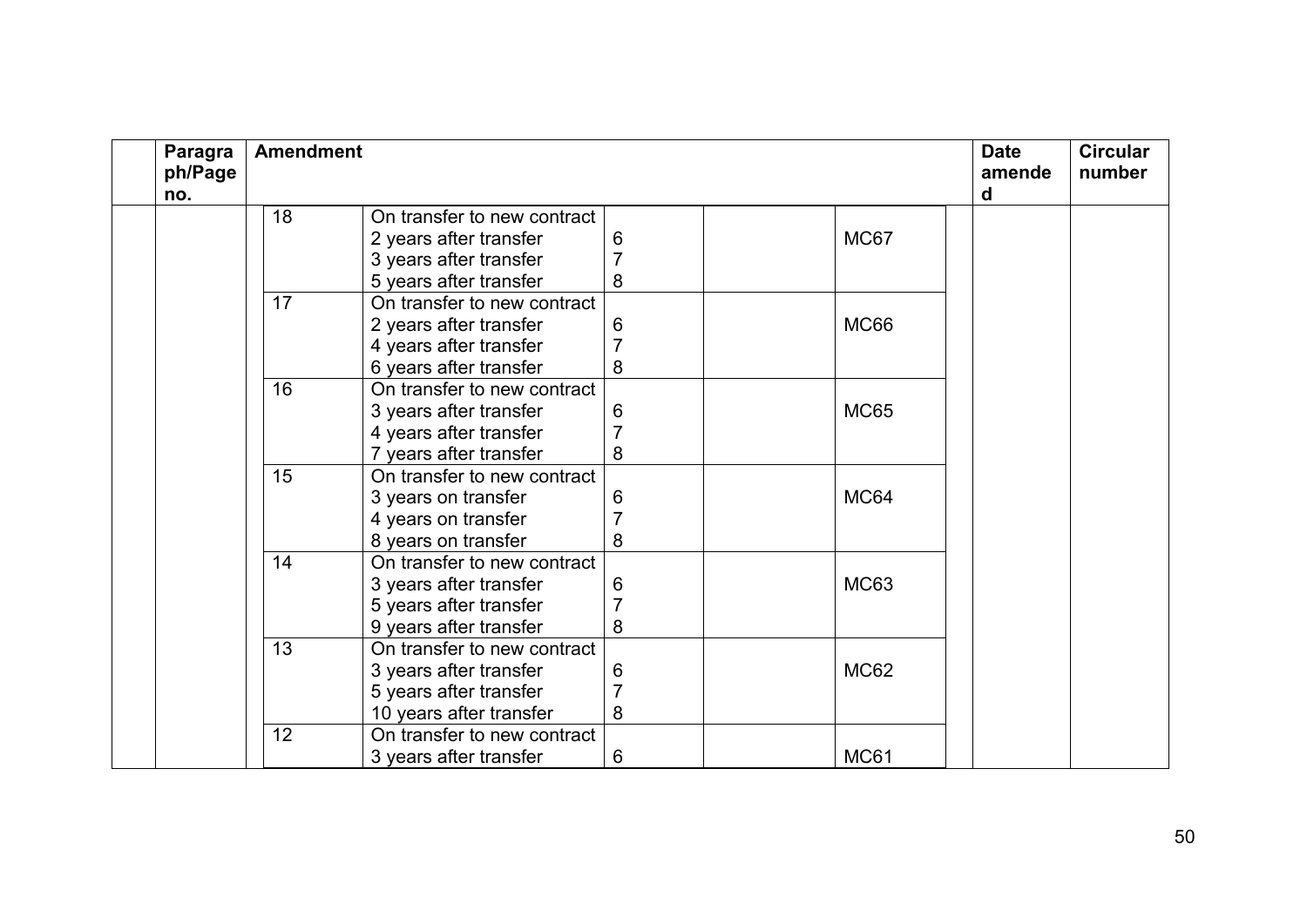| | Paragraph/Page no. | Amendment | | | | | | Date amended | Circular number |
|---|---|---|---|---|---|---|---|---|---|
| | | | 18 | On transfer to new contract<br>2 years after transfer<br>3 years after transfer<br>5 years after transfer | <br>6<br>7<br>8 | | MC67 | | |
| | | | 17 | On transfer to new contract<br>2 years after transfer<br>4 years after transfer<br>6 years after transfer | <br>6<br>7<br>8 | | MC66 | | |
| | | | 16 | On transfer to new contract<br>3 years after transfer<br>4 years after transfer<br>7 years after transfer | <br>6<br>7<br>8 | | MC65 | | |
| | | | 15 | On transfer to new contract<br>3 years on transfer<br>4 years on transfer<br>8 years on transfer | <br>6<br>7<br>8 | | MC64 | | |
| | | | 14 | On transfer to new contract<br>3 years after transfer<br>5 years after transfer<br>9 years after transfer | <br>6<br>7<br>8 | | MC63 | | |
| | | | 13 | On transfer to new contract<br>3 years after transfer<br>5 years after transfer<br>10 years after transfer | <br>6<br>7<br>8 | | MC62 | | |
| | | | 12 | On transfer to new contract<br>3 years after transfer | <br>6 | | MC61 | | |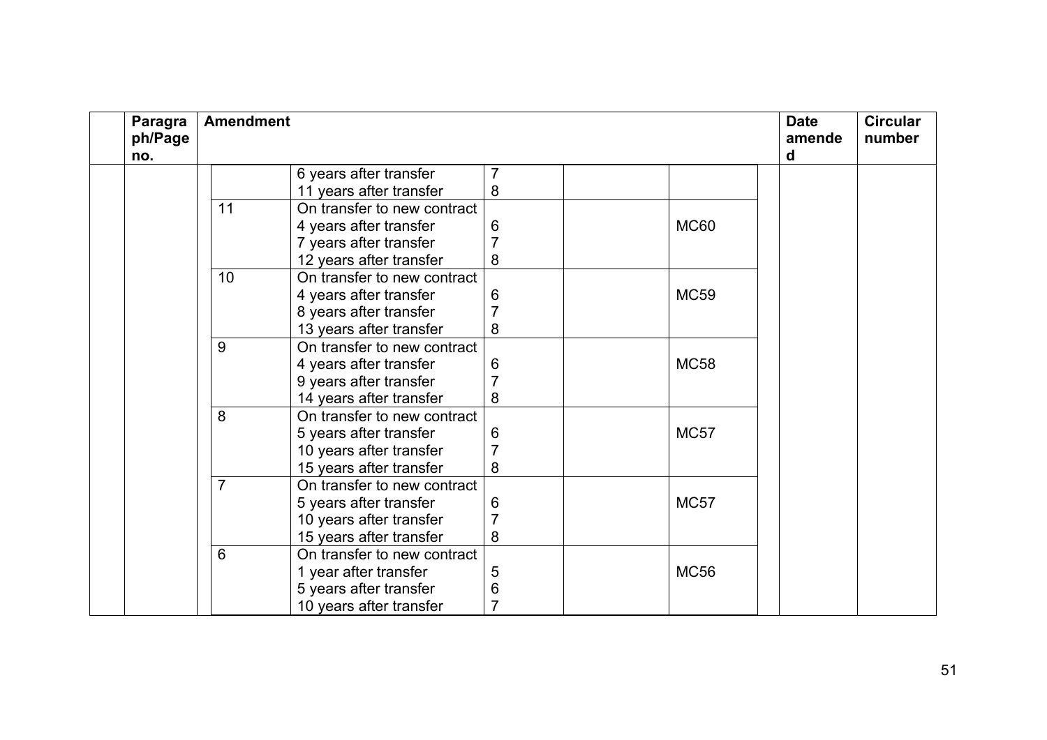| | Paragraph/Page no. | Amendment | | | | | Date amended | Circular number |
|---|---|---|---|---|---|---|---|---|
| | | | 6 years after transfer<br>11 years after transfer | 7<br>8 | | | | |
| | | 11 | On transfer to new contract<br>4 years after transfer<br>7 years after transfer<br>12 years after transfer | <br>6<br>7<br>8 | | MC60 | | |
| | | 10 | On transfer to new contract<br>4 years after transfer<br>8 years after transfer<br>13 years after transfer | <br>6<br>7<br>8 | | MC59 | | |
| | | 9 | On transfer to new contract<br>4 years after transfer<br>9 years after transfer<br>14 years after transfer | <br>6<br>7<br>8 | | MC58 | | |
| | | 8 | On transfer to new contract<br>5 years after transfer<br>10 years after transfer<br>15 years after transfer | <br>6<br>7<br>8 | | MC57 | | |
| | | 7 | On transfer to new contract<br>5 years after transfer<br>10 years after transfer<br>15 years after transfer | <br>6<br>7<br>8 | | MC57 | | |
| | | 6 | On transfer to new contract<br>1 year after transfer<br>5 years after transfer<br>10 years after transfer | <br>5<br>6<br>7 | | MC56 | | |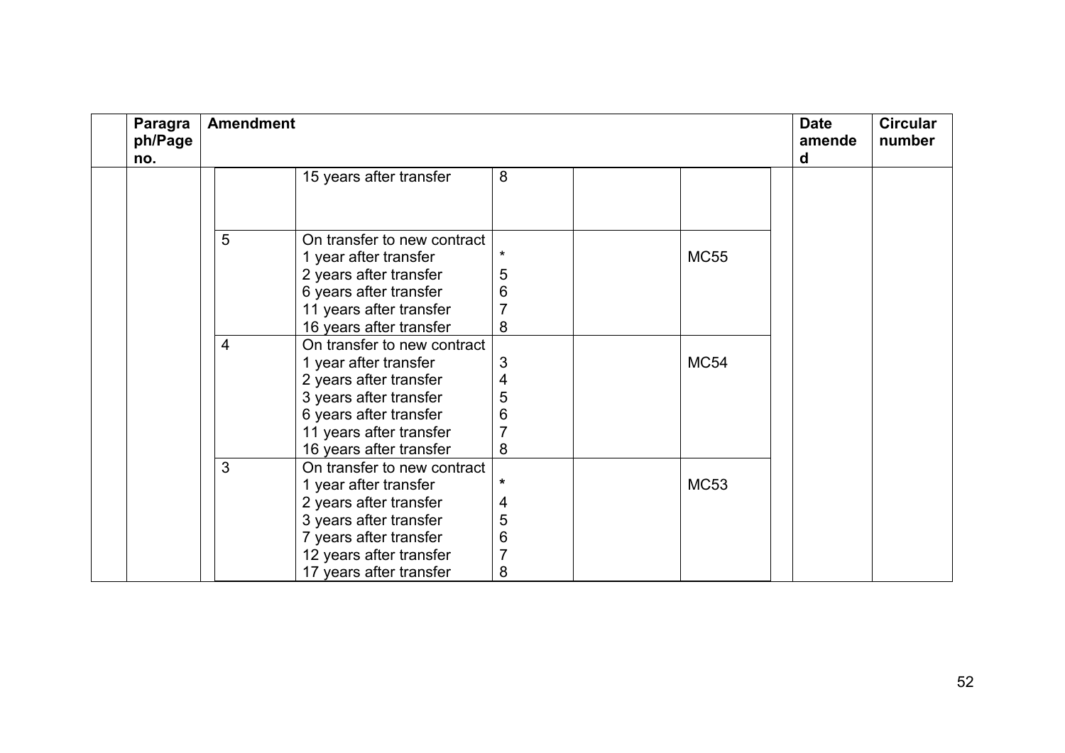| | Paragraph/Page no. | Amendment | | | | | Date amended | Circular number |
|---|---|---|---|---|---|---|---|---|
| | | | 15 years after transfer | 8 | | | | |
| | | 5 | On transfer to new contract<br>1 year after transfer<br>2 years after transfer<br>6 years after transfer<br>11 years after transfer<br>16 years after transfer | <br>*<br>5<br>6<br>7<br>8 | | MC55 | | |
| | | 4 | On transfer to new contract<br>1 year after transfer<br>2 years after transfer<br>3 years after transfer<br>6 years after transfer<br>11 years after transfer<br>16 years after transfer | <br>3<br>4<br>5<br>6<br>7<br>8 | | MC54 | | |
| | | 3 | On transfer to new contract<br>1 year after transfer<br>2 years after transfer<br>3 years after transfer<br>7 years after transfer<br>12 years after transfer<br>17 years after transfer | <br>*<br>4<br>5<br>6<br>7<br>8 | | MC53 | | |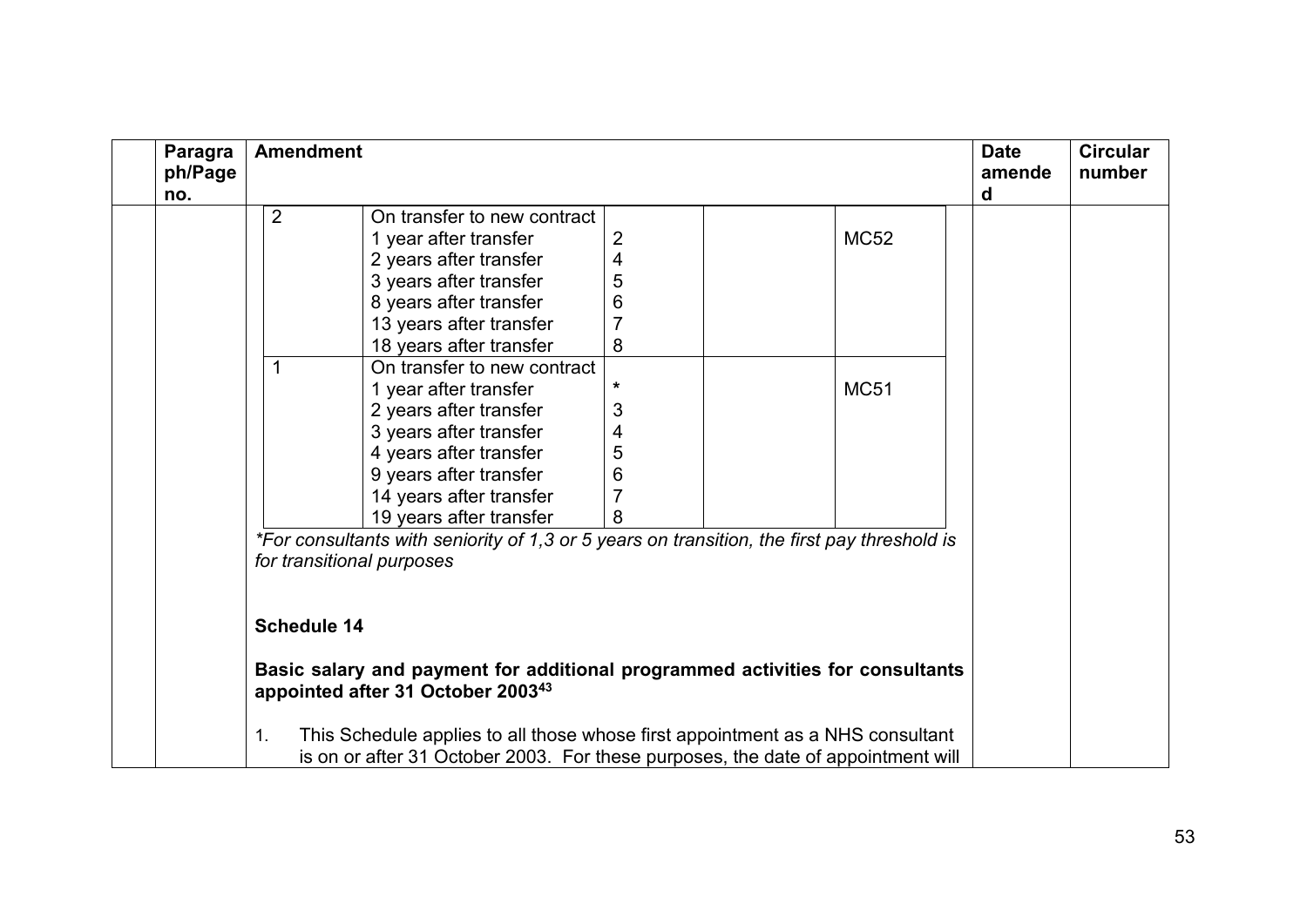| Paragraph/Page no. | Amendment | Date amended | Circular number |
|---|---|---|---|
| | | | |

| | | | | |
|---|---|---|---|---|
| 2 | On transfer to new contract<br>1 year after transfer<br>2 years after transfer<br>3 years after transfer<br>8 years after transfer<br>13 years after transfer<br>18 years after transfer | <br>2<br>4<br>5<br>6<br>7<br>8 | | MC52 |
| 1 | On transfer to new contract<br>1 year after transfer<br>2 years after transfer<br>3 years after transfer<br>4 years after transfer<br>9 years after transfer<br>14 years after transfer<br>19 years after transfer | <br>*<br>3<br>4<br>5<br>6<br>7<br>8 | | MC51 |

*\*For consultants with seniority of 1,3 or 5 years on transition, the first pay threshold is for transitional purposes*

**Schedule 14**

**Basic salary and payment for additional programmed activities for consultants appointed after 31 October 2003[43]**

1. This Schedule applies to all those whose first appointment as a NHS consultant is on or after 31 October 2003. For these purposes, the date of appointment will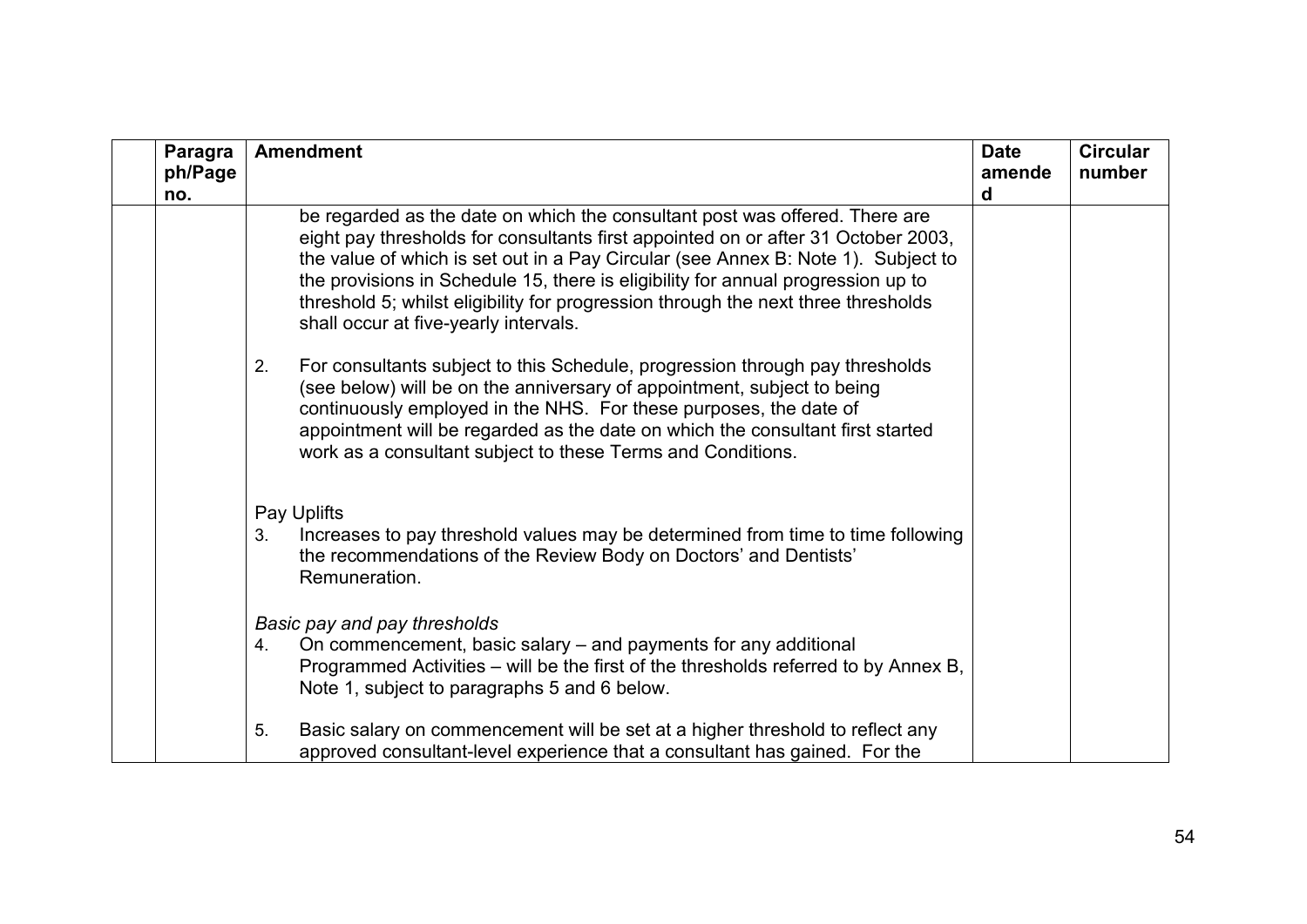| | Paragraph/Page no. | Amendment | Date amended | Circular number |
|---|---|---|---|---|
| | | be regarded as the date on which the consultant post was offered. There are eight pay thresholds for consultants first appointed on or after 31 October 2003, the value of which is set out in a Pay Circular (see Annex B: Note 1). Subject to the provisions in Schedule 15, there is eligibility for annual progression up to threshold 5; whilst eligibility for progression through the next three thresholds shall occur at five-yearly intervals.<br><br>2. For consultants subject to this Schedule, progression through pay thresholds (see below) will be on the anniversary of appointment, subject to being continuously employed in the NHS. For these purposes, the date of appointment will be regarded as the date on which the consultant first started work as a consultant subject to these Terms and Conditions.<br><br>Pay Uplifts<br>3. Increases to pay threshold values may be determined from time to time following the recommendations of the Review Body on Doctors' and Dentists' Remuneration.<br><br>*Basic pay and pay thresholds*<br>4. On commencement, basic salary – and payments for any additional Programmed Activities – will be the first of the thresholds referred to by Annex B, Note 1, subject to paragraphs 5 and 6 below.<br><br>5. Basic salary on commencement will be set at a higher threshold to reflect any approved consultant-level experience that a consultant has gained. For the | | |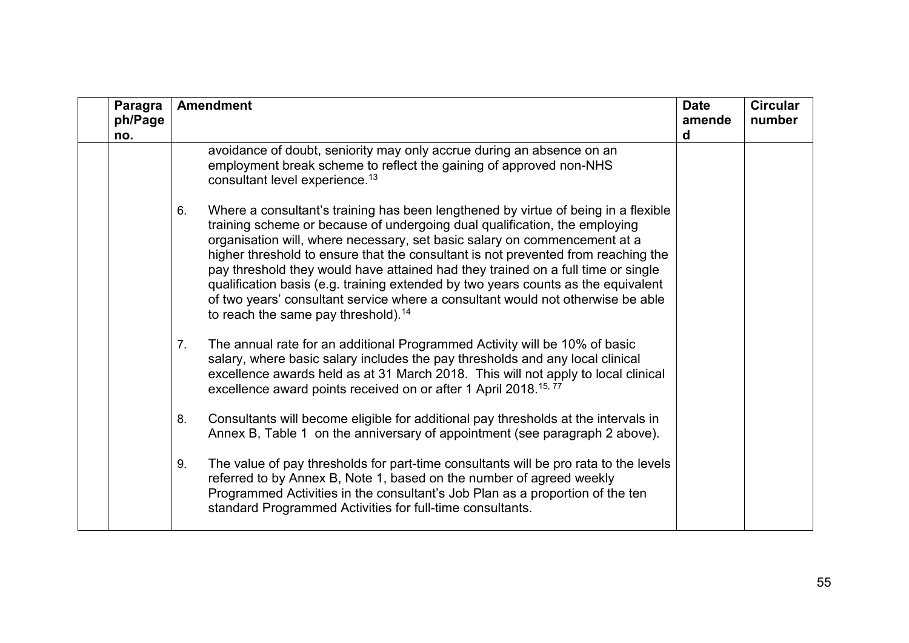| | Paragraph/Page no. | Amendment | Date amended | Circular number |
|---|---|---|---|---|
| | | avoidance of doubt, seniority may only accrue during an absence on an employment break scheme to reflect the gaining of approved non-NHS consultant level experience.[13]<br><br>6. Where a consultant's training has been lengthened by virtue of being in a flexible training scheme or because of undergoing dual qualification, the employing organisation will, where necessary, set basic salary on commencement at a higher threshold to ensure that the consultant is not prevented from reaching the pay threshold they would have attained had they trained on a full time or single qualification basis (e.g. training extended by two years counts as the equivalent of two years' consultant service where a consultant would not otherwise be able to reach the same pay threshold).[14]<br><br>7. The annual rate for an additional Programmed Activity will be 10% of basic salary, where basic salary includes the pay thresholds and any local clinical excellence awards held as at 31 March 2018. This will not apply to local clinical excellence award points received on or after 1 April 2018.[15, 77]<br><br>8. Consultants will become eligible for additional pay thresholds at the intervals in Annex B, Table 1 on the anniversary of appointment (see paragraph 2 above).<br><br>9. The value of pay thresholds for part-time consultants will be pro rata to the levels referred to by Annex B, Note 1, based on the number of agreed weekly Programmed Activities in the consultant's Job Plan as a proportion of the ten standard Programmed Activities for full-time consultants. | | |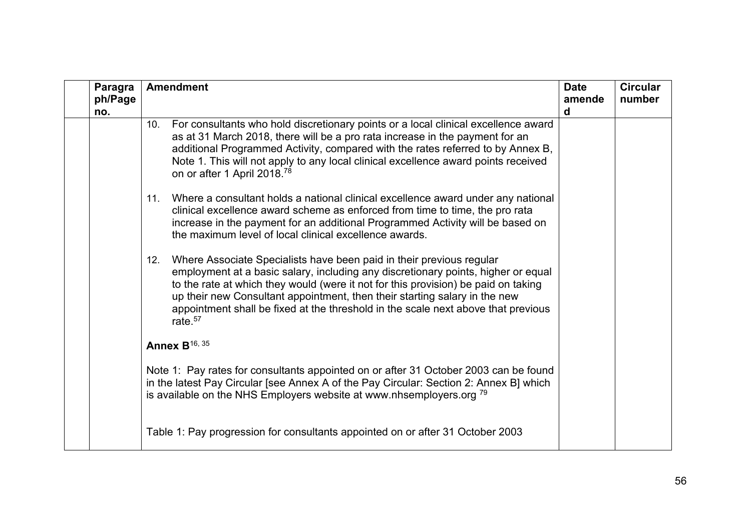| | Paragraph/Page no. | Amendment | Date amended | Circular number |
|---|---|---|---|---|
| | | 10. For consultants who hold discretionary points or a local clinical excellence award as at 31 March 2018, there will be a pro rata increase in the payment for an additional Programmed Activity, compared with the rates referred to by Annex B, Note 1. This will not apply to any local clinical excellence award points received on or after 1 April 2018.[78]<br><br>11. Where a consultant holds a national clinical excellence award under any national clinical excellence award scheme as enforced from time to time, the pro rata increase in the payment for an additional Programmed Activity will be based on the maximum level of local clinical excellence awards.<br><br>12. Where Associate Specialists have been paid in their previous regular employment at a basic salary, including any discretionary points, higher or equal to the rate at which they would (were it not for this provision) be paid on taking up their new Consultant appointment, then their starting salary in the new appointment shall be fixed at the threshold in the scale next above that previous rate.[57]<br><br>**Annex B**[16, 35]<br><br>Note 1: Pay rates for consultants appointed on or after 31 October 2003 can be found in the latest Pay Circular [see Annex A of the Pay Circular: Section 2: Annex B] which is available on the NHS Employers website at www.nhsemployers.org [79]<br><br>Table 1: Pay progression for consultants appointed on or after 31 October 2003 | | |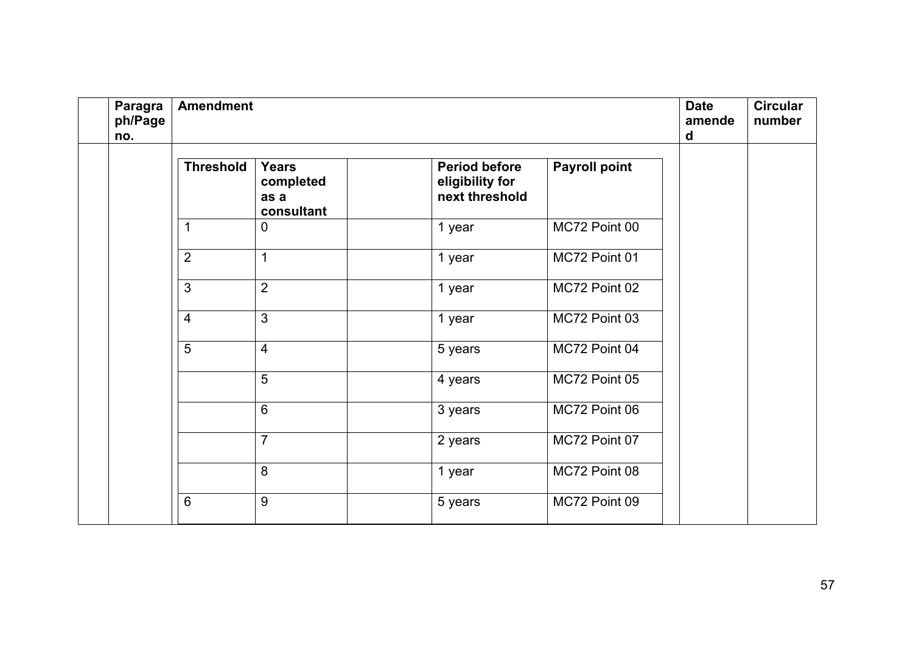| | Paragraph/Page no. | Amendment | Date amended | Circular number |
|---|---|---|---|---|
| | | | | |

| Threshold | Years completed as a consultant | | Period before eligibility for next threshold | Payroll point |
|---|---|---|---|---|
| 1 | 0 | | 1 year | MC72 Point 00 |
| 2 | 1 | | 1 year | MC72 Point 01 |
| 3 | 2 | | 1 year | MC72 Point 02 |
| 4 | 3 | | 1 year | MC72 Point 03 |
| 5 | 4 | | 5 years | MC72 Point 04 |
| | 5 | | 4 years | MC72 Point 05 |
| | 6 | | 3 years | MC72 Point 06 |
| | 7 | | 2 years | MC72 Point 07 |
| | 8 | | 1 year | MC72 Point 08 |
| 6 | 9 | | 5 years | MC72 Point 09 |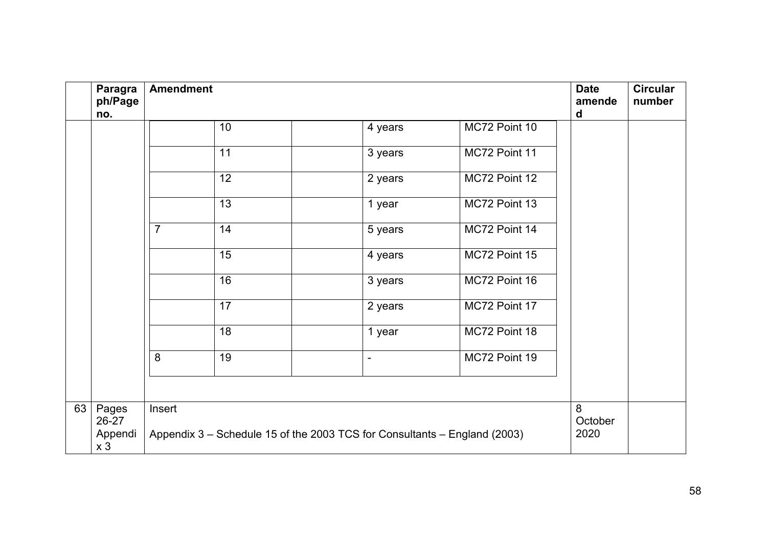| | Paragraph/Page no. | Amendment | Date amended | Circular number |
|---|---|---|---|---|
| | | | | |

| | | | | |
|---|---|---|---|---|
| | 10 | | 4 years | MC72 Point 10 |
| | 11 | | 3 years | MC72 Point 11 |
| | 12 | | 2 years | MC72 Point 12 |
| | 13 | | 1 year | MC72 Point 13 |
| 7 | 14 | | 5 years | MC72 Point 14 |
| | 15 | | 4 years | MC72 Point 15 |
| | 16 | | 3 years | MC72 Point 16 |
| | 17 | | 2 years | MC72 Point 17 |
| | 18 | | 1 year | MC72 Point 18 |
| 8 | 19 | | - | MC72 Point 19 |

| | Paragraph/Page no. | Amendment | Date amended | Circular number |
|---|---|---|---|---|
| 63 | Pages 26-27 Appendix 3 | Insert<br><br>Appendix 3 – Schedule 15 of the 2003 TCS for Consultants – England (2003) | 8 October 2020 | |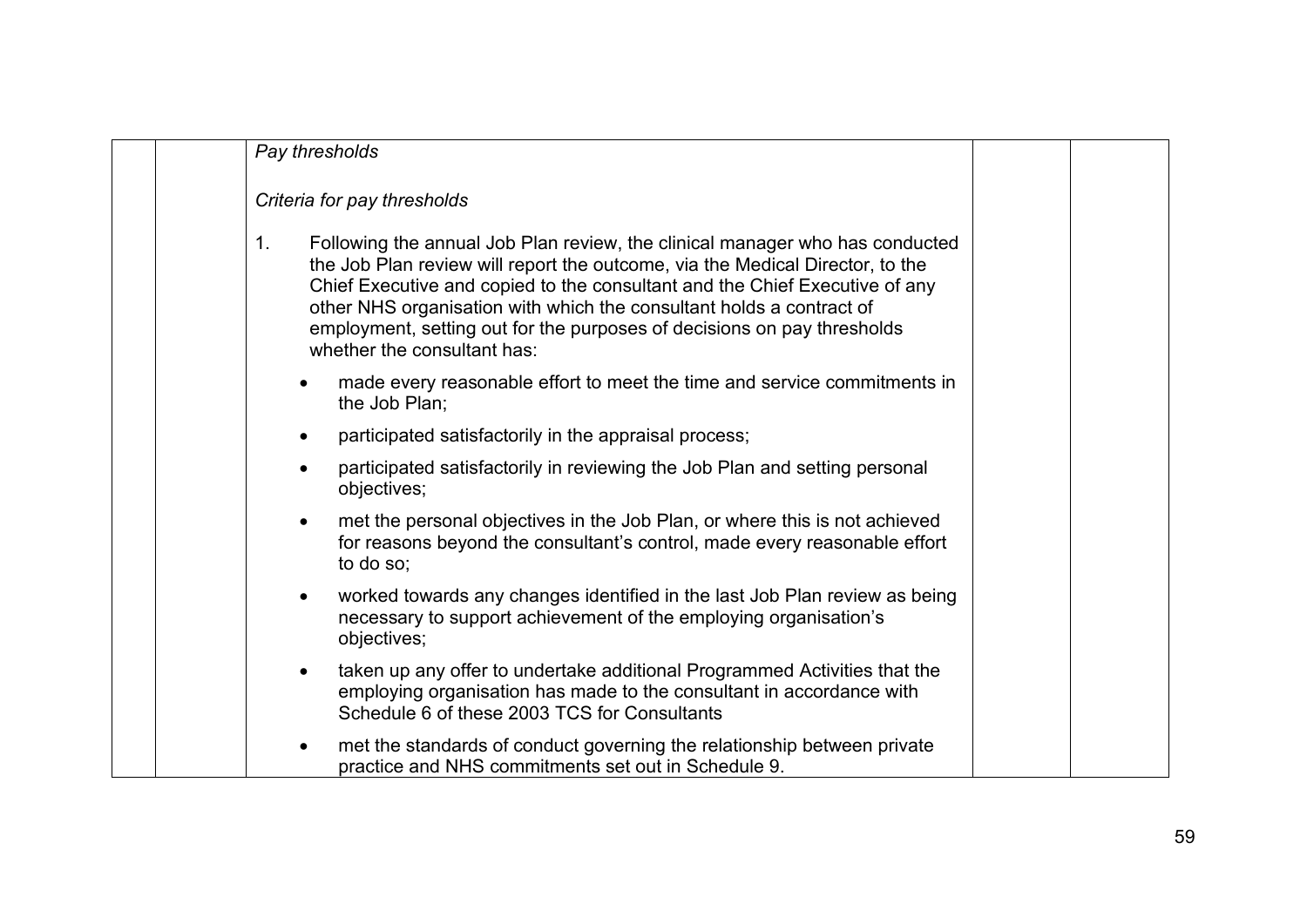*Pay thresholds*

*Criteria for pay thresholds*

1. Following the annual Job Plan review, the clinical manager who has conducted the Job Plan review will report the outcome, via the Medical Director, to the Chief Executive and copied to the consultant and the Chief Executive of any other NHS organisation with which the consultant holds a contract of employment, setting out for the purposes of decisions on pay thresholds whether the consultant has:

    - made every reasonable effort to meet the time and service commitments in the Job Plan;
    - participated satisfactorily in the appraisal process;
    - participated satisfactorily in reviewing the Job Plan and setting personal objectives;
    - met the personal objectives in the Job Plan, or where this is not achieved for reasons beyond the consultant's control, made every reasonable effort to do so;
    - worked towards any changes identified in the last Job Plan review as being necessary to support achievement of the employing organisation's objectives;
    - taken up any offer to undertake additional Programmed Activities that the employing organisation has made to the consultant in accordance with Schedule 6 of these 2003 TCS for Consultants
    - met the standards of conduct governing the relationship between private practice and NHS commitments set out in Schedule 9.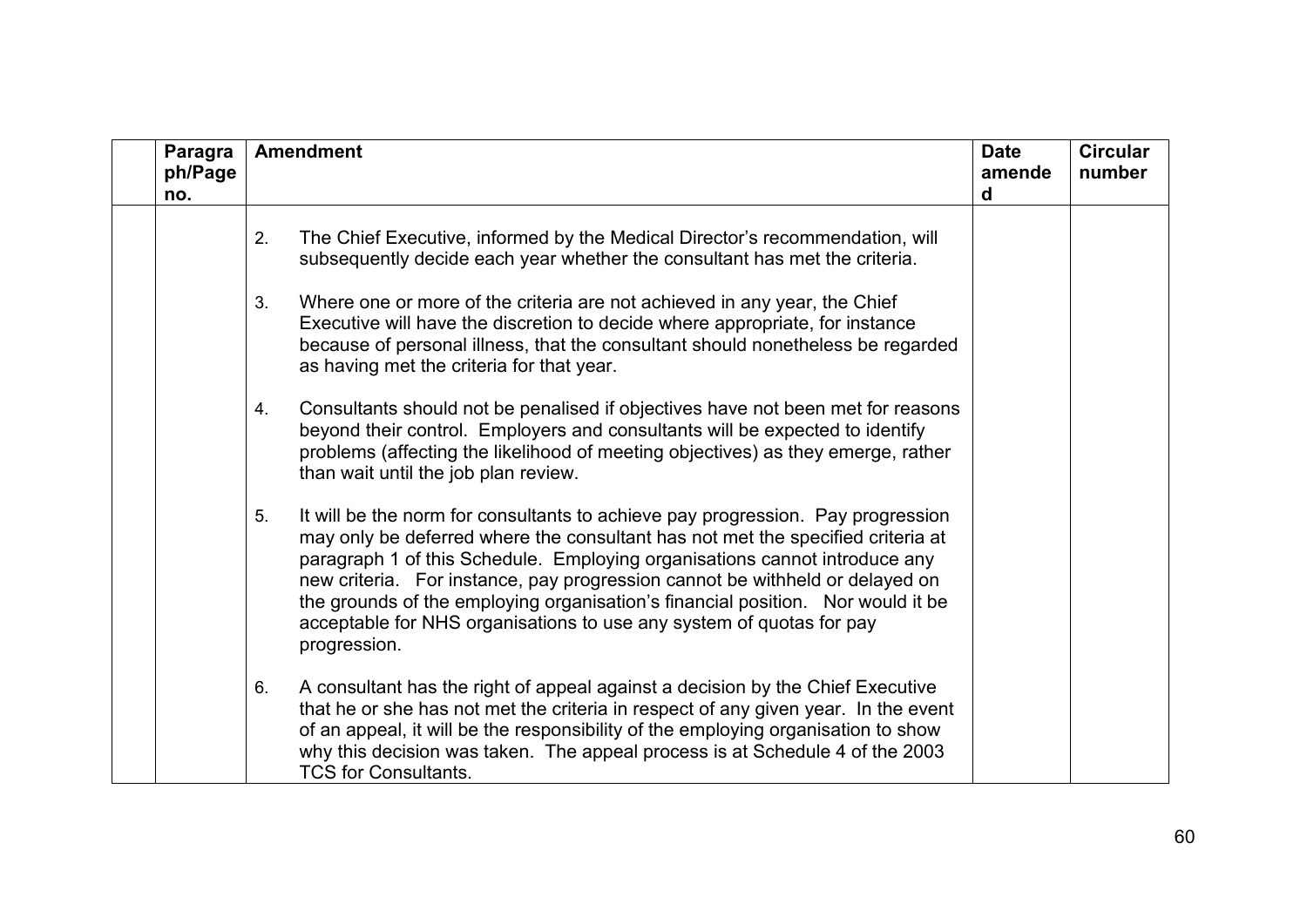|  | Paragraph/Page no. | Amendment | Date amended | Circular number |
|---|---|---|---|---|
|  |  | 2. The Chief Executive, informed by the Medical Director's recommendation, will subsequently decide each year whether the consultant has met the criteria.<br><br>3. Where one or more of the criteria are not achieved in any year, the Chief Executive will have the discretion to decide where appropriate, for instance because of personal illness, that the consultant should nonetheless be regarded as having met the criteria for that year.<br><br>4. Consultants should not be penalised if objectives have not been met for reasons beyond their control. Employers and consultants will be expected to identify problems (affecting the likelihood of meeting objectives) as they emerge, rather than wait until the job plan review.<br><br>5. It will be the norm for consultants to achieve pay progression. Pay progression may only be deferred where the consultant has not met the specified criteria at paragraph 1 of this Schedule. Employing organisations cannot introduce any new criteria. For instance, pay progression cannot be withheld or delayed on the grounds of the employing organisation's financial position. Nor would it be acceptable for NHS organisations to use any system of quotas for pay progression.<br><br>6. A consultant has the right of appeal against a decision by the Chief Executive that he or she has not met the criteria in respect of any given year. In the event of an appeal, it will be the responsibility of the employing organisation to show why this decision was taken. The appeal process is at Schedule 4 of the 2003 TCS for Consultants. |  |  |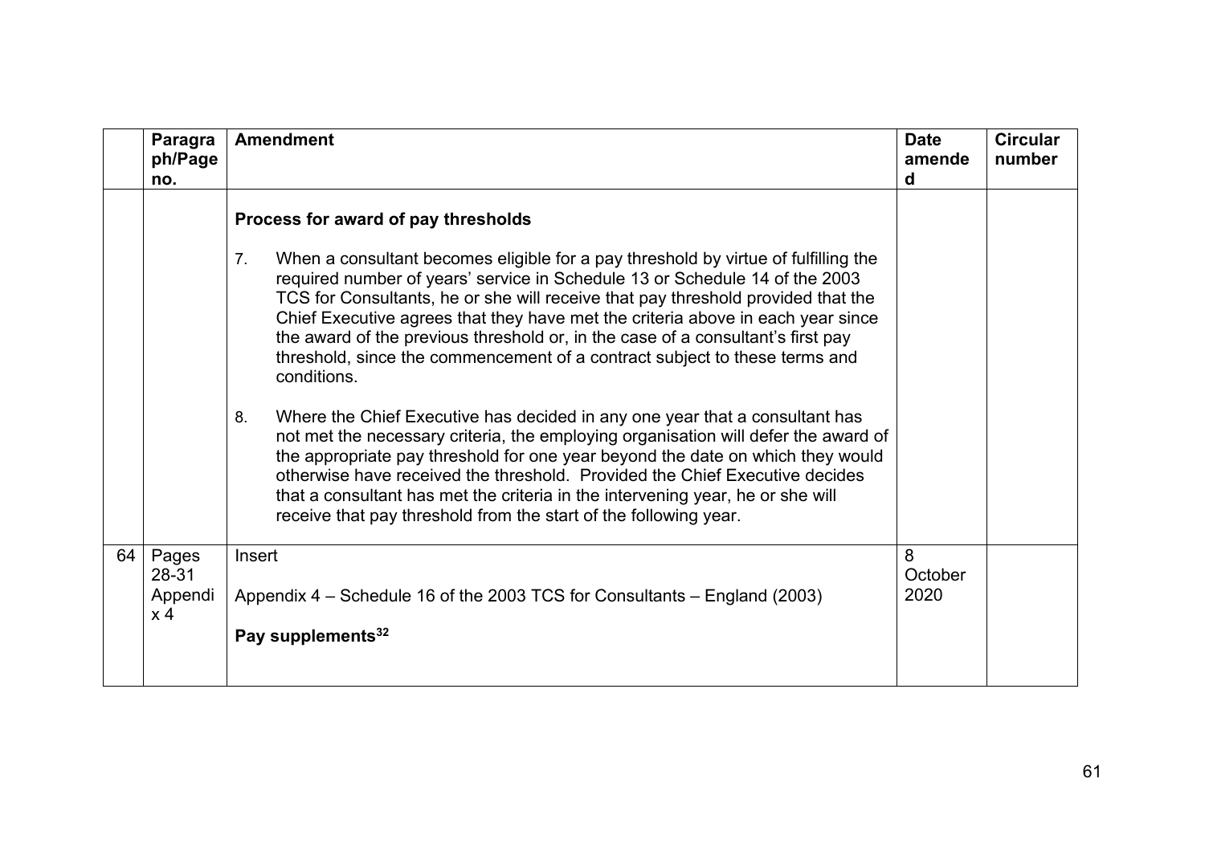| | Paragraph/Page no. | Amendment | Date amended | Circular number |
|---|---|---|---|---|
| | | **Process for award of pay thresholds**<br><br>7. When a consultant becomes eligible for a pay threshold by virtue of fulfilling the required number of years' service in Schedule 13 or Schedule 14 of the 2003 TCS for Consultants, he or she will receive that pay threshold provided that the Chief Executive agrees that they have met the criteria above in each year since the award of the previous threshold or, in the case of a consultant's first pay threshold, since the commencement of a contract subject to these terms and conditions.<br><br>8. Where the Chief Executive has decided in any one year that a consultant has not met the necessary criteria, the employing organisation will defer the award of the appropriate pay threshold for one year beyond the date on which they would otherwise have received the threshold. Provided the Chief Executive decides that a consultant has met the criteria in the intervening year, he or she will receive that pay threshold from the start of the following year. | | |
| 64 | Pages 28-31 Appendix 4 | Insert<br><br>Appendix 4 – Schedule 16 of the 2003 TCS for Consultants – England (2003)<br><br>**Pay supplements**[32] | 8 October 2020 | |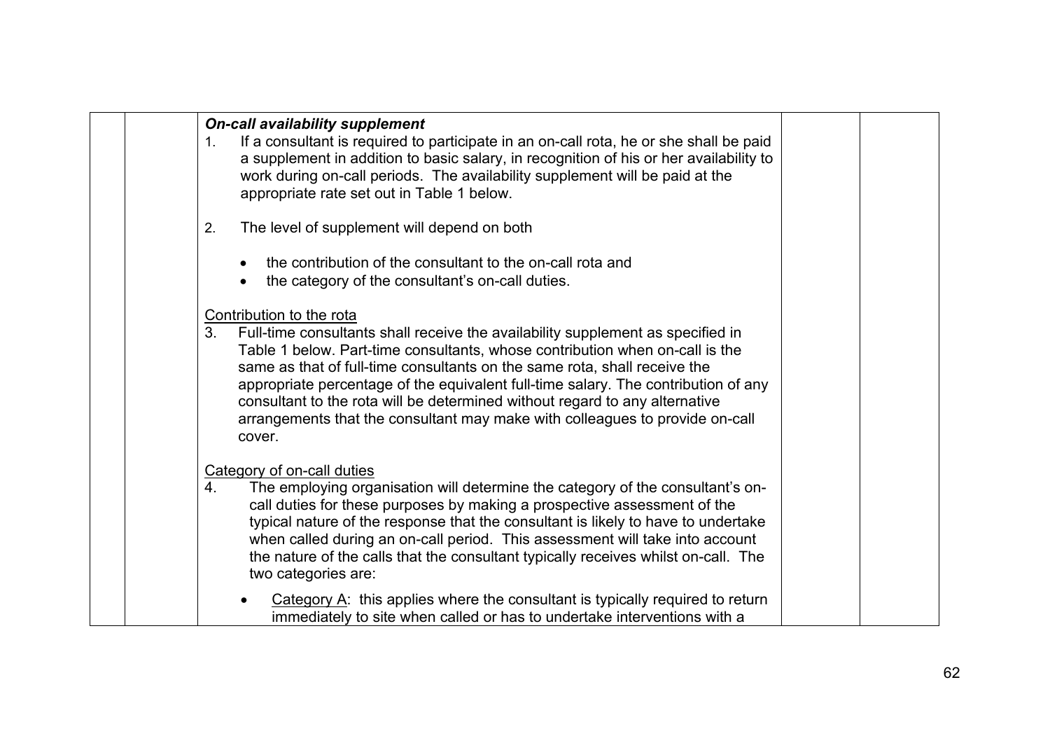***On-call availability supplement***

1. If a consultant is required to participate in an on-call rota, he or she shall be paid a supplement in addition to basic salary, in recognition of his or her availability to work during on-call periods. The availability supplement will be paid at the appropriate rate set out in Table 1 below.

2. The level of supplement will depend on both

   - the contribution of the consultant to the on-call rota and
   - the category of the consultant's on-call duties.

Contribution to the rota

3. Full-time consultants shall receive the availability supplement as specified in Table 1 below. Part-time consultants, whose contribution when on-call is the same as that of full-time consultants on the same rota, shall receive the appropriate percentage of the equivalent full-time salary. The contribution of any consultant to the rota will be determined without regard to any alternative arrangements that the consultant may make with colleagues to provide on-call cover.

Category of on-call duties

4. The employing organisation will determine the category of the consultant's on-call duties for these purposes by making a prospective assessment of the typical nature of the response that the consultant is likely to have to undertake when called during an on-call period. This assessment will take into account the nature of the calls that the consultant typically receives whilst on-call. The two categories are:

   - Category A: this applies where the consultant is typically required to return immediately to site when called or has to undertake interventions with a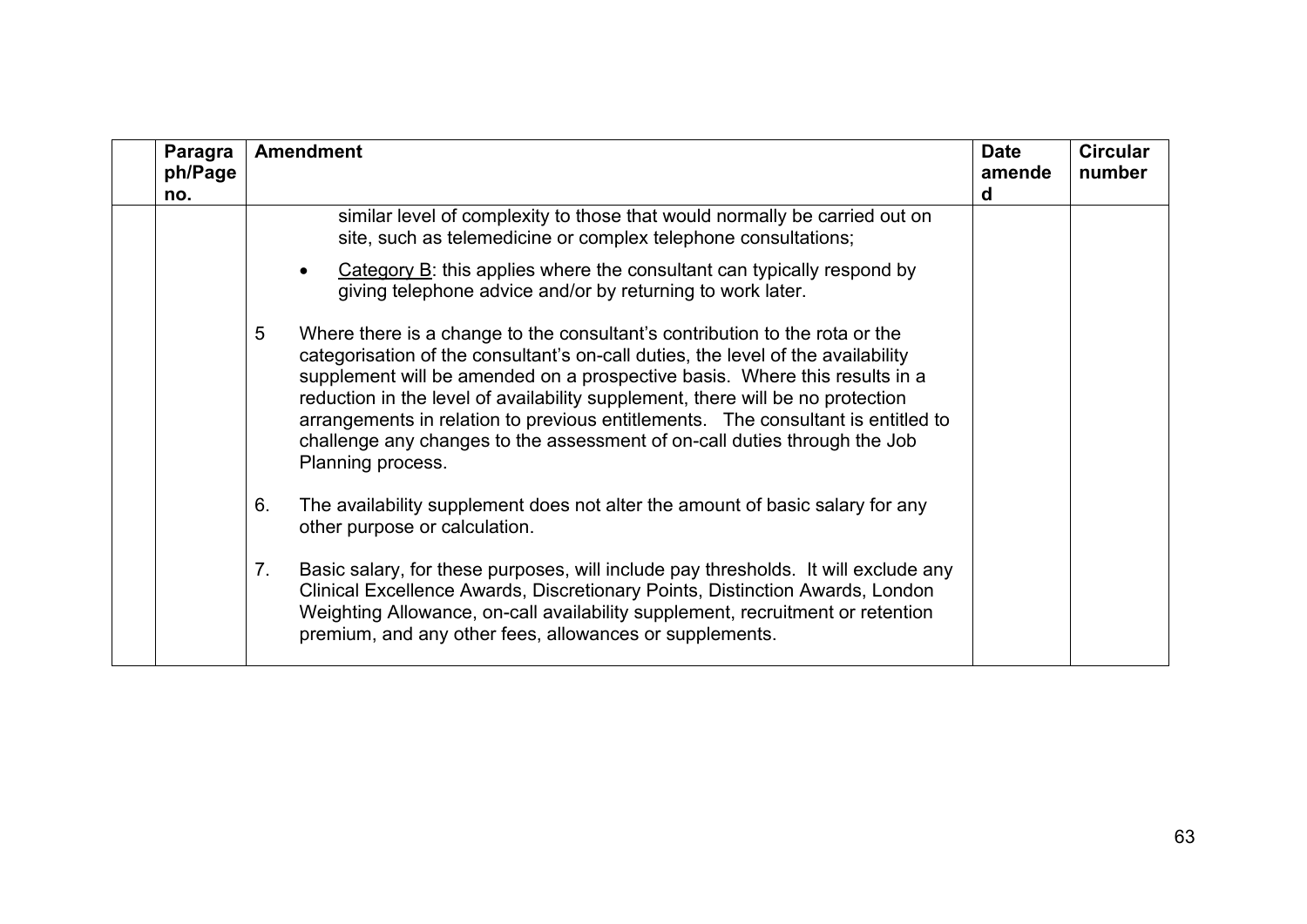| | Paragraph/Page no. | Amendment | Date amended | Circular number |
|---|---|---|---|---|
| | | similar level of complexity to those that would normally be carried out on site, such as telemedicine or complex telephone consultations;<br><br>• Category B: this applies where the consultant can typically respond by giving telephone advice and/or by returning to work later.<br><br>5 Where there is a change to the consultant's contribution to the rota or the categorisation of the consultant's on-call duties, the level of the availability supplement will be amended on a prospective basis. Where this results in a reduction in the level of availability supplement, there will be no protection arrangements in relation to previous entitlements. The consultant is entitled to challenge any changes to the assessment of on-call duties through the Job Planning process.<br><br>6. The availability supplement does not alter the amount of basic salary for any other purpose or calculation.<br><br>7. Basic salary, for these purposes, will include pay thresholds. It will exclude any Clinical Excellence Awards, Discretionary Points, Distinction Awards, London Weighting Allowance, on-call availability supplement, recruitment or retention premium, and any other fees, allowances or supplements. | | |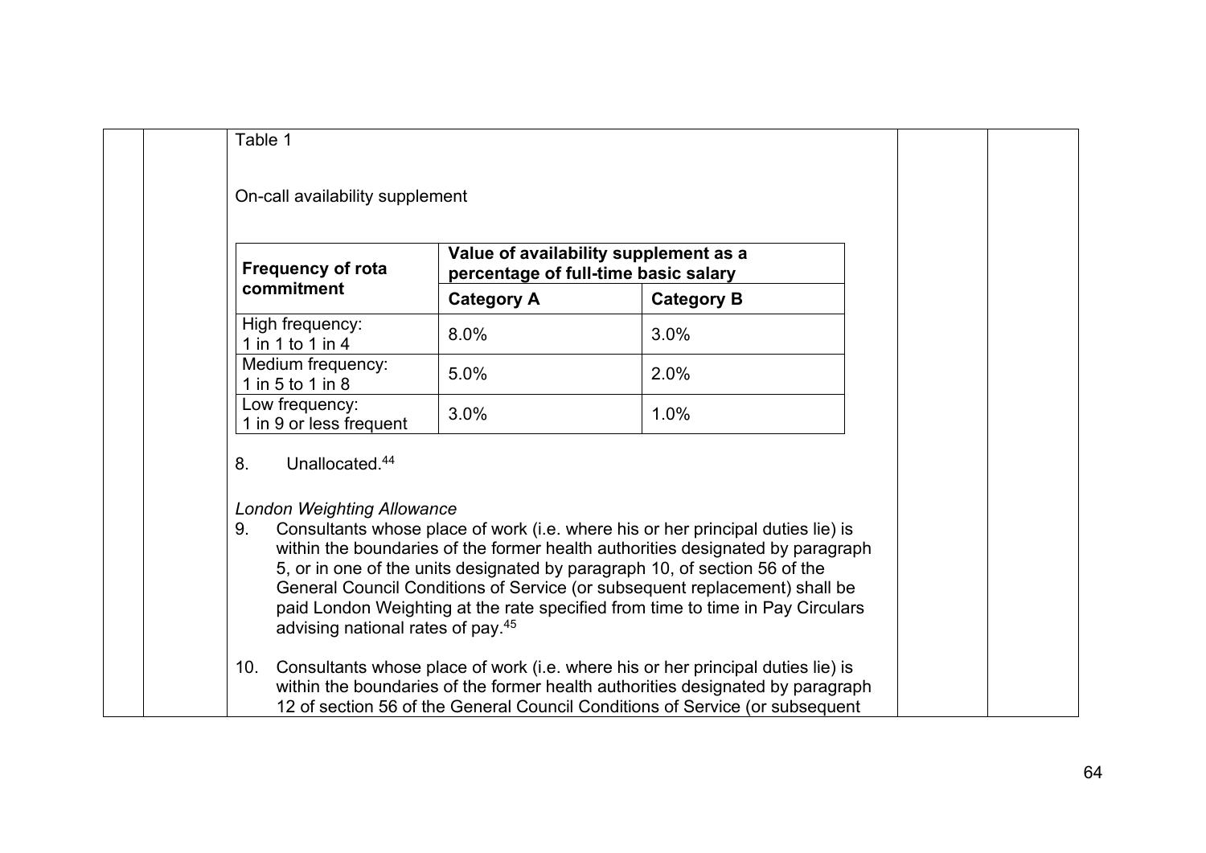Table 1

On-call availability supplement

| Frequency of rota commitment | Value of availability supplement as a percentage of full-time basic salary | |
|---|---|---|
| | **Category A** | **Category B** |
| High frequency: 1 in 1 to 1 in 4 | 8.0% | 3.0% |
| Medium frequency: 1 in 5 to 1 in 8 | 5.0% | 2.0% |
| Low frequency: 1 in 9 or less frequent | 3.0% | 1.0% |

8. Unallocated.[44]

*London Weighting Allowance*

9. Consultants whose place of work (i.e. where his or her principal duties lie) is within the boundaries of the former health authorities designated by paragraph 5, or in one of the units designated by paragraph 10, of section 56 of the General Council Conditions of Service (or subsequent replacement) shall be paid London Weighting at the rate specified from time to time in Pay Circulars advising national rates of pay.[45]

10. Consultants whose place of work (i.e. where his or her principal duties lie) is within the boundaries of the former health authorities designated by paragraph 12 of section 56 of the General Council Conditions of Service (or subsequent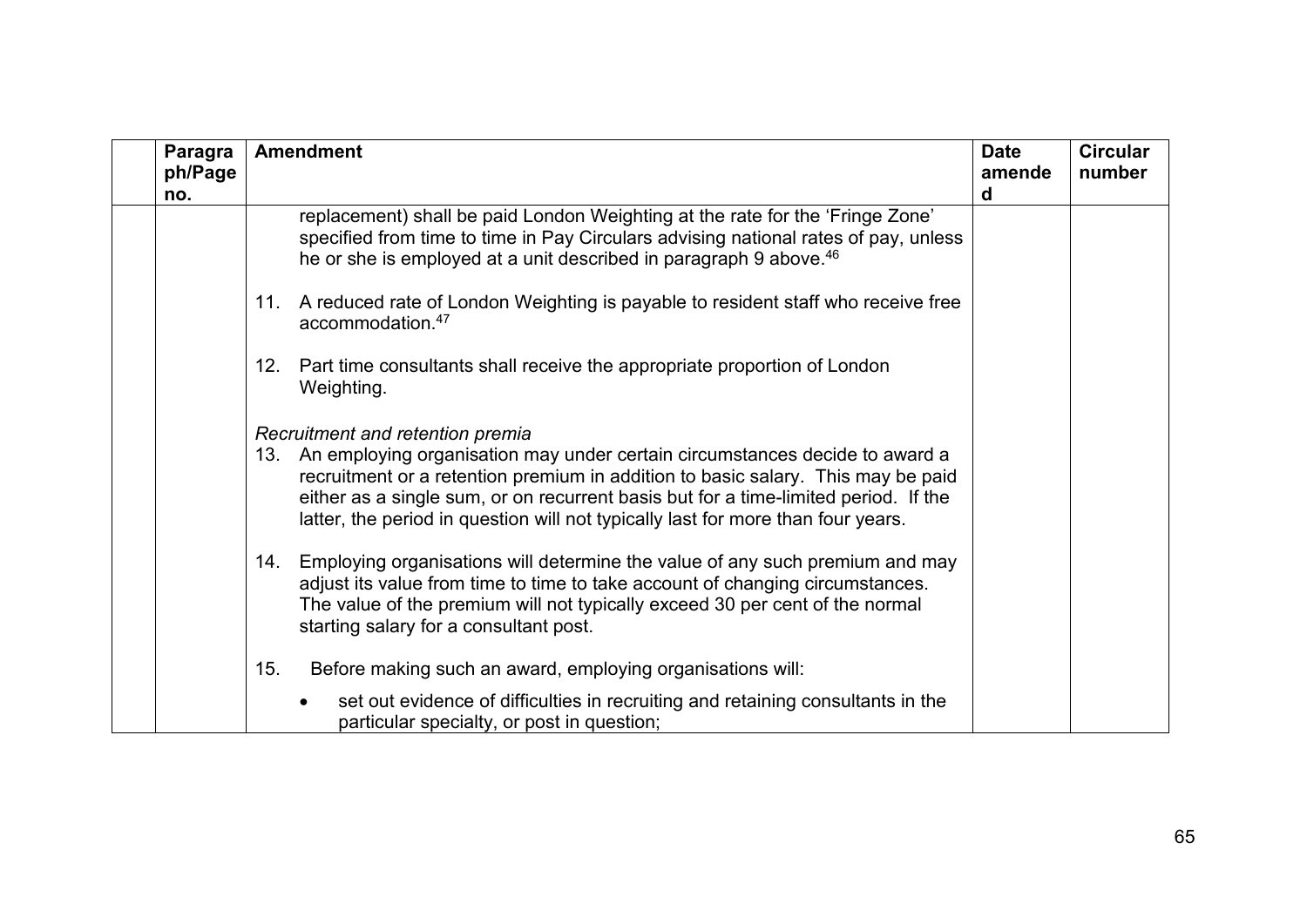| | Paragraph/Page no. | Amendment | Date amended | Circular number |
|---|---|---|---|---|
| | | replacement) shall be paid London Weighting at the rate for the 'Fringe Zone' specified from time to time in Pay Circulars advising national rates of pay, unless he or she is employed at a unit described in paragraph 9 above.[46]<br><br>11. A reduced rate of London Weighting is payable to resident staff who receive free accommodation.[47]<br><br>12. Part time consultants shall receive the appropriate proportion of London Weighting.<br><br>*Recruitment and retention premia*<br>13. An employing organisation may under certain circumstances decide to award a recruitment or a retention premium in addition to basic salary. This may be paid either as a single sum, or on recurrent basis but for a time-limited period. If the latter, the period in question will not typically last for more than four years.<br><br>14. Employing organisations will determine the value of any such premium and may adjust its value from time to time to take account of changing circumstances. The value of the premium will not typically exceed 30 per cent of the normal starting salary for a consultant post.<br><br>15. Before making such an award, employing organisations will:<br><br>• set out evidence of difficulties in recruiting and retaining consultants in the particular specialty, or post in question; | | |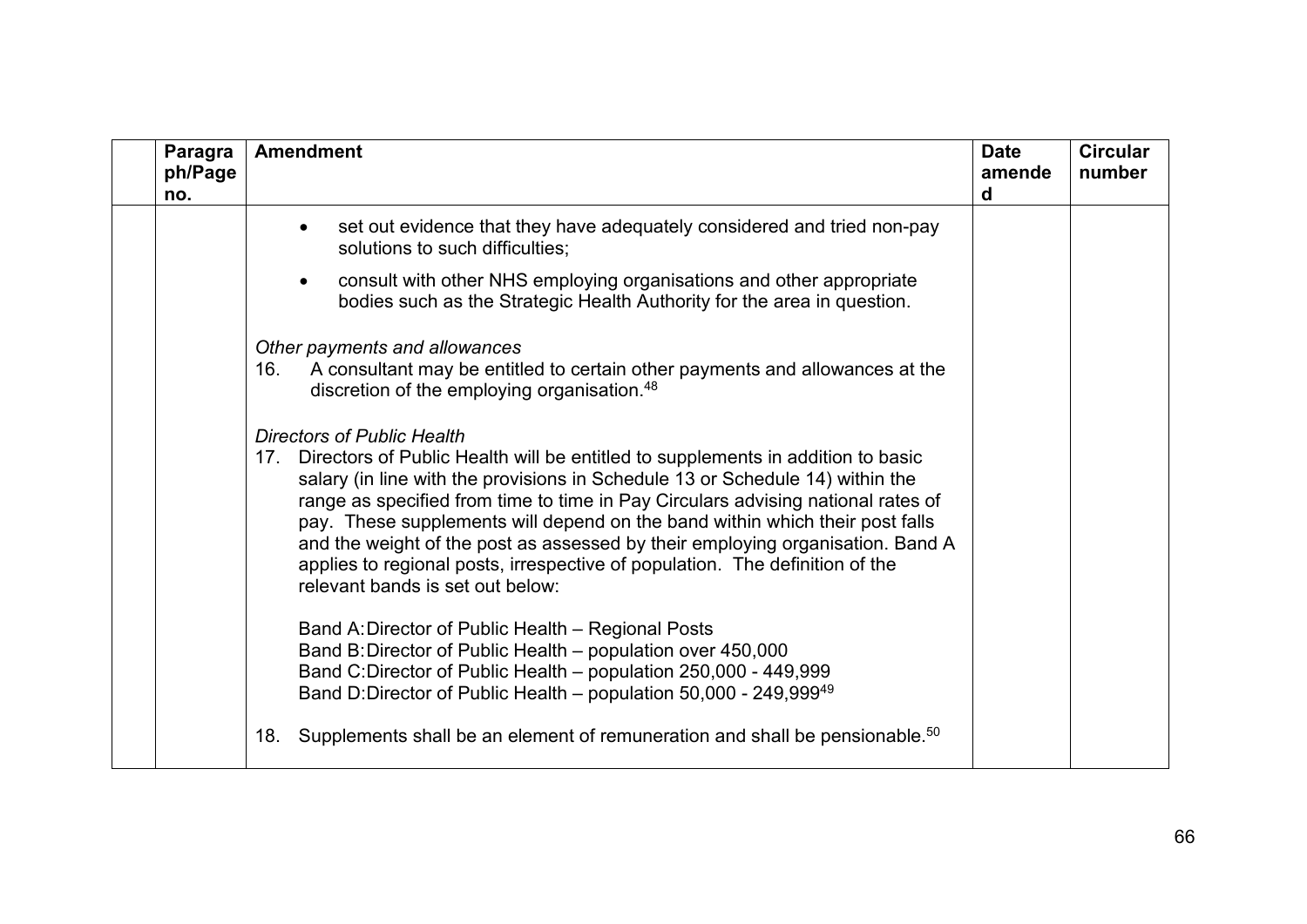| | Paragraph/Page no. | Amendment | Date amended | Circular number |
|---|---|---|---|---|
| | | • set out evidence that they have adequately considered and tried non-pay solutions to such difficulties;<br><br>• consult with other NHS employing organisations and other appropriate bodies such as the Strategic Health Authority for the area in question.<br><br>*Other payments and allowances*<br>16. A consultant may be entitled to certain other payments and allowances at the discretion of the employing organisation.[48]<br><br>*Directors of Public Health*<br>17. Directors of Public Health will be entitled to supplements in addition to basic salary (in line with the provisions in Schedule 13 or Schedule 14) within the range as specified from time to time in Pay Circulars advising national rates of pay. These supplements will depend on the band within which their post falls and the weight of the post as assessed by their employing organisation. Band A applies to regional posts, irrespective of population. The definition of the relevant bands is set out below:<br><br>Band A: Director of Public Health – Regional Posts<br>Band B: Director of Public Health – population over 450,000<br>Band C: Director of Public Health – population 250,000 - 449,999<br>Band D: Director of Public Health – population 50,000 - 249,999[49]<br><br>18. Supplements shall be an element of remuneration and shall be pensionable.[50] | | |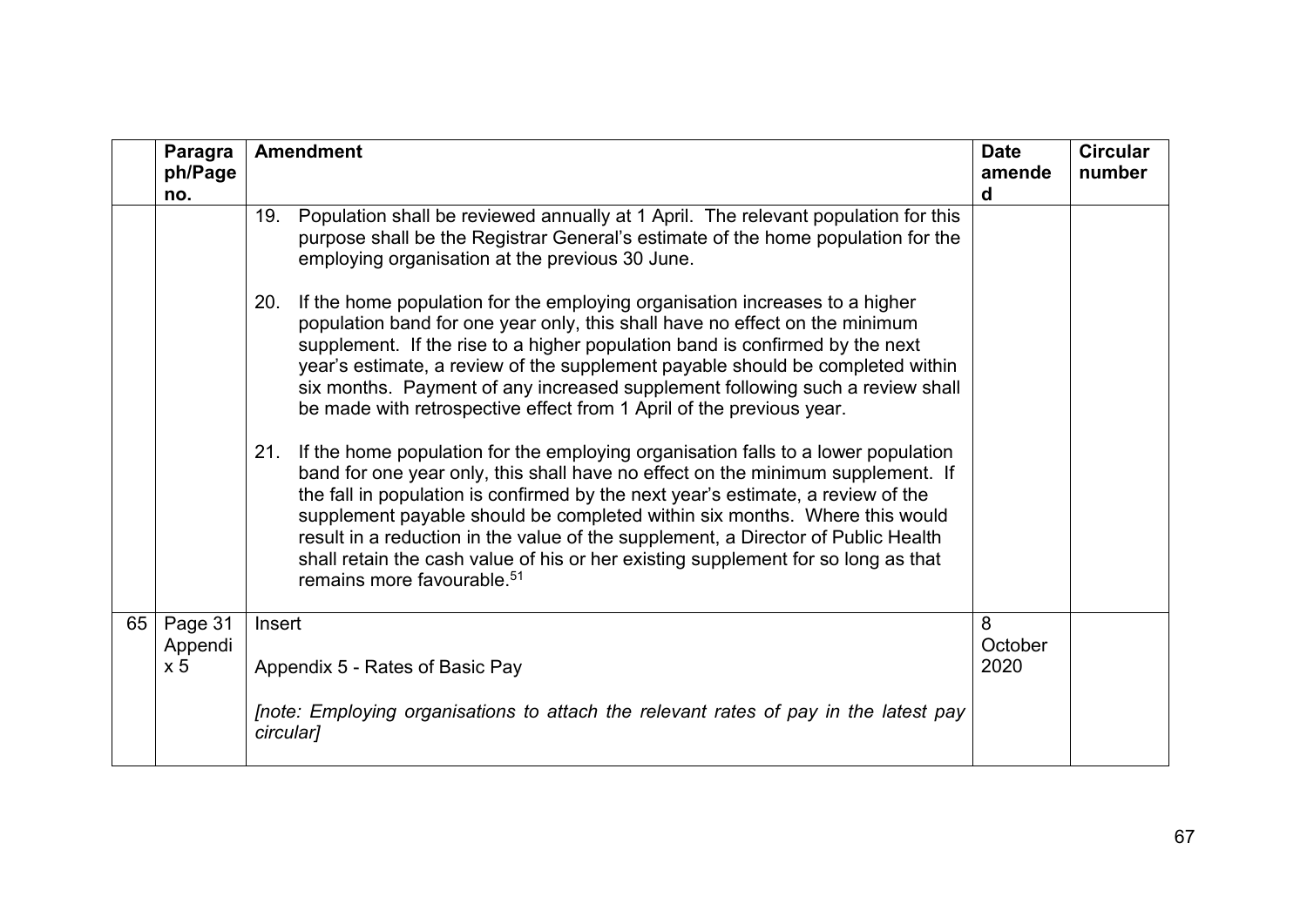| | Paragraph/Page no. | Amendment | Date amended | Circular number |
|---|---|---|---|---|
| | | 19. Population shall be reviewed annually at 1 April. The relevant population for this purpose shall be the Registrar General's estimate of the home population for the employing organisation at the previous 30 June.<br><br>20. If the home population for the employing organisation increases to a higher population band for one year only, this shall have no effect on the minimum supplement. If the rise to a higher population band is confirmed by the next year's estimate, a review of the supplement payable should be completed within six months. Payment of any increased supplement following such a review shall be made with retrospective effect from 1 April of the previous year.<br><br>21. If the home population for the employing organisation falls to a lower population band for one year only, this shall have no effect on the minimum supplement. If the fall in population is confirmed by the next year's estimate, a review of the supplement payable should be completed within six months. Where this would result in a reduction in the value of the supplement, a Director of Public Health shall retain the cash value of his or her existing supplement for so long as that remains more favourable.[51] | | |
| 65 | Page 31 Appendix 5 | Insert<br><br>Appendix 5 - Rates of Basic Pay<br><br>*[note: Employing organisations to attach the relevant rates of pay in the latest pay circular]* | 8 October 2020 | |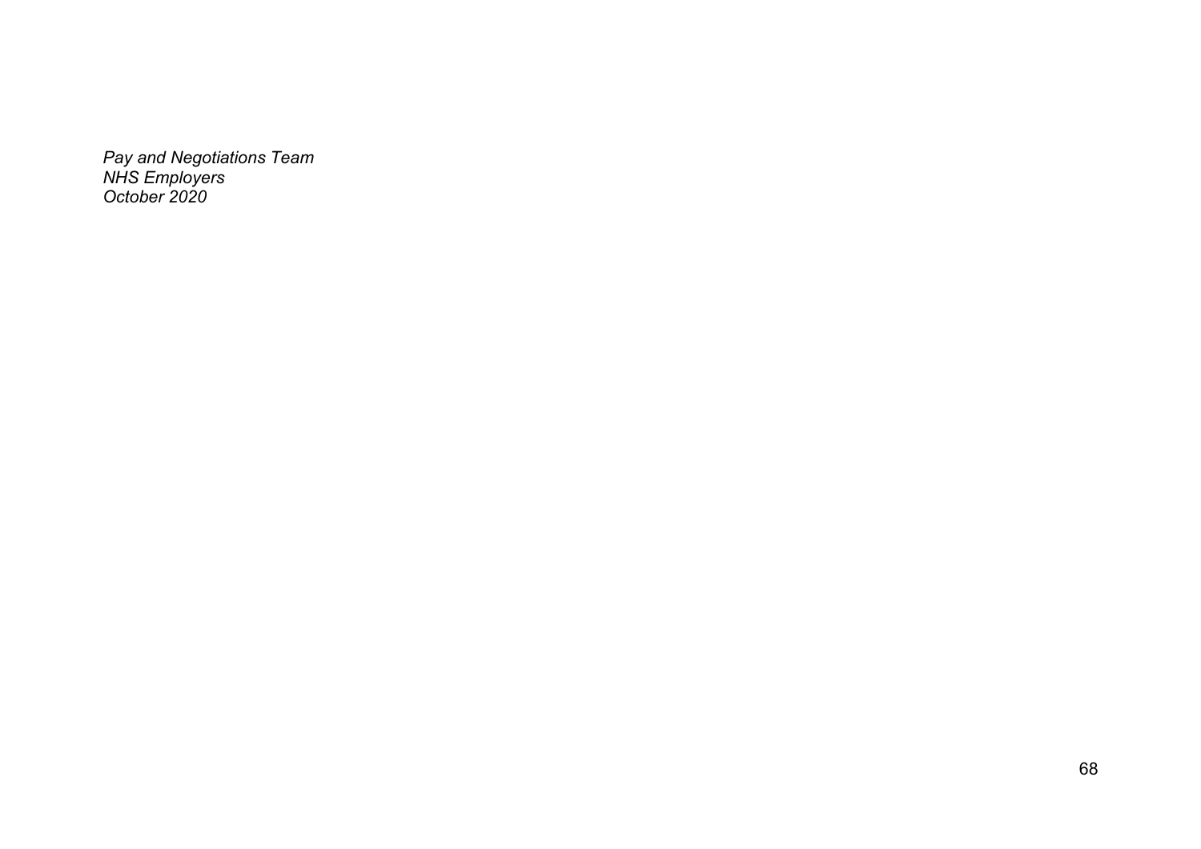*Pay and Negotiations Team*
*NHS Employers*
*October 2020*